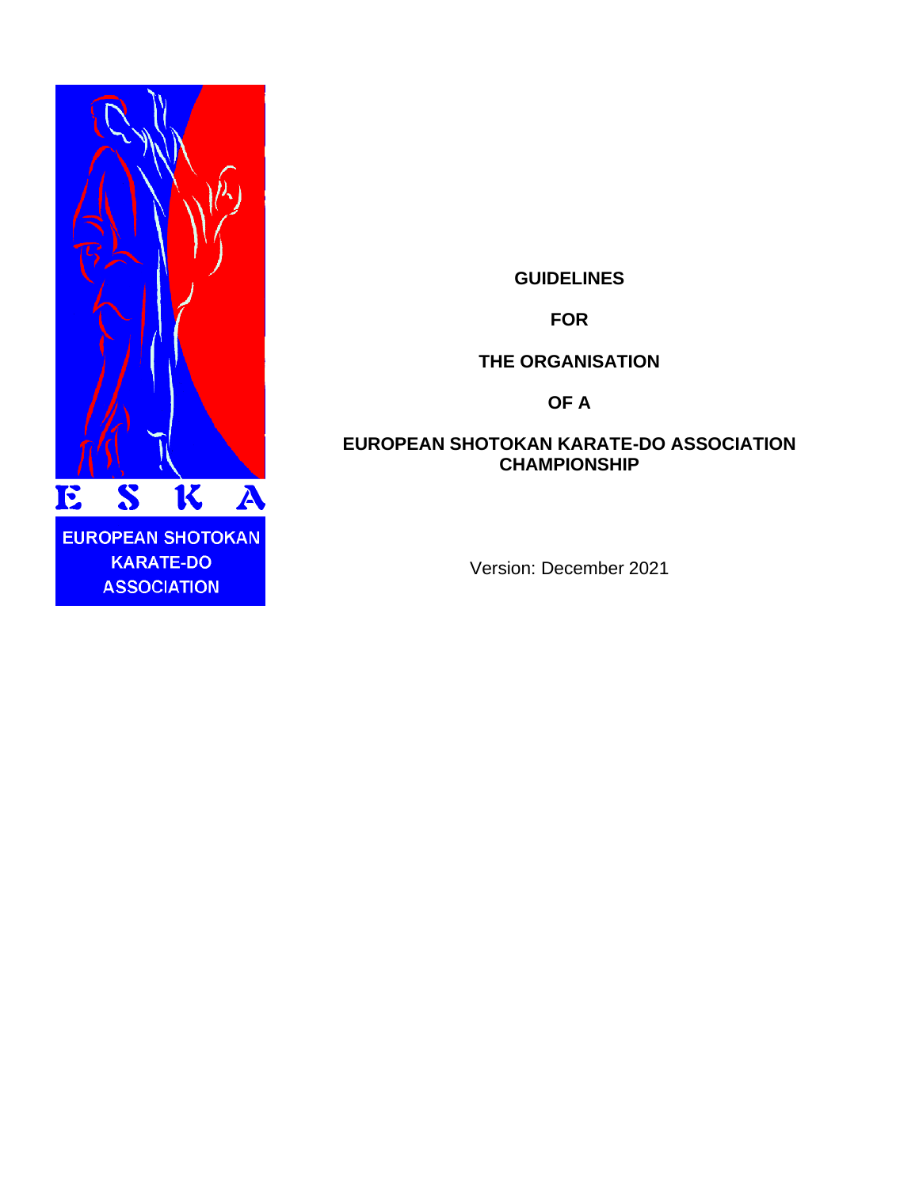E S K A

EUROPEAN SHOTOKAN KARATE-DO ASSOCIATION

# GUIDELINES

# FOR

# THE ORGANISATION

# OF A

# EUROPEAN SHOTOKAN KARATE-DO ASSOCIATION CHAMPIONSHIP

Version: December 2021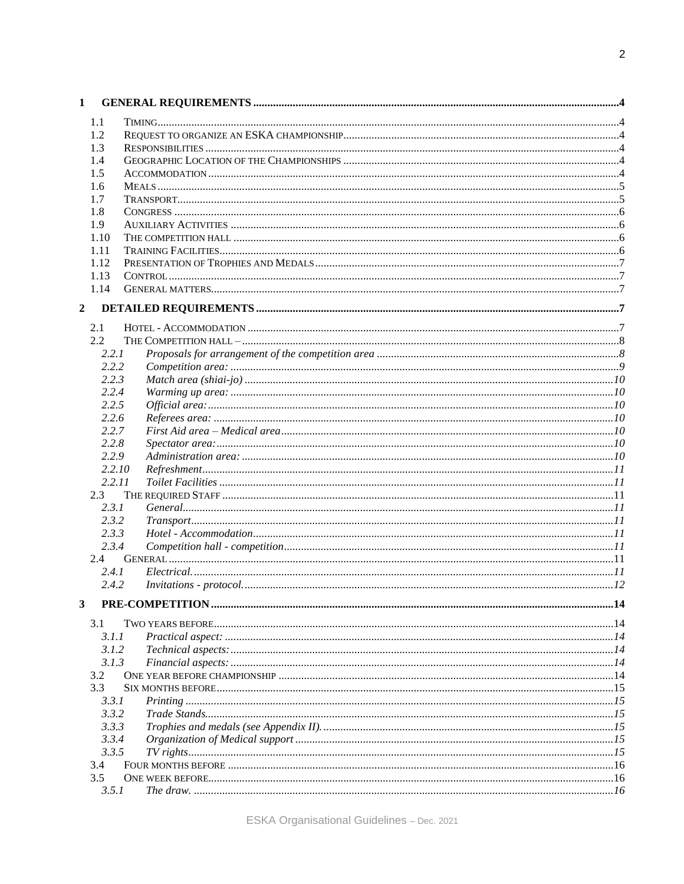1 **GENERAL REQUIREMENTS** .......... 4

- 1.1 TIMING .......... 4
- 1.2 REQUEST TO ORGANIZE AN ESKA CHAMPIONSHIP .......... 4
- 1.3 RESPONSIBILITIES .......... 4
- 1.4 GEOGRAPHIC LOCATION OF THE CHAMPIONSHIPS .......... 4
- 1.5 ACCOMMODATION .......... 4
- 1.6 MEALS .......... 5
- 1.7 TRANSPORT .......... 5
- 1.8 CONGRESS .......... 6
- 1.9 AUXILIARY ACTIVITIES .......... 6
- 1.10 THE COMPETITION HALL .......... 6
- 1.11 TRAINING FACILITIES .......... 6
- 1.12 PRESENTATION OF TROPHIES AND MEDALS .......... 7
- 1.13 CONTROL .......... 7
- 1.14 GENERAL MATTERS .......... 7

2 **DETAILED REQUIREMENTS** .......... 7

- 2.1 HOTEL - ACCOMMODATION .......... 7
- 2.2 THE COMPETITION HALL – .......... 8
  - 2.2.1 *Proposals for arrangement of the competition area* .......... 8
  - 2.2.2 *Competition area:* .......... 9
  - 2.2.3 *Match area (shiai-jo)* .......... 10
  - 2.2.4 *Warming up area:* .......... 10
  - 2.2.5 *Official area:* .......... 10
  - 2.2.6 *Referees area:* .......... 10
  - 2.2.7 *First Aid area – Medical area* .......... 10
  - 2.2.8 *Spectator area:* .......... 10
  - 2.2.9 *Administration area:* .......... 10
  - 2.2.10 *Refreshment* .......... 11
  - 2.2.11 *Toilet Facilities* .......... 11
- 2.3 THE REQUIRED STAFF .......... 11
  - 2.3.1 *General* .......... 11
  - 2.3.2 *Transport* .......... 11
  - 2.3.3 *Hotel - Accommodation* .......... 11
  - 2.3.4 *Competition hall - competition* .......... 11
- 2.4 GENERAL .......... 11
  - 2.4.1 *Electrical.* .......... 11
  - 2.4.2 *Invitations - protocol.* .......... 12

3 **PRE-COMPETITION** .......... 14

- 3.1 TWO YEARS BEFORE .......... 14
  - 3.1.1 *Practical aspect:* .......... 14
  - 3.1.2 *Technical aspects:* .......... 14
  - 3.1.3 *Financial aspects:* .......... 14
- 3.2 ONE YEAR BEFORE CHAMPIONSHIP .......... 14
- 3.3 SIX MONTHS BEFORE .......... 15
  - 3.3.1 *Printing* .......... 15
  - 3.3.2 *Trade Stands* .......... 15
  - 3.3.3 *Trophies and medals (see Appendix II).* .......... 15
  - 3.3.4 *Organization of Medical support* .......... 15
  - 3.3.5 *TV rights* .......... 15
- 3.4 FOUR MONTHS BEFORE .......... 16
- 3.5 ONE WEEK BEFORE .......... 16
  - 3.5.1 *The draw.* .......... 16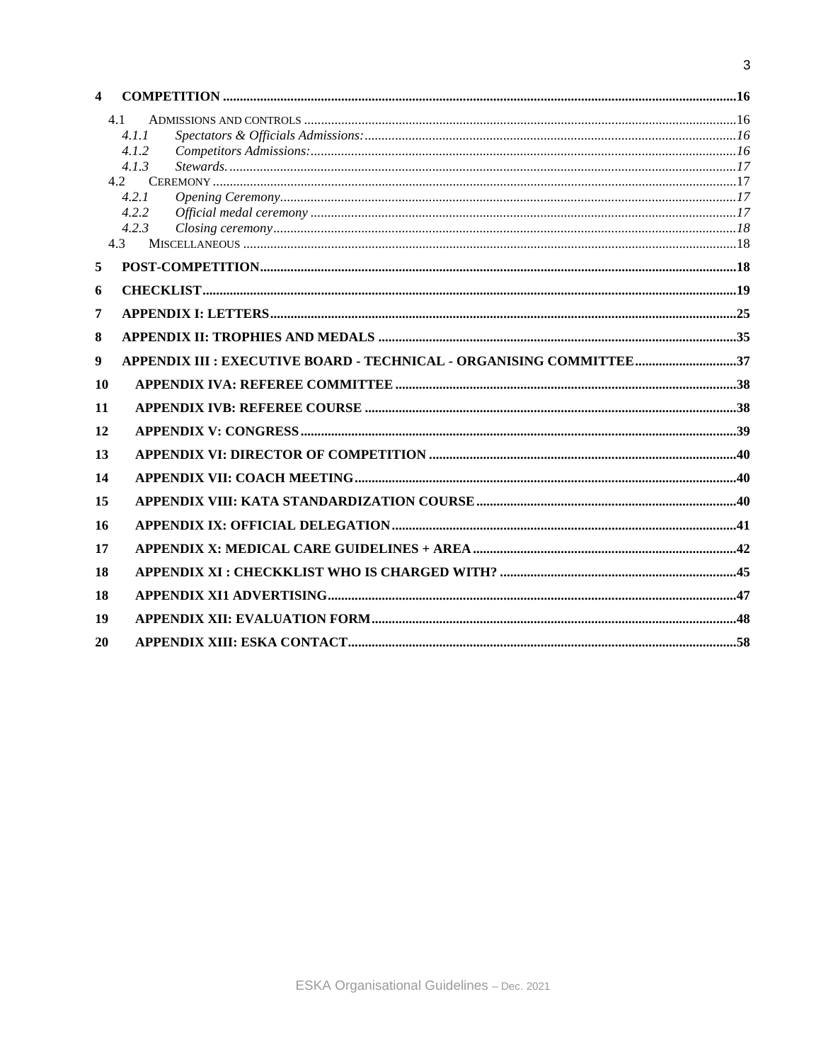4 COMPETITION ....16

- 4.1 ADMISSIONS AND CONTROLS ....16
  - *4.1.1 Spectators & Officials Admissions:* ....16
  - *4.1.2 Competitors Admissions:* ....16
  - *4.1.3 Stewards.* ....17
- 4.2 CEREMONY ....17
  - *4.2.1 Opening Ceremony* ....17
  - *4.2.2 Official medal ceremony* ....17
  - *4.2.3 Closing ceremony* ....18
- 4.3 MISCELLANEOUS ....18

5 POST-COMPETITION ....18

6 CHECKLIST ....19

7 APPENDIX I: LETTERS ....25

8 APPENDIX II: TROPHIES AND MEDALS ....35

9 APPENDIX III : EXECUTIVE BOARD - TECHNICAL - ORGANISING COMMITTEE ....37

10 APPENDIX IVA: REFEREE COMMITTEE ....38

11 APPENDIX IVB: REFEREE COURSE ....38

12 APPENDIX V: CONGRESS ....39

13 APPENDIX VI: DIRECTOR OF COMPETITION ....40

14 APPENDIX VII: COACH MEETING ....40

15 APPENDIX VIII: KATA STANDARDIZATION COURSE ....40

16 APPENDIX IX: OFFICIAL DELEGATION ....41

17 APPENDIX X: MEDICAL CARE GUIDELINES + AREA ....42

18 APPENDIX XI : CHECKKLIST WHO IS CHARGED WITH? ....45

18 APPENDIX XI1 ADVERTISING ....47

19 APPENDIX XII: EVALUATION FORM ....48

20 APPENDIX XIII: ESKA CONTACT ....58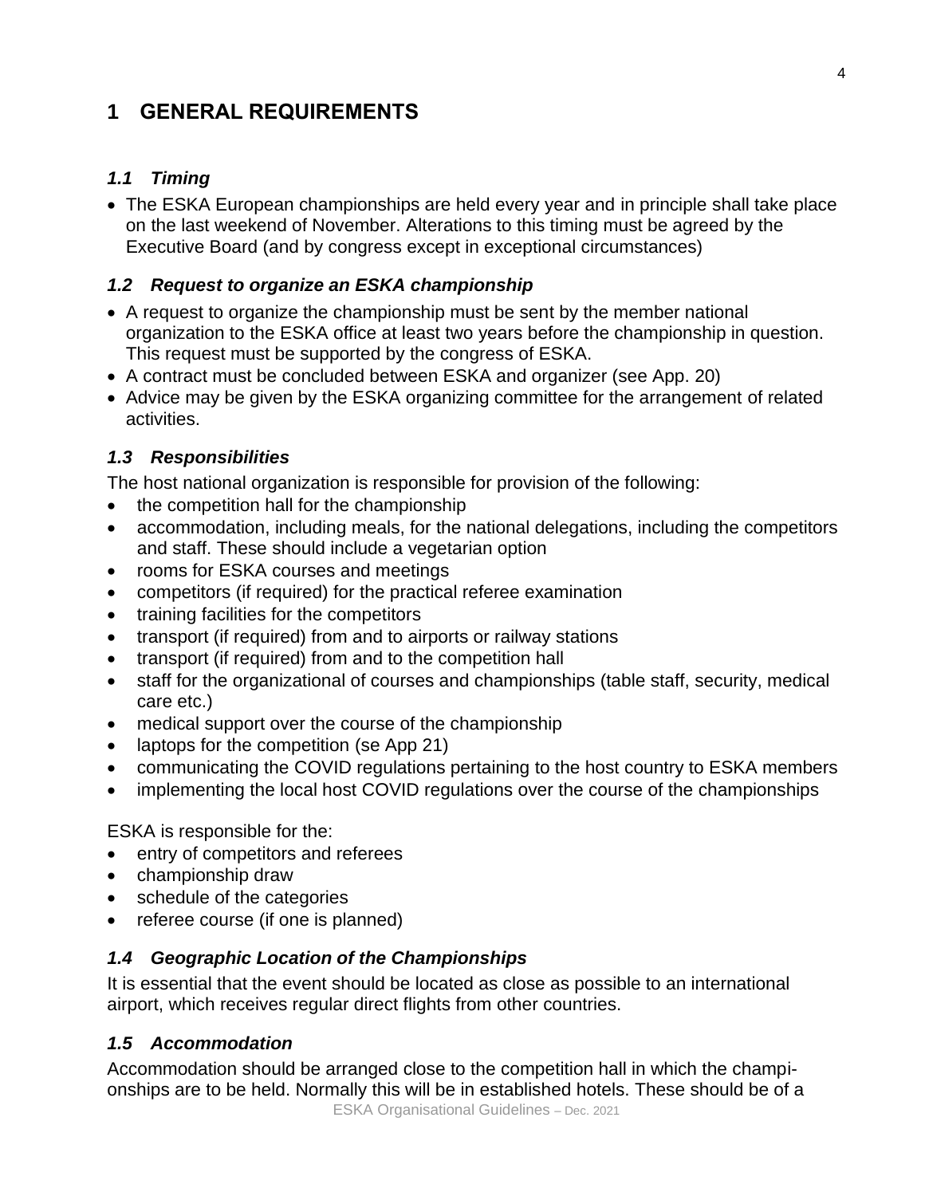# 1 GENERAL REQUIREMENTS

### *1.1 Timing*

- The ESKA European championships are held every year and in principle shall take place on the last weekend of November. Alterations to this timing must be agreed by the Executive Board (and by congress except in exceptional circumstances)

### *1.2 Request to organize an ESKA championship*

- A request to organize the championship must be sent by the member national organization to the ESKA office at least two years before the championship in question. This request must be supported by the congress of ESKA.
- A contract must be concluded between ESKA and organizer (see App. 20)
- Advice may be given by the ESKA organizing committee for the arrangement of related activities.

### *1.3 Responsibilities*

The host national organization is responsible for provision of the following:

- the competition hall for the championship
- accommodation, including meals, for the national delegations, including the competitors and staff. These should include a vegetarian option
- rooms for ESKA courses and meetings
- competitors (if required) for the practical referee examination
- training facilities for the competitors
- transport (if required) from and to airports or railway stations
- transport (if required) from and to the competition hall
- staff for the organizational of courses and championships (table staff, security, medical care etc.)
- medical support over the course of the championship
- laptops for the competition (se App 21)
- communicating the COVID regulations pertaining to the host country to ESKA members
- implementing the local host COVID regulations over the course of the championships

ESKA is responsible for the:

- entry of competitors and referees
- championship draw
- schedule of the categories
- referee course (if one is planned)

### *1.4 Geographic Location of the Championships*

It is essential that the event should be located as close as possible to an international airport, which receives regular direct flights from other countries.

### *1.5 Accommodation*

Accommodation should be arranged close to the competition hall in which the championships are to be held. Normally this will be in established hotels. These should be of a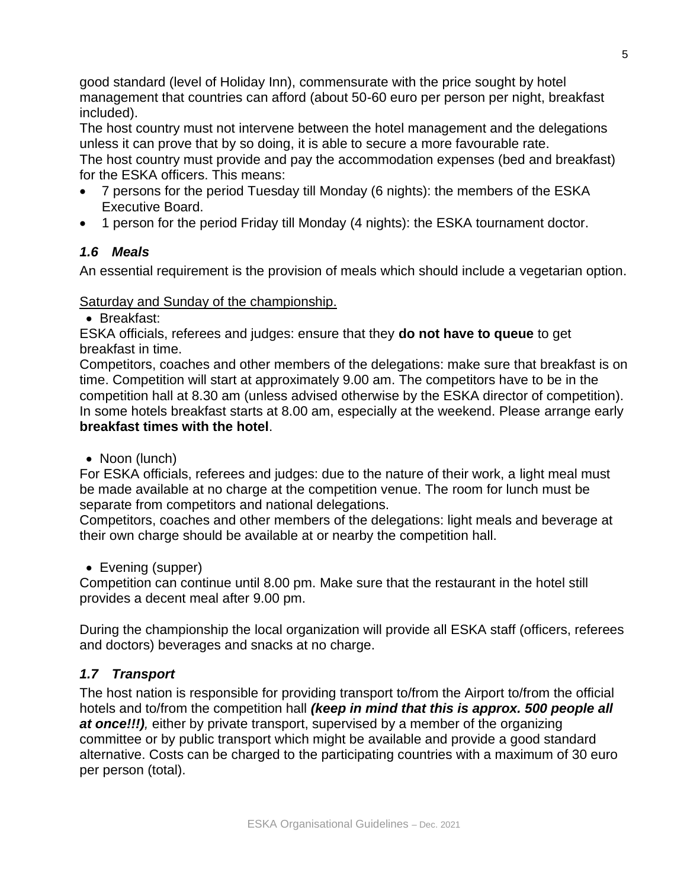good standard (level of Holiday Inn), commensurate with the price sought by hotel management that countries can afford (about 50-60 euro per person per night, breakfast included).
The host country must not intervene between the hotel management and the delegations unless it can prove that by so doing, it is able to secure a more favourable rate.
The host country must provide and pay the accommodation expenses (bed and breakfast) for the ESKA officers. This means:

- 7 persons for the period Tuesday till Monday (6 nights): the members of the ESKA Executive Board.
- 1 person for the period Friday till Monday (4 nights): the ESKA tournament doctor.

### *1.6 Meals*

An essential requirement is the provision of meals which should include a vegetarian option.

Saturday and Sunday of the championship.

- Breakfast:

ESKA officials, referees and judges: ensure that they **do not have to queue** to get breakfast in time.
Competitors, coaches and other members of the delegations: make sure that breakfast is on time. Competition will start at approximately 9.00 am. The competitors have to be in the competition hall at 8.30 am (unless advised otherwise by the ESKA director of competition). In some hotels breakfast starts at 8.00 am, especially at the weekend. Please arrange early **breakfast times with the hotel**.

- Noon (lunch)

For ESKA officials, referees and judges: due to the nature of their work, a light meal must be made available at no charge at the competition venue. The room for lunch must be separate from competitors and national delegations.
Competitors, coaches and other members of the delegations: light meals and beverage at their own charge should be available at or nearby the competition hall.

- Evening (supper)

Competition can continue until 8.00 pm. Make sure that the restaurant in the hotel still provides a decent meal after 9.00 pm.

During the championship the local organization will provide all ESKA staff (officers, referees and doctors) beverages and snacks at no charge.

### *1.7 Transport*

The host nation is responsible for providing transport to/from the Airport to/from the official hotels and to/from the competition hall ***(keep in mind that this is approx. 500 people all at once!!!)***, either by private transport, supervised by a member of the organizing committee or by public transport which might be available and provide a good standard alternative. Costs can be charged to the participating countries with a maximum of 30 euro per person (total).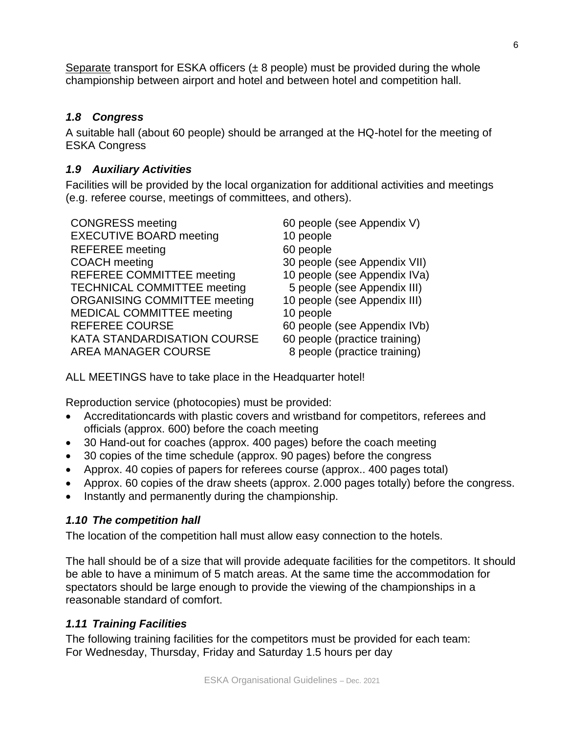<u>Separate</u> transport for ESKA officers (± 8 people) must be provided during the whole championship between airport and hotel and between hotel and competition hall.

### *1.8 Congress*

A suitable hall (about 60 people) should be arranged at the HQ-hotel for the meeting of ESKA Congress

### *1.9 Auxiliary Activities*

Facilities will be provided by the local organization for additional activities and meetings (e.g. referee course, meetings of committees, and others).

| | |
|---|---|
| CONGRESS meeting | 60 people (see Appendix V) |
| EXECUTIVE BOARD meeting | 10 people |
| REFEREE meeting | 60 people |
| COACH meeting | 30 people (see Appendix VII) |
| REFEREE COMMITTEE meeting | 10 people (see Appendix IVa) |
| TECHNICAL COMMITTEE meeting | 5 people (see Appendix III) |
| ORGANISING COMMITTEE meeting | 10 people (see Appendix III) |
| MEDICAL COMMITTEE meeting | 10 people |
| REFEREE COURSE | 60 people (see Appendix IVb) |
| KATA STANDARDISATION COURSE | 60 people (practice training) |
| AREA MANAGER COURSE | 8 people (practice training) |

ALL MEETINGS have to take place in the Headquarter hotel!

Reproduction service (photocopies) must be provided:

- Accreditationcards with plastic covers and wristband for competitors, referees and officials (approx. 600) before the coach meeting
- 30 Hand-out for coaches (approx. 400 pages) before the coach meeting
- 30 copies of the time schedule (approx. 90 pages) before the congress
- Approx. 40 copies of papers for referees course (approx.. 400 pages total)
- Approx. 60 copies of the draw sheets (approx. 2.000 pages totally) before the congress.
- Instantly and permanently during the championship.

### *1.10 The competition hall*

The location of the competition hall must allow easy connection to the hotels.

The hall should be of a size that will provide adequate facilities for the competitors. It should be able to have a minimum of 5 match areas. At the same time the accommodation for spectators should be large enough to provide the viewing of the championships in a reasonable standard of comfort.

### *1.11 Training Facilities*

The following training facilities for the competitors must be provided for each team:
For Wednesday, Thursday, Friday and Saturday 1.5 hours per day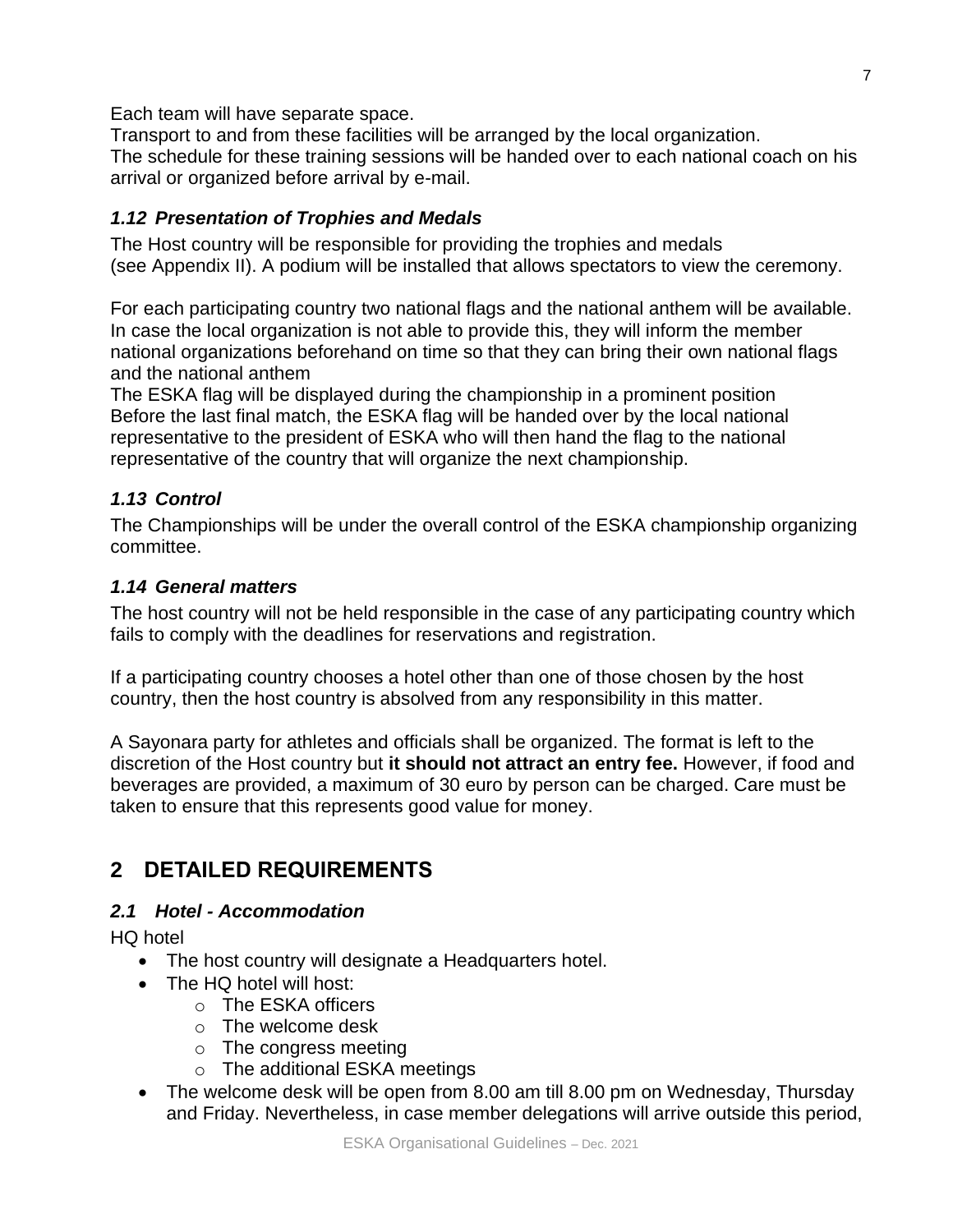Each team will have separate space.
Transport to and from these facilities will be arranged by the local organization.
The schedule for these training sessions will be handed over to each national coach on his arrival or organized before arrival by e-mail.

### *1.12 Presentation of Trophies and Medals*

The Host country will be responsible for providing the trophies and medals (see Appendix II). A podium will be installed that allows spectators to view the ceremony.

For each participating country two national flags and the national anthem will be available. In case the local organization is not able to provide this, they will inform the member national organizations beforehand on time so that they can bring their own national flags and the national anthem
The ESKA flag will be displayed during the championship in a prominent position
Before the last final match, the ESKA flag will be handed over by the local national representative to the president of ESKA who will then hand the flag to the national representative of the country that will organize the next championship.

### *1.13 Control*

The Championships will be under the overall control of the ESKA championship organizing committee.

### *1.14 General matters*

The host country will not be held responsible in the case of any participating country which fails to comply with the deadlines for reservations and registration.

If a participating country chooses a hotel other than one of those chosen by the host country, then the host country is absolved from any responsibility in this matter.

A Sayonara party for athletes and officials shall be organized. The format is left to the discretion of the Host country but **it should not attract an entry fee.** However, if food and beverages are provided, a maximum of 30 euro by person can be charged. Care must be taken to ensure that this represents good value for money.

## 2 DETAILED REQUIREMENTS

### *2.1 Hotel - Accommodation*

HQ hotel

- The host country will designate a Headquarters hotel.
- The HQ hotel will host:
  - The ESKA officers
  - The welcome desk
  - The congress meeting
  - The additional ESKA meetings
- The welcome desk will be open from 8.00 am till 8.00 pm on Wednesday, Thursday and Friday. Nevertheless, in case member delegations will arrive outside this period,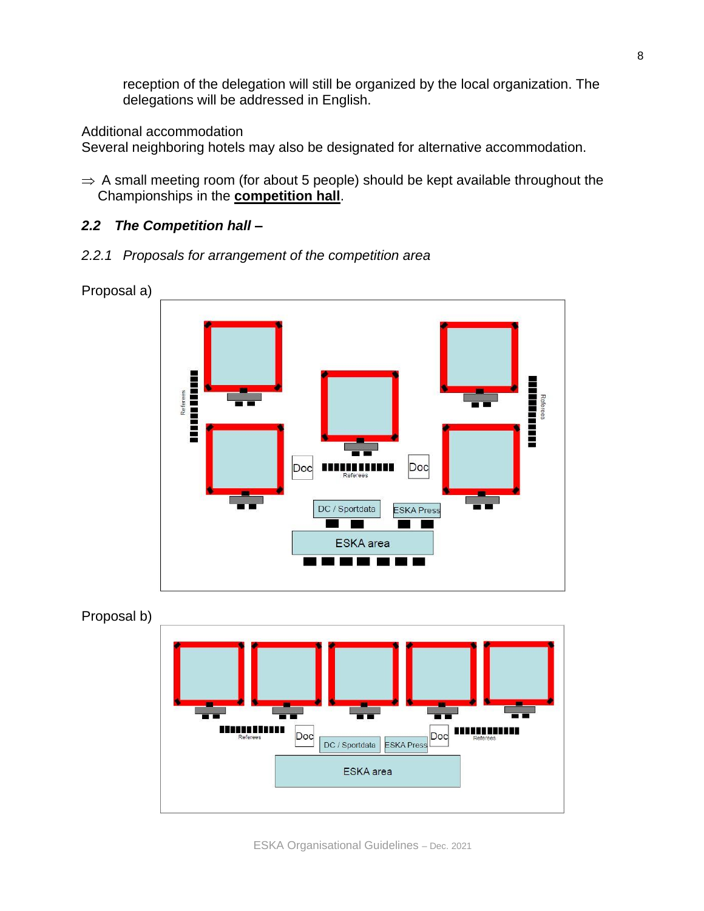reception of the delegation will still be organized by the local organization. The delegations will be addressed in English.

Additional accommodation
Several neighboring hotels may also be designated for alternative accommodation.

⇒ A small meeting room (for about 5 people) should be kept available throughout the Championships in the **competition hall**.

## *2.2 The Competition hall –*

### *2.2.1 Proposals for arrangement of the competition area*

Proposal a)

Referees Referees Doc Referees Doc DC / Sportdata ESKA Press ESKA area

Proposal b)

Referees Doc DC / Sportdata ESKA Press Doc Referees ESKA area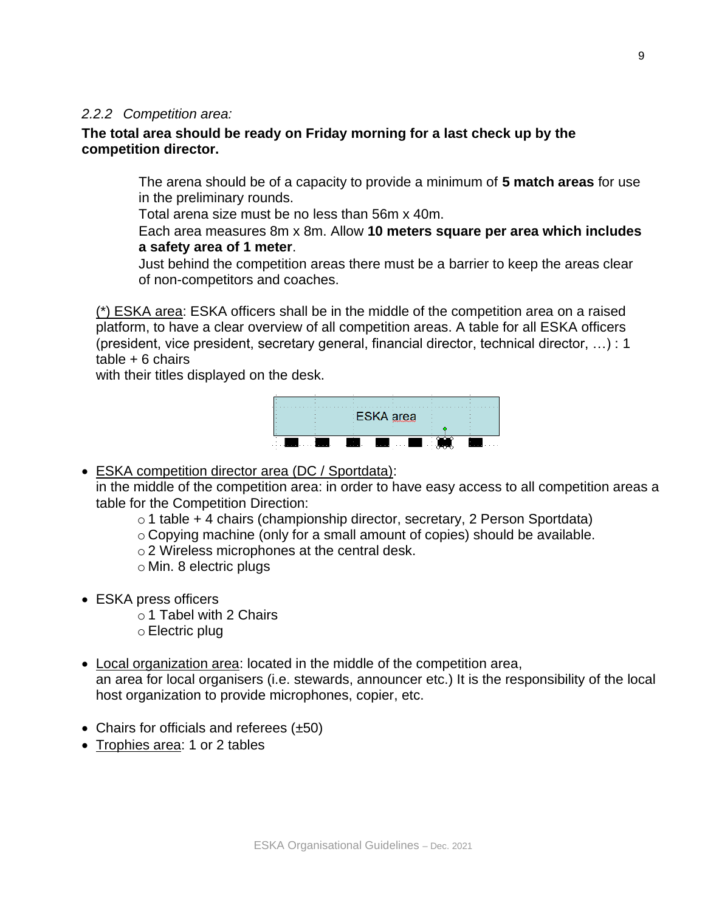### *2.2.2 Competition area:*

**The total area should be ready on Friday morning for a last check up by the competition director.**

The arena should be of a capacity to provide a minimum of **5 match areas** for use in the preliminary rounds.
Total arena size must be no less than 56m x 40m.
Each area measures 8m x 8m. Allow **10 meters square per area which includes a safety area of 1 meter**.
Just behind the competition areas there must be a barrier to keep the areas clear of non-competitors and coaches.

(*) ESKA area: ESKA officers shall be in the middle of the competition area on a raised platform, to have a clear overview of all competition areas. A table for all ESKA officers (president, vice president, secretary general, financial director, technical director, …) : 1 table + 6 chairs
with their titles displayed on the desk.

ESKA area

- ESKA competition director area (DC / Sportdata):
  in the middle of the competition area: in order to have easy access to all competition areas a table for the Competition Direction:
  - 1 table + 4 chairs (championship director, secretary, 2 Person Sportdata)
  - Copying machine (only for a small amount of copies) should be available.
  - 2 Wireless microphones at the central desk.
  - Min. 8 electric plugs

- ESKA press officers
  - 1 Tabel with 2 Chairs
  - Electric plug

- Local organization area: located in the middle of the competition area,
  an area for local organisers (i.e. stewards, announcer etc.) It is the responsibility of the local host organization to provide microphones, copier, etc.

- Chairs for officials and referees (±50)
- Trophies area: 1 or 2 tables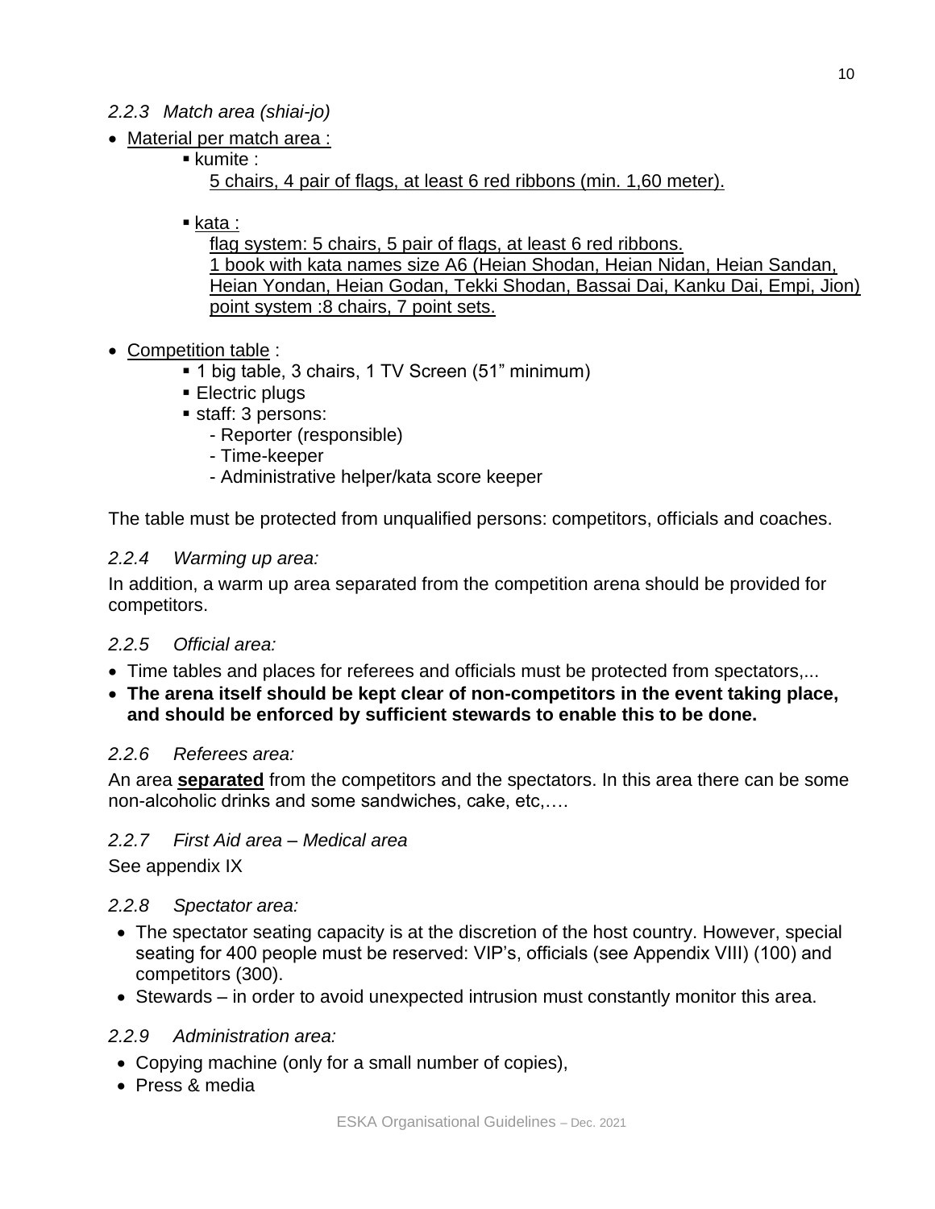### *2.2.3 Match area (shiai-jo)*

- <u>Material per match area :</u>
  - kumite :
    <u>5 chairs, 4 pair of flags, at least 6 red ribbons (min. 1,60 meter).</u>
  - <u>kata :</u>
    <u>flag system: 5 chairs, 5 pair of flags, at least 6 red ribbons.</u>
    <u>1 book with kata names size A6 (Heian Shodan, Heian Nidan, Heian Sandan, Heian Yondan, Heian Godan, Tekki Shodan, Bassai Dai, Kanku Dai, Empi, Jion)</u>
    <u>point system :8 chairs, 7 point sets.</u>

- <u>Competition table</u> :
  - 1 big table, 3 chairs, 1 TV Screen (51" minimum)
  - Electric plugs
  - staff: 3 persons:
    - Reporter (responsible)
    - Time-keeper
    - Administrative helper/kata score keeper

The table must be protected from unqualified persons: competitors, officials and coaches.

### *2.2.4 Warming up area:*

In addition, a warm up area separated from the competition arena should be provided for competitors.

### *2.2.5 Official area:*

- Time tables and places for referees and officials must be protected from spectators,...
- **The arena itself should be kept clear of non-competitors in the event taking place, and should be enforced by sufficient stewards to enable this to be done.**

### *2.2.6 Referees area:*

An area **<u>separated</u>** from the competitors and the spectators. In this area there can be some non-alcoholic drinks and some sandwiches, cake, etc,….

### *2.2.7 First Aid area – Medical area*

See appendix IX

### *2.2.8 Spectator area:*

- The spectator seating capacity is at the discretion of the host country. However, special seating for 400 people must be reserved: VIP's, officials (see Appendix VIII) (100) and competitors (300).
- Stewards – in order to avoid unexpected intrusion must constantly monitor this area.

### *2.2.9 Administration area:*

- Copying machine (only for a small number of copies),
- Press & media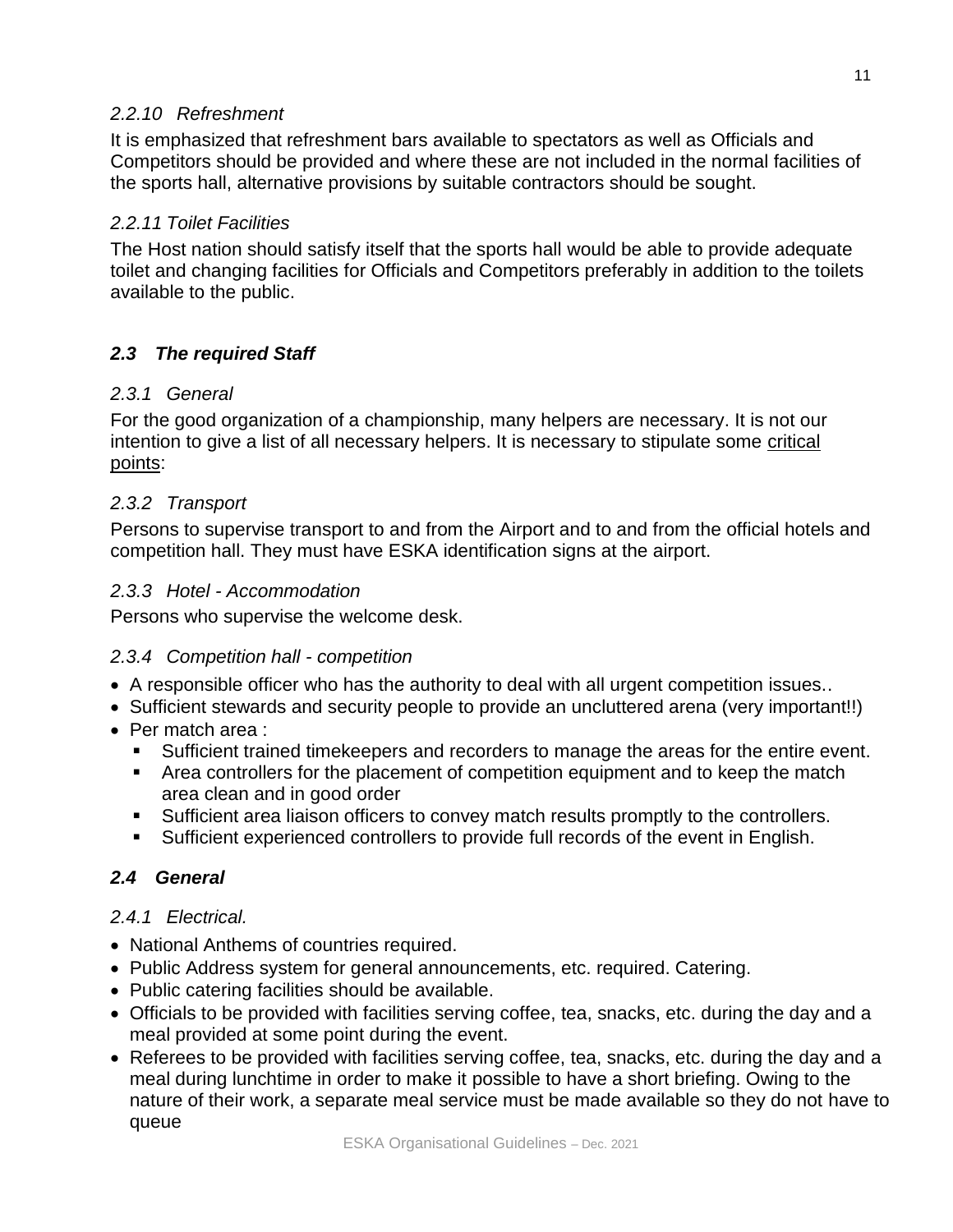#### *2.2.10 Refreshment*

It is emphasized that refreshment bars available to spectators as well as Officials and Competitors should be provided and where these are not included in the normal facilities of the sports hall, alternative provisions by suitable contractors should be sought.

#### *2.2.11 Toilet Facilities*

The Host nation should satisfy itself that the sports hall would be able to provide adequate toilet and changing facilities for Officials and Competitors preferably in addition to the toilets available to the public.

### ***2.3 The required Staff***

#### *2.3.1 General*

For the good organization of a championship, many helpers are necessary. It is not our intention to give a list of all necessary helpers. It is necessary to stipulate some <u>critical points</u>:

#### *2.3.2 Transport*

Persons to supervise transport to and from the Airport and to and from the official hotels and competition hall. They must have ESKA identification signs at the airport.

#### *2.3.3 Hotel - Accommodation*

Persons who supervise the welcome desk.

#### *2.3.4 Competition hall - competition*

- A responsible officer who has the authority to deal with all urgent competition issues..
- Sufficient stewards and security people to provide an uncluttered arena (very important!!)
- Per match area :
  - Sufficient trained timekeepers and recorders to manage the areas for the entire event.
  - Area controllers for the placement of competition equipment and to keep the match area clean and in good order
  - Sufficient area liaison officers to convey match results promptly to the controllers.
  - Sufficient experienced controllers to provide full records of the event in English.

### ***2.4 General***

#### *2.4.1 Electrical.*

- National Anthems of countries required.
- Public Address system for general announcements, etc. required. Catering.
- Public catering facilities should be available.
- Officials to be provided with facilities serving coffee, tea, snacks, etc. during the day and a meal provided at some point during the event.
- Referees to be provided with facilities serving coffee, tea, snacks, etc. during the day and a meal during lunchtime in order to make it possible to have a short briefing. Owing to the nature of their work, a separate meal service must be made available so they do not have to queue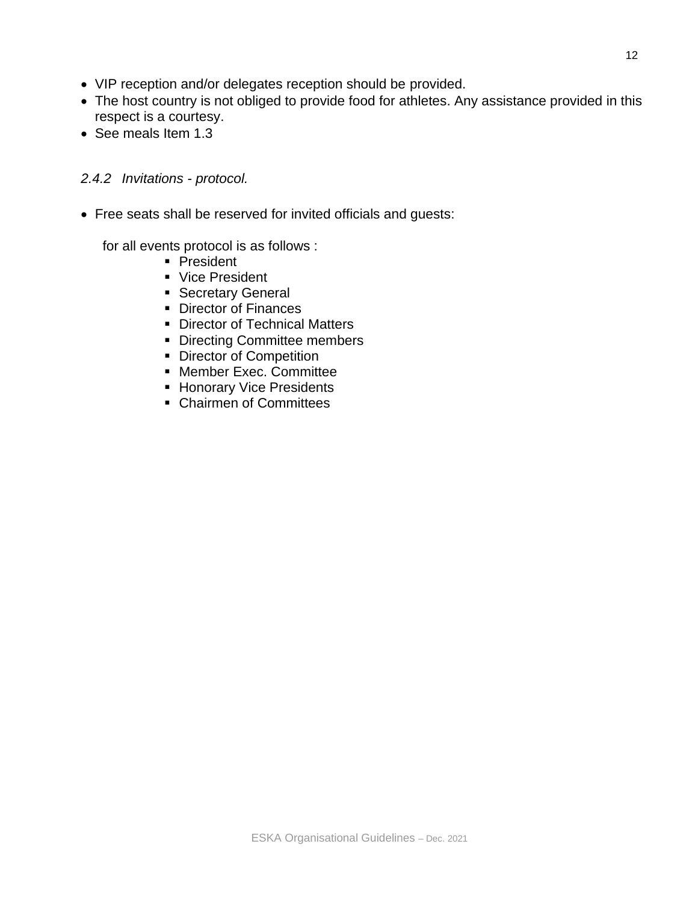- VIP reception and/or delegates reception should be provided.
- The host country is not obliged to provide food for athletes. Any assistance provided in this respect is a courtesy.
- See meals Item 1.3

#### *2.4.2 Invitations - protocol.*

- Free seats shall be reserved for invited officials and guests:

  for all events protocol is as follows :

    - President
    - Vice President
    - Secretary General
    - Director of Finances
    - Director of Technical Matters
    - Directing Committee members
    - Director of Competition
    - Member Exec. Committee
    - Honorary Vice Presidents
    - Chairmen of Committees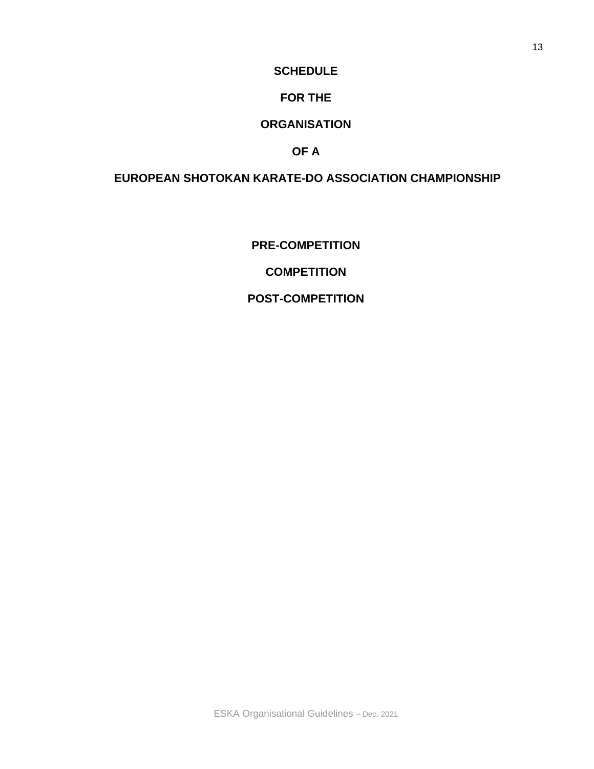# SCHEDULE

# FOR THE

# ORGANISATION

# OF A

# EUROPEAN SHOTOKAN KARATE-DO ASSOCIATION CHAMPIONSHIP

**PRE-COMPETITION**

**COMPETITION**

**POST-COMPETITION**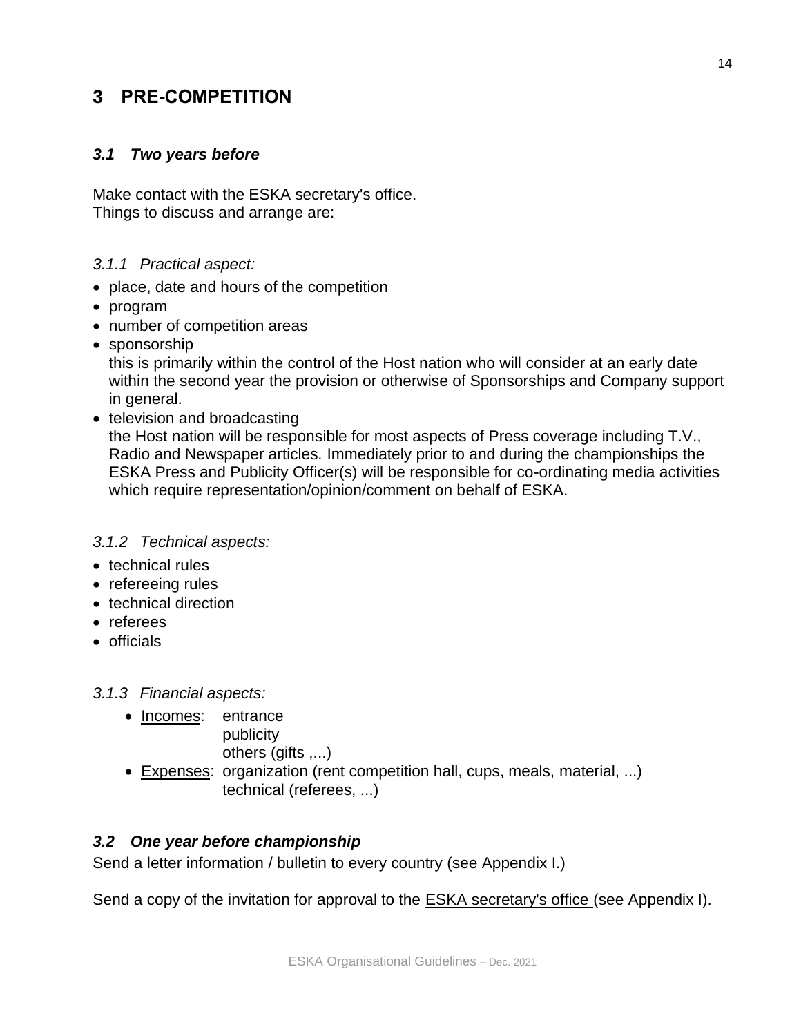# 3 PRE-COMPETITION

## *3.1 Two years before*

Make contact with the ESKA secretary's office.
Things to discuss and arrange are:

### *3.1.1 Practical aspect:*

- place, date and hours of the competition
- program
- number of competition areas
- sponsorship
  this is primarily within the control of the Host nation who will consider at an early date within the second year the provision or otherwise of Sponsorships and Company support in general.
- television and broadcasting
  the Host nation will be responsible for most aspects of Press coverage including T.V., Radio and Newspaper articles. Immediately prior to and during the championships the ESKA Press and Publicity Officer(s) will be responsible for co-ordinating media activities which require representation/opinion/comment on behalf of ESKA.

### *3.1.2 Technical aspects:*

- technical rules
- refereeing rules
- technical direction
- referees
- officials

### *3.1.3 Financial aspects:*

- <u>Incomes</u>: entrance
  publicity
  others (gifts ,...)
- <u>Expenses</u>: organization (rent competition hall, cups, meals, material, ...)
  technical (referees, ...)

## *3.2 One year before championship*

Send a letter information / bulletin to every country (see Appendix I.)

Send a copy of the invitation for approval to the <u>ESKA secretary's office</u> (see Appendix I).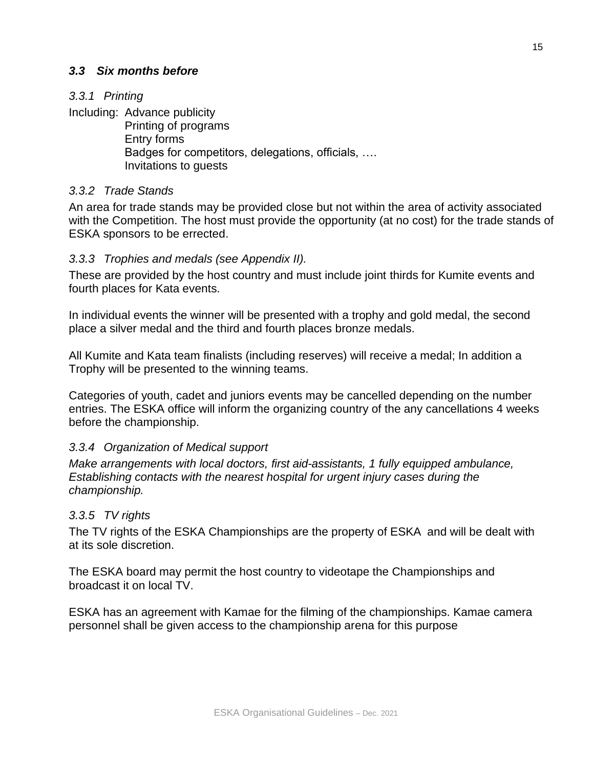### *3.3 Six months before*

#### *3.3.1 Printing*

Including: Advance publicity
Printing of programs
Entry forms
Badges for competitors, delegations, officials, ….
Invitations to guests

#### *3.3.2 Trade Stands*

An area for trade stands may be provided close but not within the area of activity associated with the Competition. The host must provide the opportunity (at no cost) for the trade stands of ESKA sponsors to be errected.

#### *3.3.3 Trophies and medals (see Appendix II).*

These are provided by the host country and must include joint thirds for Kumite events and fourth places for Kata events.

In individual events the winner will be presented with a trophy and gold medal, the second place a silver medal and the third and fourth places bronze medals.

All Kumite and Kata team finalists (including reserves) will receive a medal; In addition a Trophy will be presented to the winning teams.

Categories of youth, cadet and juniors events may be cancelled depending on the number entries. The ESKA office will inform the organizing country of the any cancellations 4 weeks before the championship.

#### *3.3.4 Organization of Medical support*

*Make arrangements with local doctors, first aid-assistants, 1 fully equipped ambulance, Establishing contacts with the nearest hospital for urgent injury cases during the championship.*

#### *3.3.5 TV rights*

The TV rights of the ESKA Championships are the property of ESKA and will be dealt with at its sole discretion.

The ESKA board may permit the host country to videotape the Championships and broadcast it on local TV.

ESKA has an agreement with Kamae for the filming of the championships. Kamae camera personnel shall be given access to the championship arena for this purpose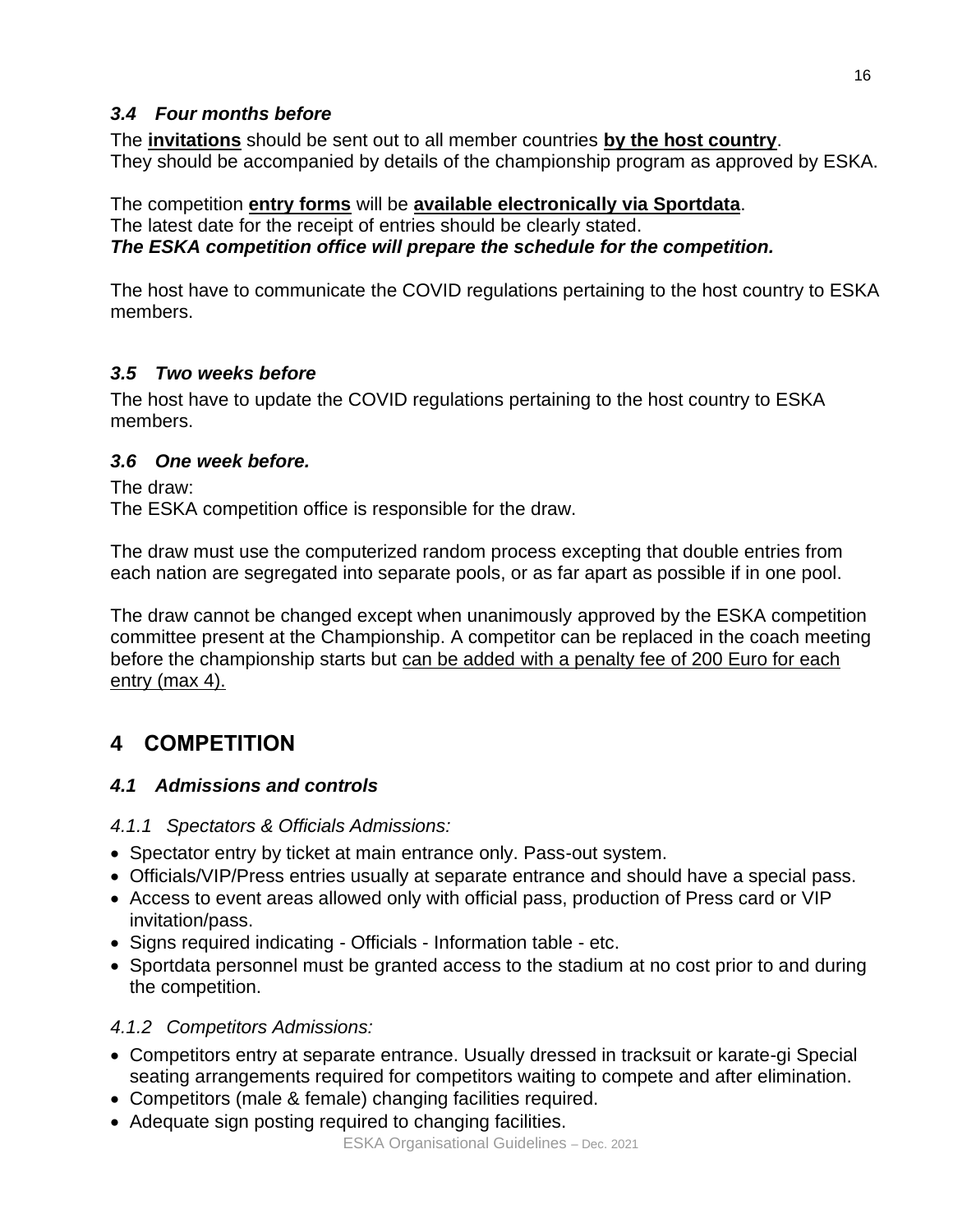### *3.4 Four months before*

The **invitations** should be sent out to all member countries **by the host country**.
They should be accompanied by details of the championship program as approved by ESKA.

The competition **entry forms** will be **available electronically via Sportdata**.
The latest date for the receipt of entries should be clearly stated.
***The ESKA competition office will prepare the schedule for the competition.***

The host have to communicate the COVID regulations pertaining to the host country to ESKA members.

### *3.5 Two weeks before*

The host have to update the COVID regulations pertaining to the host country to ESKA members.

### *3.6 One week before.*

The draw:
The ESKA competition office is responsible for the draw.

The draw must use the computerized random process excepting that double entries from each nation are segregated into separate pools, or as far apart as possible if in one pool.

The draw cannot be changed except when unanimously approved by the ESKA competition committee present at the Championship. A competitor can be replaced in the coach meeting before the championship starts but <u>can be added with a penalty fee of 200 Euro for each entry (max 4).</u>

# 4 COMPETITION

## *4.1 Admissions and controls*

### *4.1.1 Spectators & Officials Admissions:*

- Spectator entry by ticket at main entrance only. Pass-out system.
- Officials/VIP/Press entries usually at separate entrance and should have a special pass.
- Access to event areas allowed only with official pass, production of Press card or VIP invitation/pass.
- Signs required indicating - Officials - Information table - etc.
- Sportdata personnel must be granted access to the stadium at no cost prior to and during the competition.

### *4.1.2 Competitors Admissions:*

- Competitors entry at separate entrance. Usually dressed in tracksuit or karate-gi Special seating arrangements required for competitors waiting to compete and after elimination.
- Competitors (male & female) changing facilities required.
- Adequate sign posting required to changing facilities.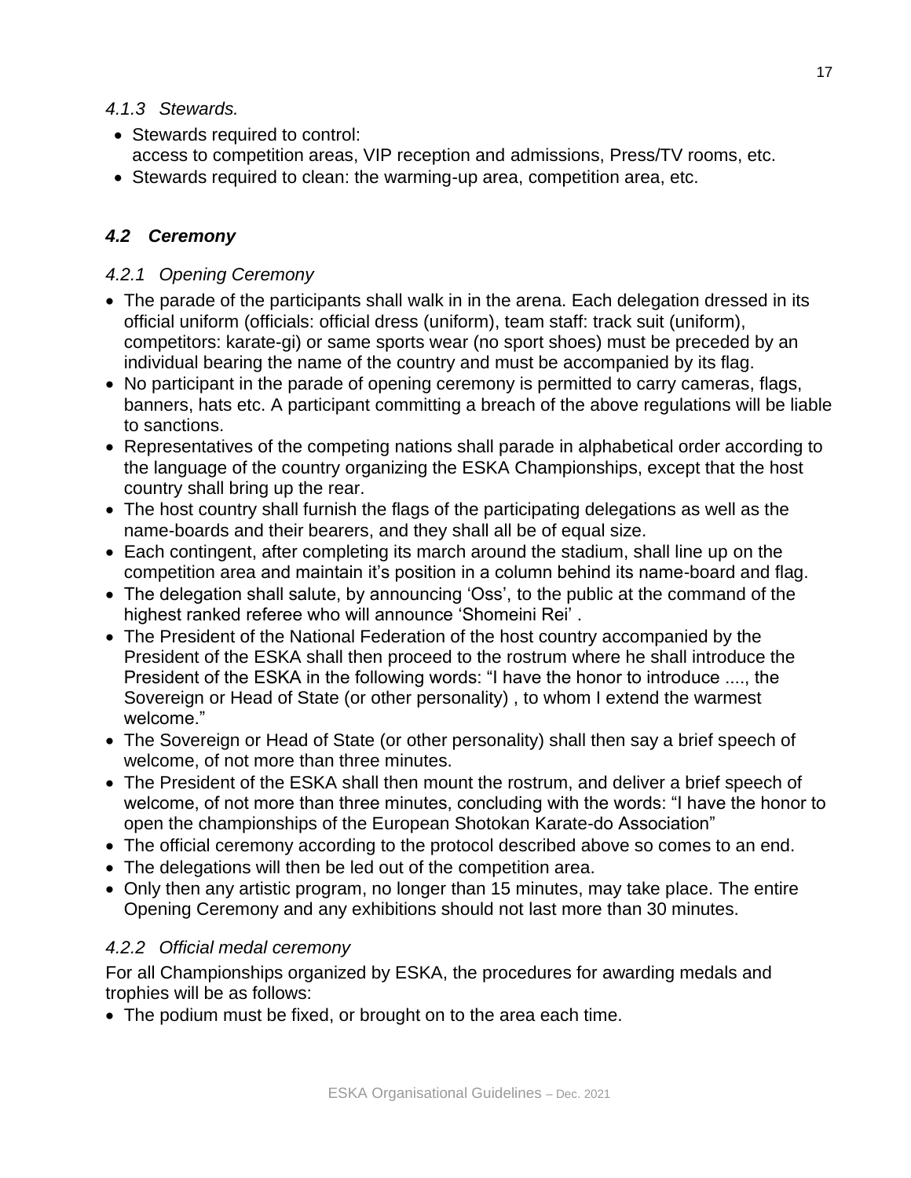#### *4.1.3 Stewards.*

- Stewards required to control:
  access to competition areas, VIP reception and admissions, Press/TV rooms, etc.
- Stewards required to clean: the warming-up area, competition area, etc.

### ***4.2 Ceremony***

#### *4.2.1 Opening Ceremony*

- The parade of the participants shall walk in in the arena. Each delegation dressed in its official uniform (officials: official dress (uniform), team staff: track suit (uniform), competitors: karate-gi) or same sports wear (no sport shoes) must be preceded by an individual bearing the name of the country and must be accompanied by its flag.
- No participant in the parade of opening ceremony is permitted to carry cameras, flags, banners, hats etc. A participant committing a breach of the above regulations will be liable to sanctions.
- Representatives of the competing nations shall parade in alphabetical order according to the language of the country organizing the ESKA Championships, except that the host country shall bring up the rear.
- The host country shall furnish the flags of the participating delegations as well as the name-boards and their bearers, and they shall all be of equal size.
- Each contingent, after completing its march around the stadium, shall line up on the competition area and maintain it's position in a column behind its name-board and flag.
- The delegation shall salute, by announcing 'Oss', to the public at the command of the highest ranked referee who will announce 'Shomeini Rei' .
- The President of the National Federation of the host country accompanied by the President of the ESKA shall then proceed to the rostrum where he shall introduce the President of the ESKA in the following words: "I have the honor to introduce ...., the Sovereign or Head of State (or other personality) , to whom I extend the warmest welcome."
- The Sovereign or Head of State (or other personality) shall then say a brief speech of welcome, of not more than three minutes.
- The President of the ESKA shall then mount the rostrum, and deliver a brief speech of welcome, of not more than three minutes, concluding with the words: "I have the honor to open the championships of the European Shotokan Karate-do Association"
- The official ceremony according to the protocol described above so comes to an end.
- The delegations will then be led out of the competition area.
- Only then any artistic program, no longer than 15 minutes, may take place. The entire Opening Ceremony and any exhibitions should not last more than 30 minutes.

#### *4.2.2 Official medal ceremony*

For all Championships organized by ESKA, the procedures for awarding medals and trophies will be as follows:

- The podium must be fixed, or brought on to the area each time.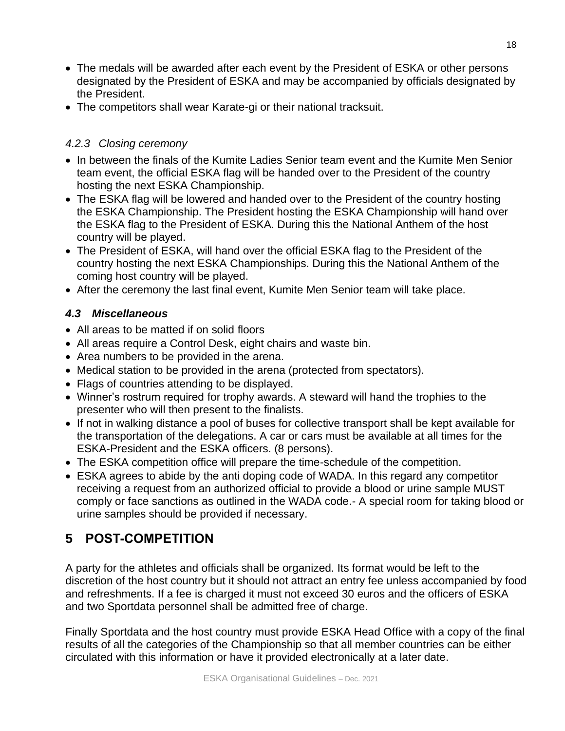- The medals will be awarded after each event by the President of ESKA or other persons designated by the President of ESKA and may be accompanied by officials designated by the President.
- The competitors shall wear Karate-gi or their national tracksuit.

### *4.2.3 Closing ceremony*

- In between the finals of the Kumite Ladies Senior team event and the Kumite Men Senior team event, the official ESKA flag will be handed over to the President of the country hosting the next ESKA Championship.
- The ESKA flag will be lowered and handed over to the President of the country hosting the ESKA Championship. The President hosting the ESKA Championship will hand over the ESKA flag to the President of ESKA. During this the National Anthem of the host country will be played.
- The President of ESKA, will hand over the official ESKA flag to the President of the country hosting the next ESKA Championships. During this the National Anthem of the coming host country will be played.
- After the ceremony the last final event, Kumite Men Senior team will take place.

## *4.3 Miscellaneous*

- All areas to be matted if on solid floors
- All areas require a Control Desk, eight chairs and waste bin.
- Area numbers to be provided in the arena.
- Medical station to be provided in the arena (protected from spectators).
- Flags of countries attending to be displayed.
- Winner's rostrum required for trophy awards. A steward will hand the trophies to the presenter who will then present to the finalists.
- If not in walking distance a pool of buses for collective transport shall be kept available for the transportation of the delegations. A car or cars must be available at all times for the ESKA-President and the ESKA officers. (8 persons).
- The ESKA competition office will prepare the time-schedule of the competition.
- ESKA agrees to abide by the anti doping code of WADA. In this regard any competitor receiving a request from an authorized official to provide a blood or urine sample MUST comply or face sanctions as outlined in the WADA code.- A special room for taking blood or urine samples should be provided if necessary.

# 5 POST-COMPETITION

A party for the athletes and officials shall be organized. Its format would be left to the discretion of the host country but it should not attract an entry fee unless accompanied by food and refreshments. If a fee is charged it must not exceed 30 euros and the officers of ESKA and two Sportdata personnel shall be admitted free of charge.

Finally Sportdata and the host country must provide ESKA Head Office with a copy of the final results of all the categories of the Championship so that all member countries can be either circulated with this information or have it provided electronically at a later date.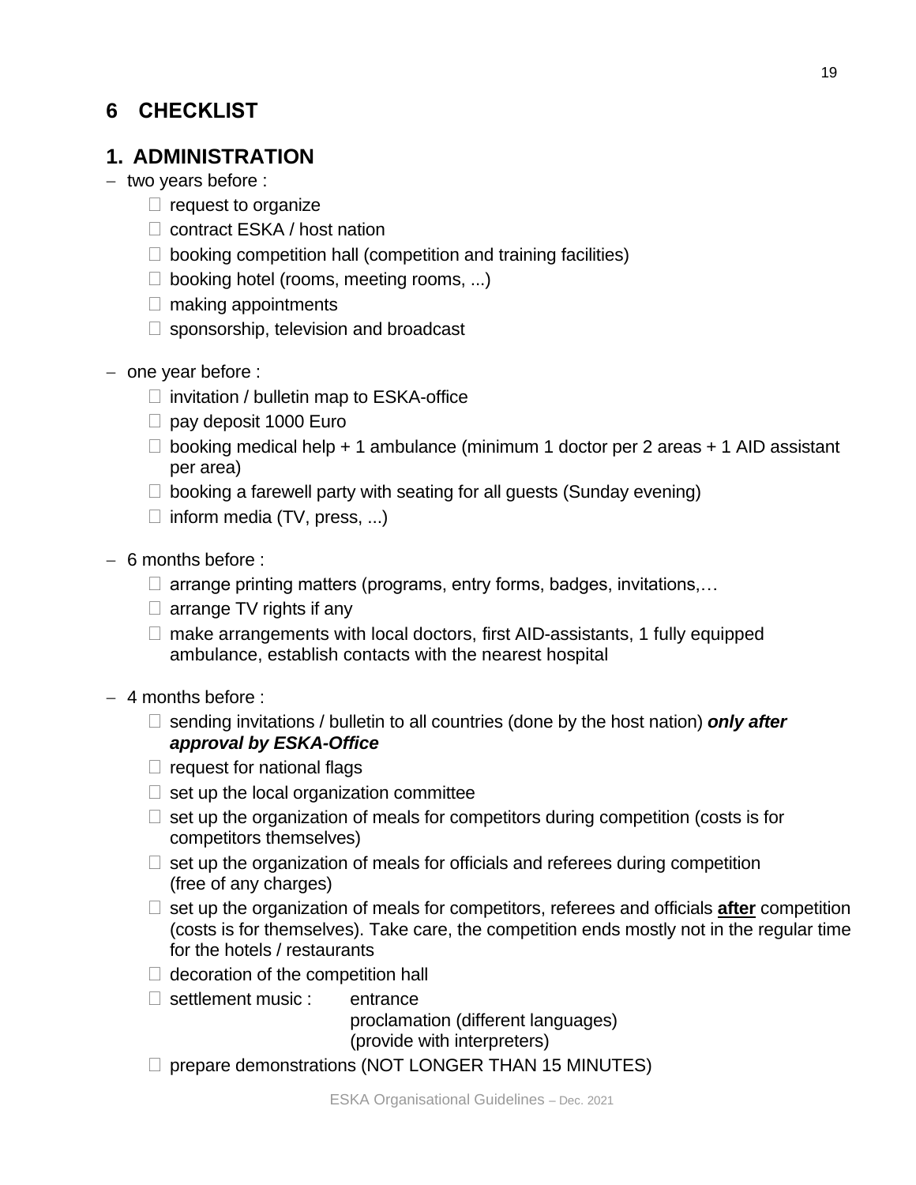# 6 CHECKLIST

## 1. ADMINISTRATION

- two years before :
  - ☐ request to organize
  - ☐ contract ESKA / host nation
  - ☐ booking competition hall (competition and training facilities)
  - ☐ booking hotel (rooms, meeting rooms, ...)
  - ☐ making appointments
  - ☐ sponsorship, television and broadcast

- one year before :
  - ☐ invitation / bulletin map to ESKA-office
  - ☐ pay deposit 1000 Euro
  - ☐ booking medical help + 1 ambulance (minimum 1 doctor per 2 areas + 1 AID assistant per area)
  - ☐ booking a farewell party with seating for all guests (Sunday evening)
  - ☐ inform media (TV, press, ...)

- 6 months before :
  - ☐ arrange printing matters (programs, entry forms, badges, invitations,…
  - ☐ arrange TV rights if any
  - ☐ make arrangements with local doctors, first AID-assistants, 1 fully equipped ambulance, establish contacts with the nearest hospital

- 4 months before :
  - ☐ sending invitations / bulletin to all countries (done by the host nation) ***only after approval by ESKA-Office***
  - ☐ request for national flags
  - ☐ set up the local organization committee
  - ☐ set up the organization of meals for competitors during competition (costs is for competitors themselves)
  - ☐ set up the organization of meals for officials and referees during competition (free of any charges)
  - ☐ set up the organization of meals for competitors, referees and officials **after** competition (costs is for themselves). Take care, the competition ends mostly not in the regular time for the hotels / restaurants
  - ☐ decoration of the competition hall
  - ☐ settlement music : entrance
    proclamation (different languages)
    (provide with interpreters)
  - ☐ prepare demonstrations (NOT LONGER THAN 15 MINUTES)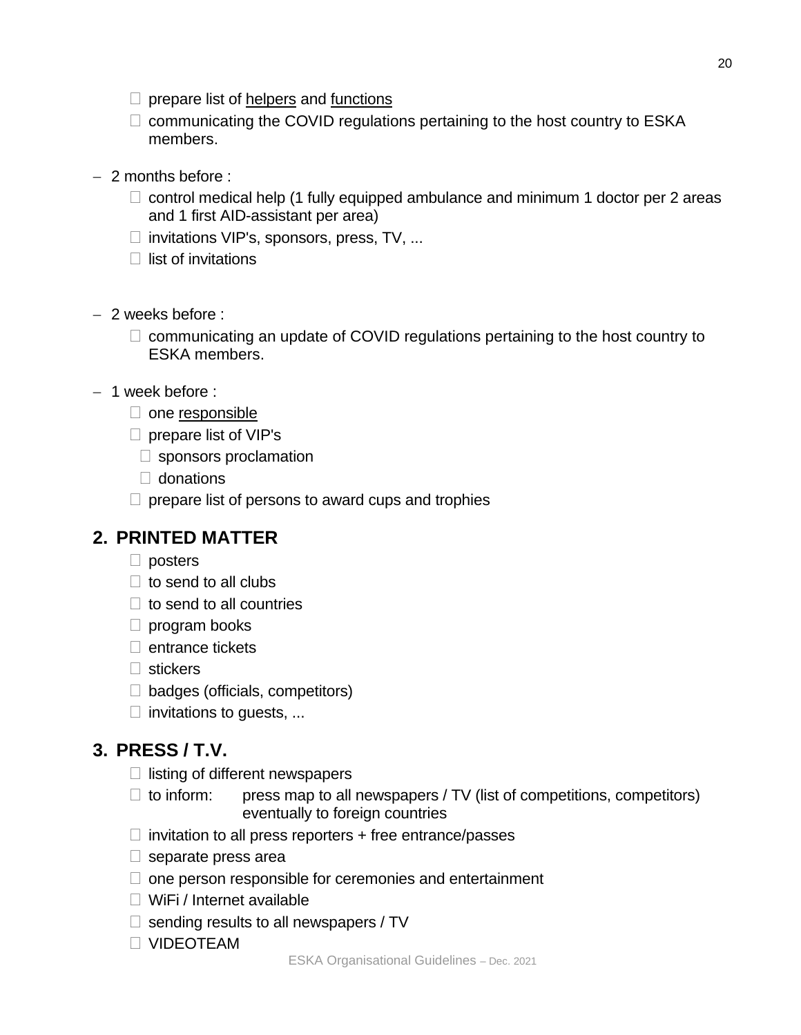- prepare list of <u>helpers</u> and <u>functions</u>
- communicating the COVID regulations pertaining to the host country to ESKA members.

– 2 months before :
  - control medical help (1 fully equipped ambulance and minimum 1 doctor per 2 areas and 1 first AID-assistant per area)
  - invitations VIP's, sponsors, press, TV, ...
  - list of invitations

– 2 weeks before :
  - communicating an update of COVID regulations pertaining to the host country to ESKA members.

– 1 week before :
  - one <u>responsible</u>
  - prepare list of VIP's
    - sponsors proclamation
    - donations
  - prepare list of persons to award cups and trophies

## 2. PRINTED MATTER

- posters
- to send to all clubs
- to send to all countries
- program books
- entrance tickets
- stickers
- badges (officials, competitors)
- invitations to guests, ...

## 3. PRESS / T.V.

- listing of different newspapers
- to inform: press map to all newspapers / TV (list of competitions, competitors) eventually to foreign countries
- invitation to all press reporters + free entrance/passes
- separate press area
- one person responsible for ceremonies and entertainment
- WiFi / Internet available
- sending results to all newspapers / TV
- VIDEOTEAM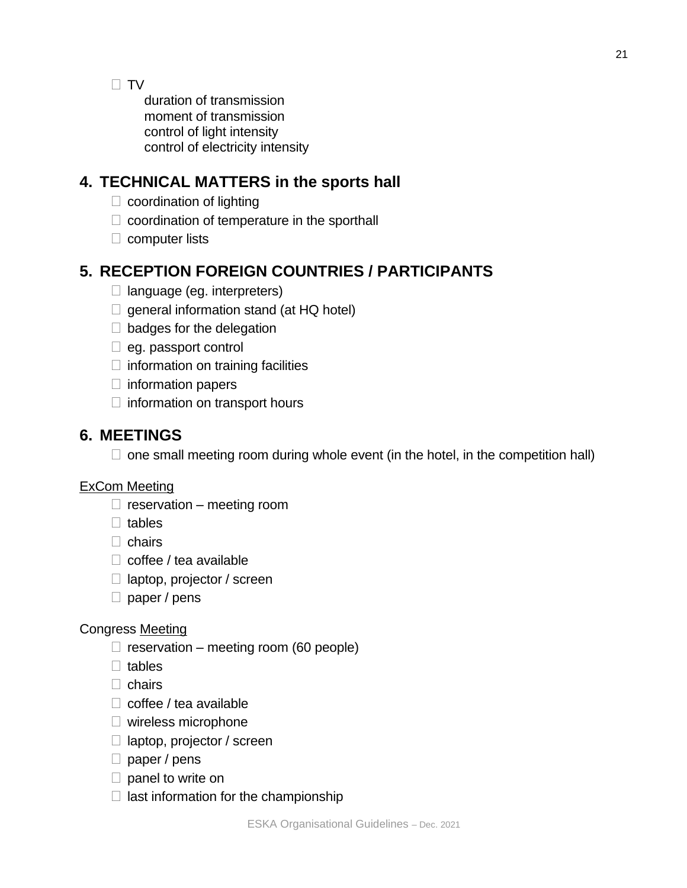- TV
  - duration of transmission
  - moment of transmission
  - control of light intensity
  - control of electricity intensity

## 4. TECHNICAL MATTERS in the sports hall

- coordination of lighting
- coordination of temperature in the sporthall
- computer lists

## 5. RECEPTION FOREIGN COUNTRIES / PARTICIPANTS

- language (eg. interpreters)
- general information stand (at HQ hotel)
- badges for the delegation
- eg. passport control
- information on training facilities
- information papers
- information on transport hours

## 6. MEETINGS

- one small meeting room during whole event (in the hotel, in the competition hall)

ExCom Meeting

- reservation – meeting room
- tables
- chairs
- coffee / tea available
- laptop, projector / screen
- paper / pens

Congress Meeting

- reservation – meeting room (60 people)
- tables
- chairs
- coffee / tea available
- wireless microphone
- laptop, projector / screen
- paper / pens
- panel to write on
- last information for the championship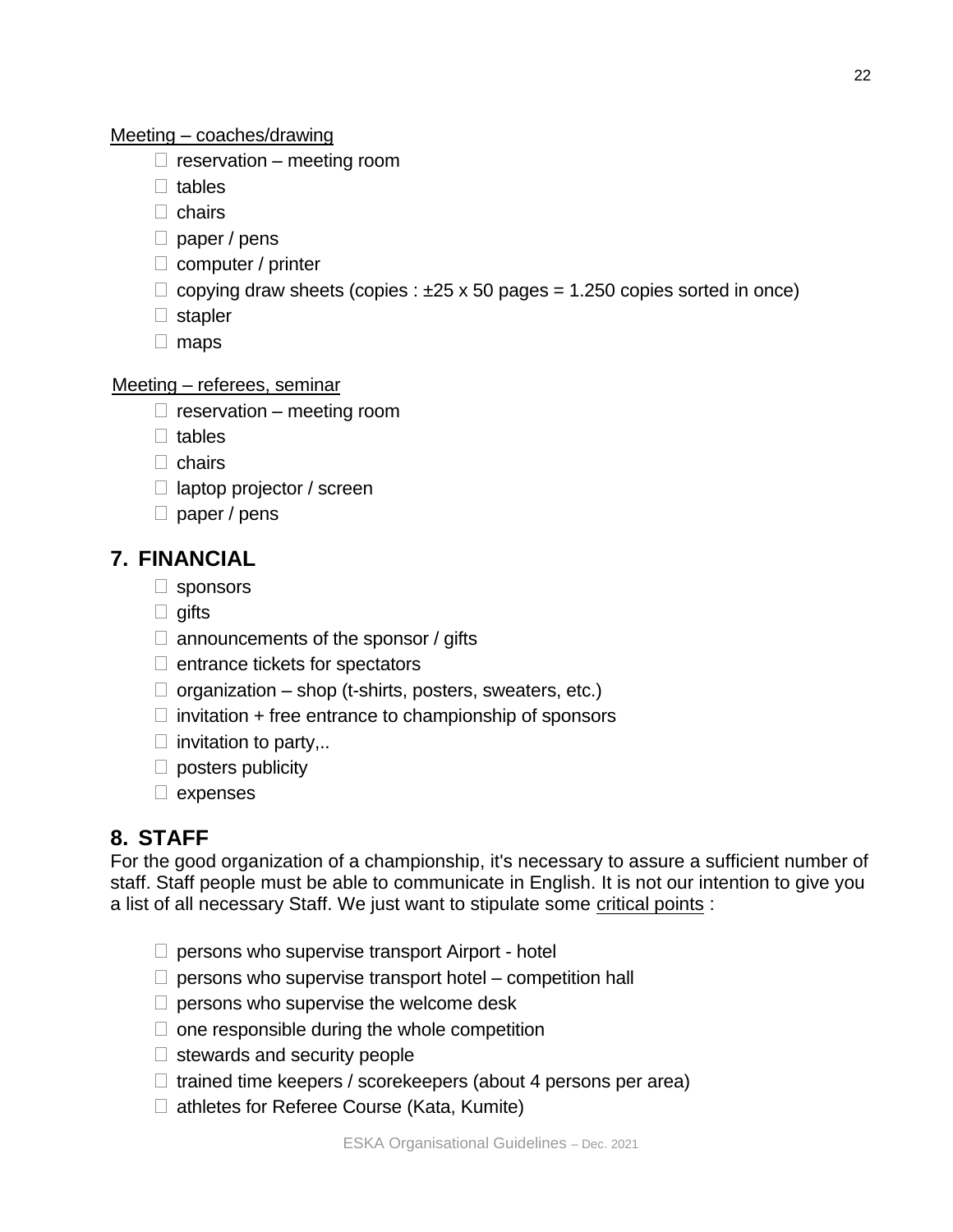Meeting – coaches/drawing

- reservation – meeting room
- tables
- chairs
- paper / pens
- computer / printer
- copying draw sheets (copies : ±25 x 50 pages = 1.250 copies sorted in once)
- stapler
- maps

Meeting – referees, seminar

- reservation – meeting room
- tables
- chairs
- laptop projector / screen
- paper / pens

## 7. FINANCIAL

- sponsors
- gifts
- announcements of the sponsor / gifts
- entrance tickets for spectators
- organization – shop (t-shirts, posters, sweaters, etc.)
- invitation + free entrance to championship of sponsors
- invitation to party,..
- posters publicity
- expenses

## 8. STAFF

For the good organization of a championship, it's necessary to assure a sufficient number of staff. Staff people must be able to communicate in English. It is not our intention to give you a list of all necessary Staff. We just want to stipulate some critical points :

- persons who supervise transport Airport - hotel
- persons who supervise transport hotel – competition hall
- persons who supervise the welcome desk
- one responsible during the whole competition
- stewards and security people
- trained time keepers / scorekeepers (about 4 persons per area)
- athletes for Referee Course (Kata, Kumite)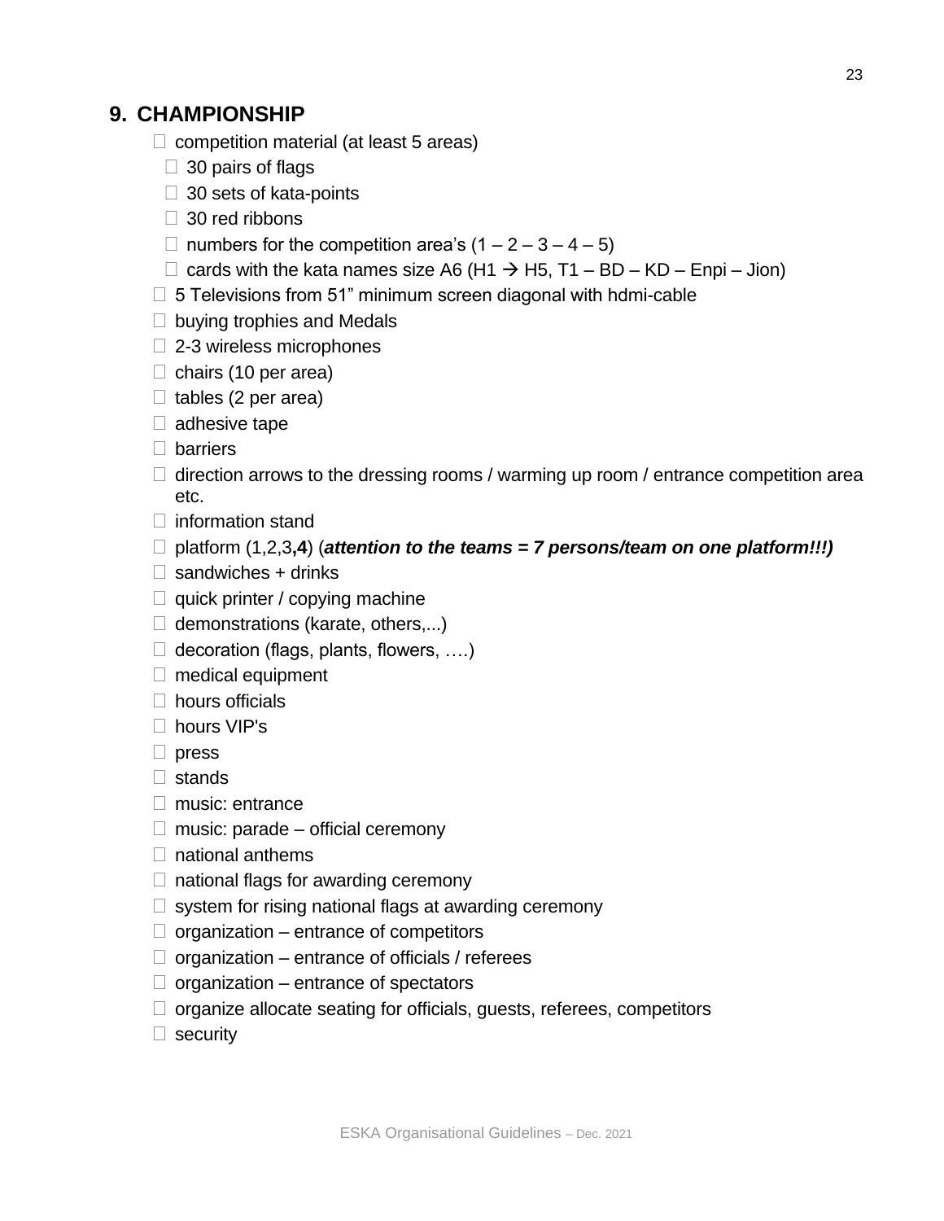## 9. CHAMPIONSHIP

- competition material (at least 5 areas)
  - 30 pairs of flags
  - 30 sets of kata-points
  - 30 red ribbons
  - numbers for the competition area's (1 – 2 – 3 – 4 – 5)
  - cards with the kata names size A6 (H1 → H5, T1 – BD – KD – Enpi – Jion)
- 5 Televisions from 51" minimum screen diagonal with hdmi-cable
- buying trophies and Medals
- 2-3 wireless microphones
- chairs (10 per area)
- tables (2 per area)
- adhesive tape
- barriers
- direction arrows to the dressing rooms / warming up room / entrance competition area etc.
- information stand
- platform (1,2,3,**4**) (***attention to the teams = 7 persons/team on one platform!!!)***
- sandwiches + drinks
- quick printer / copying machine
- demonstrations (karate, others,...)
- decoration (flags, plants, flowers, ….)
- medical equipment
- hours officials
- hours VIP's
- press
- stands
- music: entrance
- music: parade – official ceremony
- national anthems
- national flags for awarding ceremony
- system for rising national flags at awarding ceremony
- organization – entrance of competitors
- organization – entrance of officials / referees
- organization – entrance of spectators
- organize allocate seating for officials, guests, referees, competitors
- security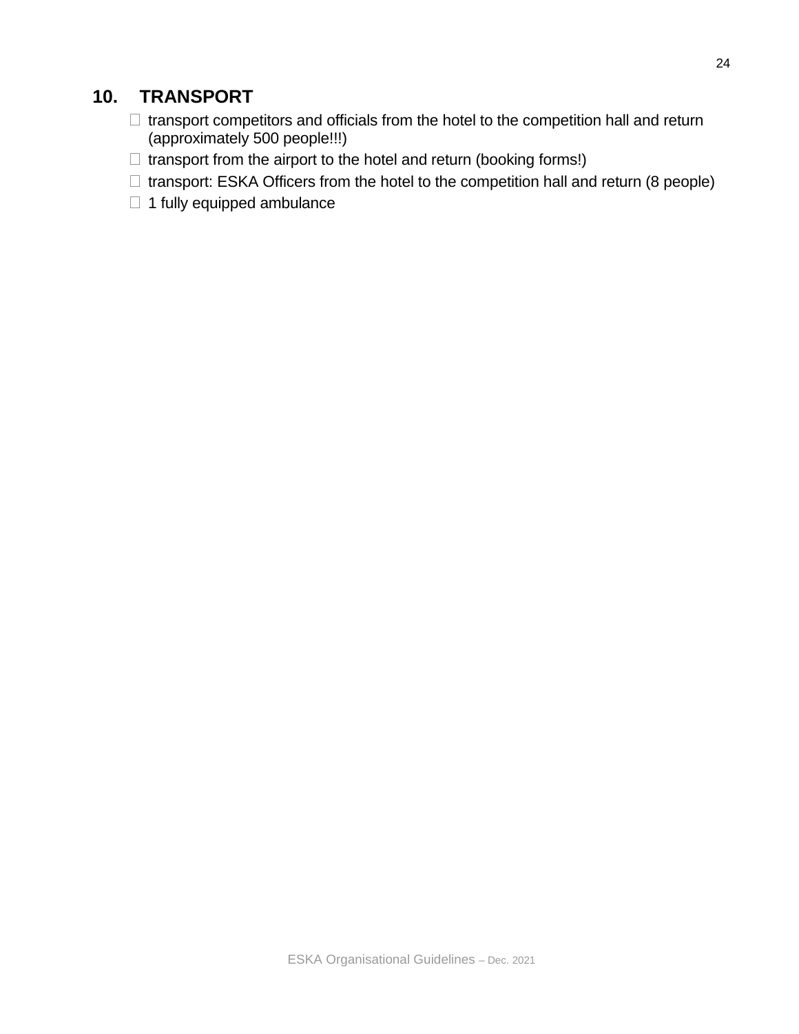## 10. TRANSPORT

- transport competitors and officials from the hotel to the competition hall and return (approximately 500 people!!!)
- transport from the airport to the hotel and return (booking forms!)
- transport: ESKA Officers from the hotel to the competition hall and return (8 people)
- 1 fully equipped ambulance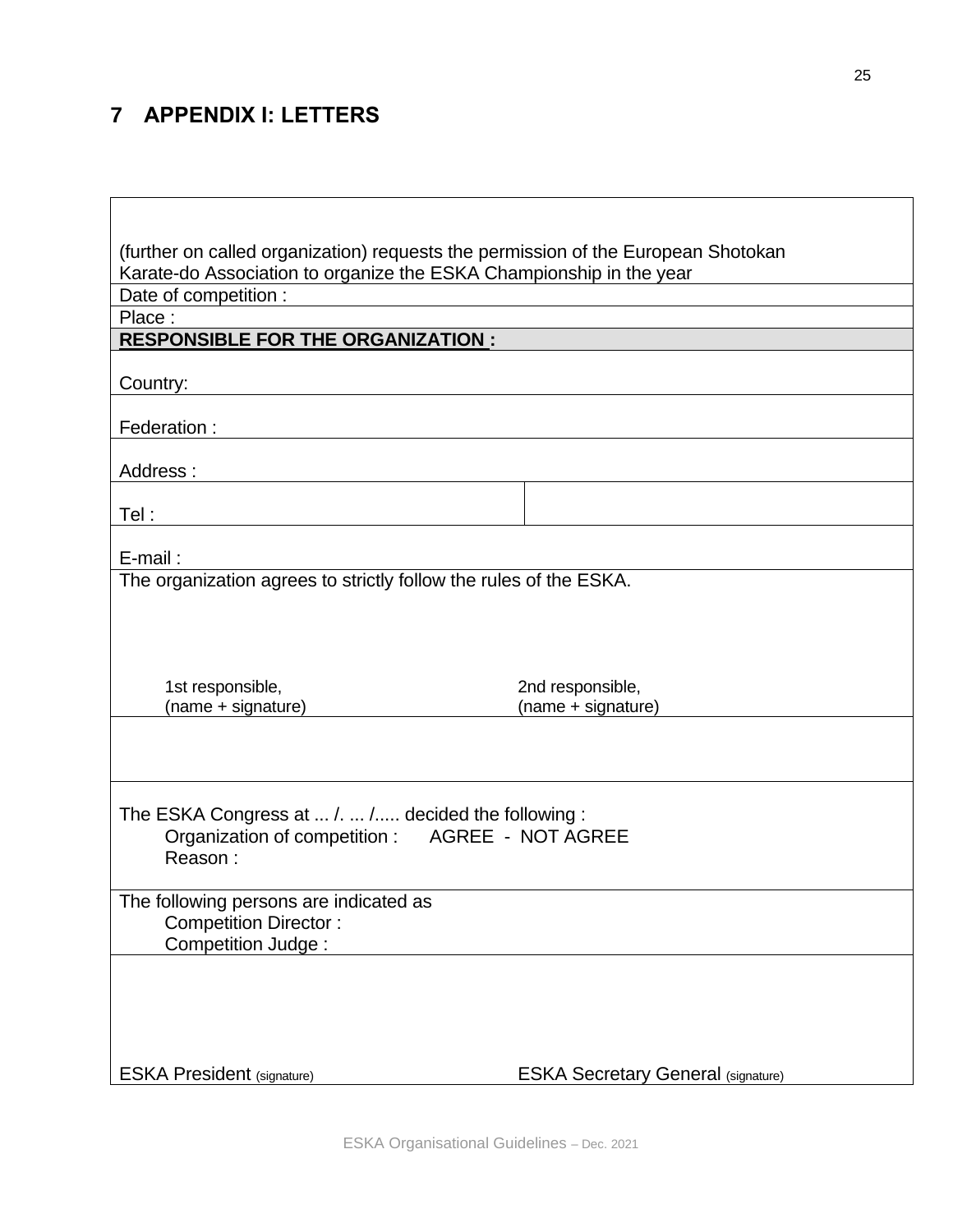# 7 APPENDIX I: LETTERS

| | |
|---|---|
| (further on called organization) requests the permission of the European Shotokan Karate-do Association to organize the ESKA Championship in the year | |
| Date of competition : | |
| Place : | |
| **RESPONSIBLE FOR THE ORGANIZATION :** | |
| Country: | |
| Federation : | |
| Address : | |
| Tel : | |
| E-mail : | |
| The organization agrees to strictly follow the rules of the ESKA.<br><br>1st responsible, (name + signature) | 2nd responsible, (name + signature) |
| | |
| The ESKA Congress at ... /. ... /..... decided the following :<br>Organization of competition : AGREE - NOT AGREE<br>Reason : | |
| The following persons are indicated as<br>Competition Director :<br>Competition Judge : | |
| ESKA President (signature) | ESKA Secretary General (signature) |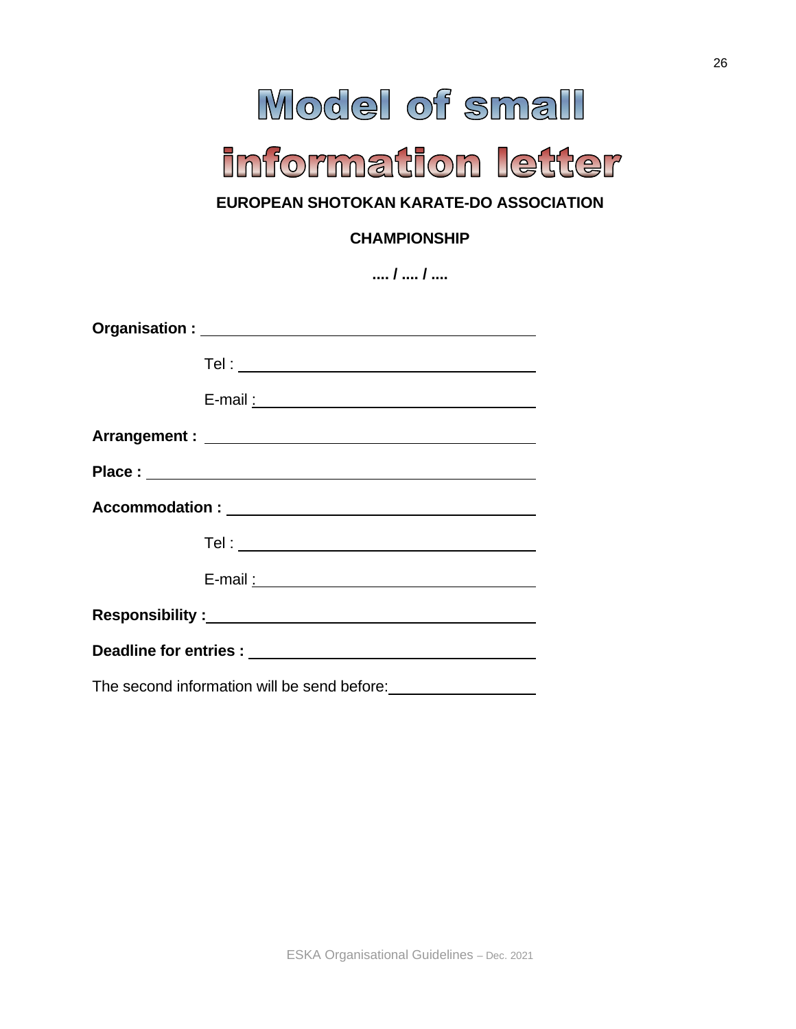# Model of small information letter

**EUROPEAN SHOTOKAN KARATE-DO ASSOCIATION**

**CHAMPIONSHIP**

**.... / .... / ....**

**Organisation :** ________________________________

Tel : ________________________________

E-mail : ________________________________

**Arrangement :** ________________________________

**Place :** ________________________________

**Accommodation :** ________________________________

Tel : ________________________________

E-mail : ________________________________

**Responsibility :** ________________________________

**Deadline for entries :** ________________________________

The second information will be send before: ________________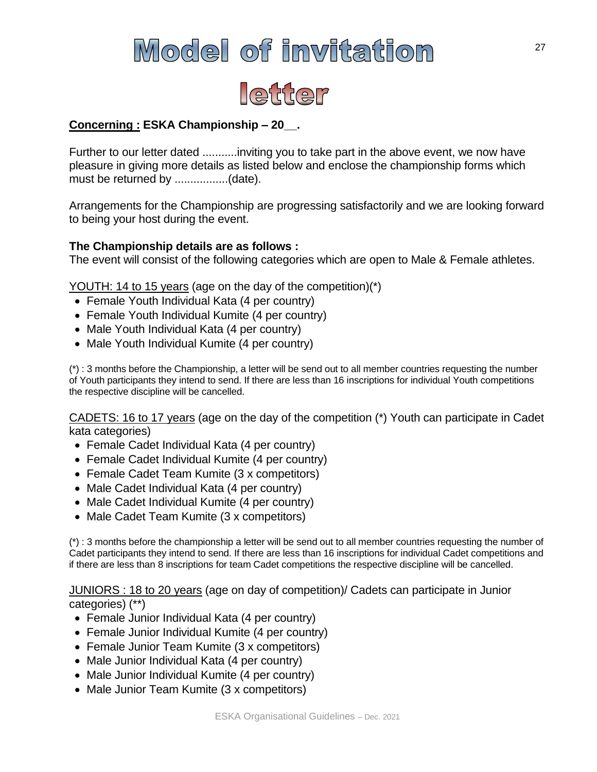# Model of invitation letter

**<u>Concerning :</u> ESKA Championship – 20__.**

Further to our letter dated ...........inviting you to take part in the above event, we now have pleasure in giving more details as listed below and enclose the championship forms which must be returned by .................(date).

Arrangements for the Championship are progressing satisfactorily and we are looking forward to being your host during the event.

**The Championship details are as follows :**
The event will consist of the following categories which are open to Male & Female athletes.

<u>YOUTH: 14 to 15 years</u> (age on the day of the competition)(*)

- Female Youth Individual Kata (4 per country)
- Female Youth Individual Kumite (4 per country)
- Male Youth Individual Kata (4 per country)
- Male Youth Individual Kumite (4 per country)

(*) : 3 months before the Championship, a letter will be send out to all member countries requesting the number of Youth participants they intend to send. If there are less than 16 inscriptions for individual Youth competitions the respective discipline will be cancelled.

<u>CADETS: 16 to 17 years</u> (age on the day of the competition (*) Youth can participate in Cadet kata categories)

- Female Cadet Individual Kata (4 per country)
- Female Cadet Individual Kumite (4 per country)
- Female Cadet Team Kumite (3 x competitors)
- Male Cadet Individual Kata (4 per country)
- Male Cadet Individual Kumite (4 per country)
- Male Cadet Team Kumite (3 x competitors)

(*) : 3 months before the championship a letter will be send out to all member countries requesting the number of Cadet participants they intend to send. If there are less than 16 inscriptions for individual Cadet competitions and if there are less than 8 inscriptions for team Cadet competitions the respective discipline will be cancelled.

<u>JUNIORS : 18 to 20 years</u> (age on day of competition)/ Cadets can participate in Junior categories) (**)

- Female Junior Individual Kata (4 per country)
- Female Junior Individual Kumite (4 per country)
- Female Junior Team Kumite (3 x competitors)
- Male Junior Individual Kata (4 per country)
- Male Junior Individual Kumite (4 per country)
- Male Junior Team Kumite (3 x competitors)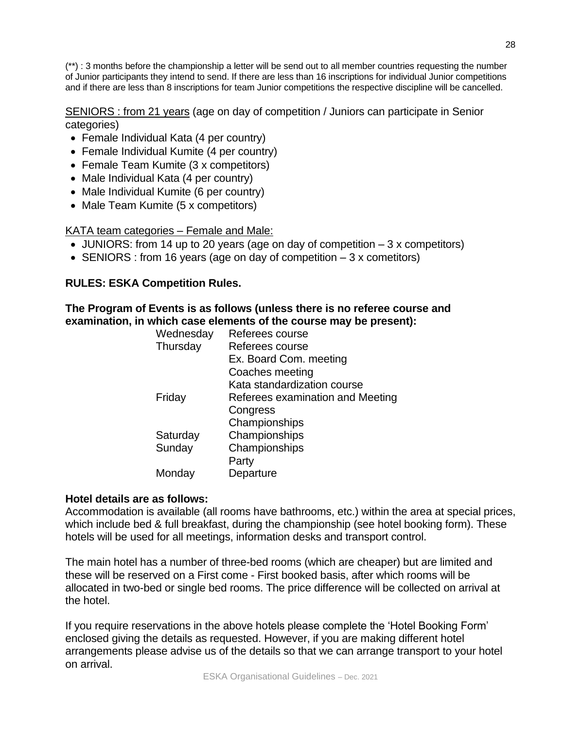(**) : 3 months before the championship a letter will be send out to all member countries requesting the number of Junior participants they intend to send. If there are less than 16 inscriptions for individual Junior competitions and if there are less than 8 inscriptions for team Junior competitions the respective discipline will be cancelled.

<u>SENIORS : from 21 years</u> (age on day of competition / Juniors can participate in Senior categories)

- Female Individual Kata (4 per country)
- Female Individual Kumite (4 per country)
- Female Team Kumite (3 x competitors)
- Male Individual Kata (4 per country)
- Male Individual Kumite (6 per country)
- Male Team Kumite (5 x competitors)

<u>KATA team categories – Female and Male:</u>

- JUNIORS: from 14 up to 20 years (age on day of competition – 3 x competitors)
- SENIORS : from 16 years (age on day of competition – 3 x cometitors)

**RULES: ESKA Competition Rules.**

**The Program of Events is as follows (unless there is no referee course and examination, in which case elements of the course may be present):**

| | |
|---|---|
| Wednesday | Referees course |
| Thursday | Referees course |
| | Ex. Board Com. meeting |
| | Coaches meeting |
| | Kata standardization course |
| Friday | Referees examination and Meeting |
| | Congress |
| | Championships |
| Saturday | Championships |
| Sunday | Championships |
| | Party |
| Monday | Departure |

**Hotel details are as follows:**

Accommodation is available (all rooms have bathrooms, etc.) within the area at special prices, which include bed & full breakfast, during the championship (see hotel booking form). These hotels will be used for all meetings, information desks and transport control.

The main hotel has a number of three-bed rooms (which are cheaper) but are limited and these will be reserved on a First come - First booked basis, after which rooms will be allocated in two-bed or single bed rooms. The price difference will be collected on arrival at the hotel.

If you require reservations in the above hotels please complete the 'Hotel Booking Form' enclosed giving the details as requested. However, if you are making different hotel arrangements please advise us of the details so that we can arrange transport to your hotel on arrival.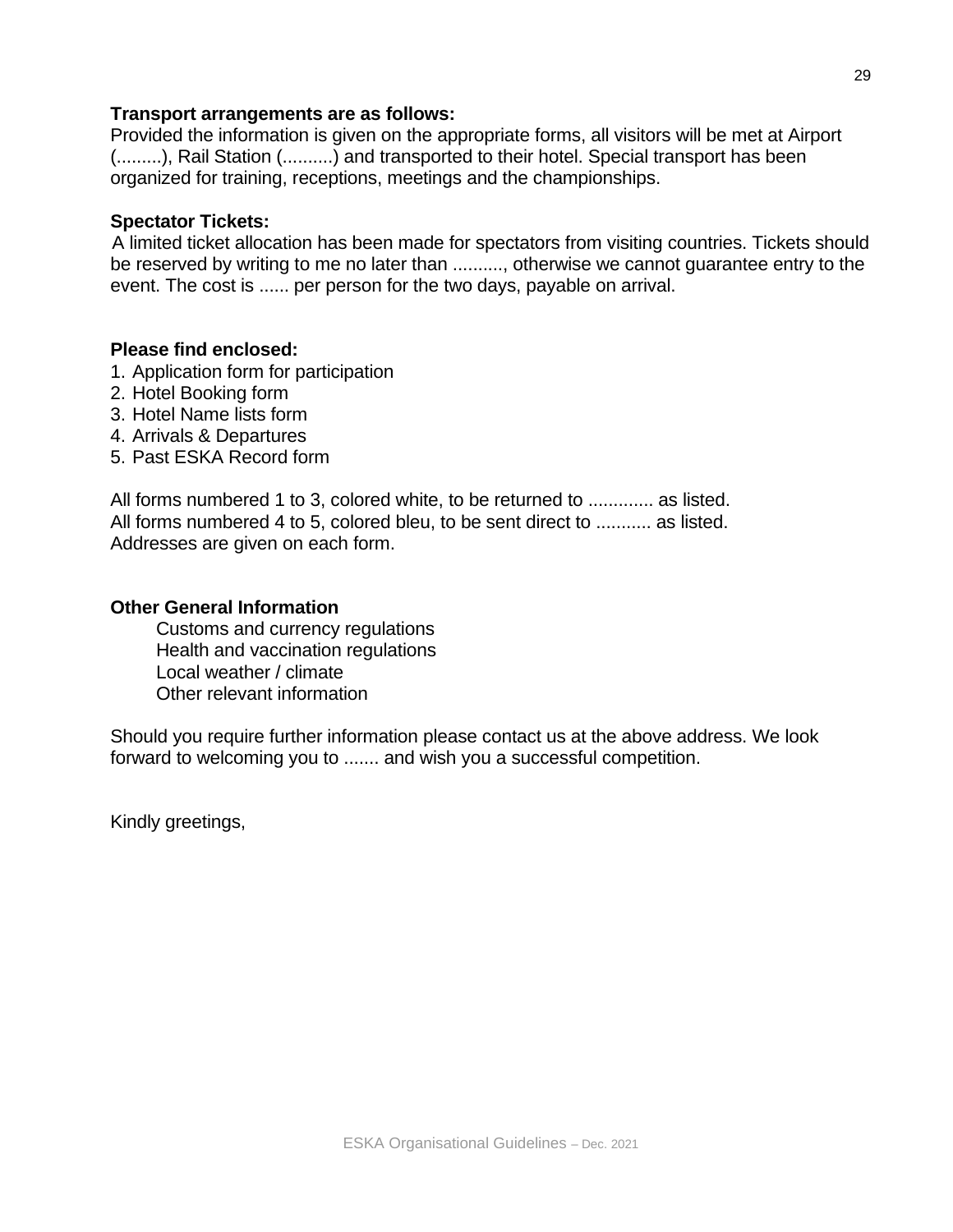**Transport arrangements are as follows:**
Provided the information is given on the appropriate forms, all visitors will be met at Airport (.........), Rail Station (..........) and transported to their hotel. Special transport has been organized for training, receptions, meetings and the championships.

**Spectator Tickets:**
A limited ticket allocation has been made for spectators from visiting countries. Tickets should be reserved by writing to me no later than .........., otherwise we cannot guarantee entry to the event. The cost is ...... per person for the two days, payable on arrival.

**Please find enclosed:**

1. Application form for participation
2. Hotel Booking form
3. Hotel Name lists form
4. Arrivals & Departures
5. Past ESKA Record form

All forms numbered 1 to 3, colored white, to be returned to ............. as listed.
All forms numbered 4 to 5, colored bleu, to be sent direct to ........... as listed.
Addresses are given on each form.

**Other General Information**

Customs and currency regulations
Health and vaccination regulations
Local weather / climate
Other relevant information

Should you require further information please contact us at the above address. We look forward to welcoming you to ....... and wish you a successful competition.

Kindly greetings,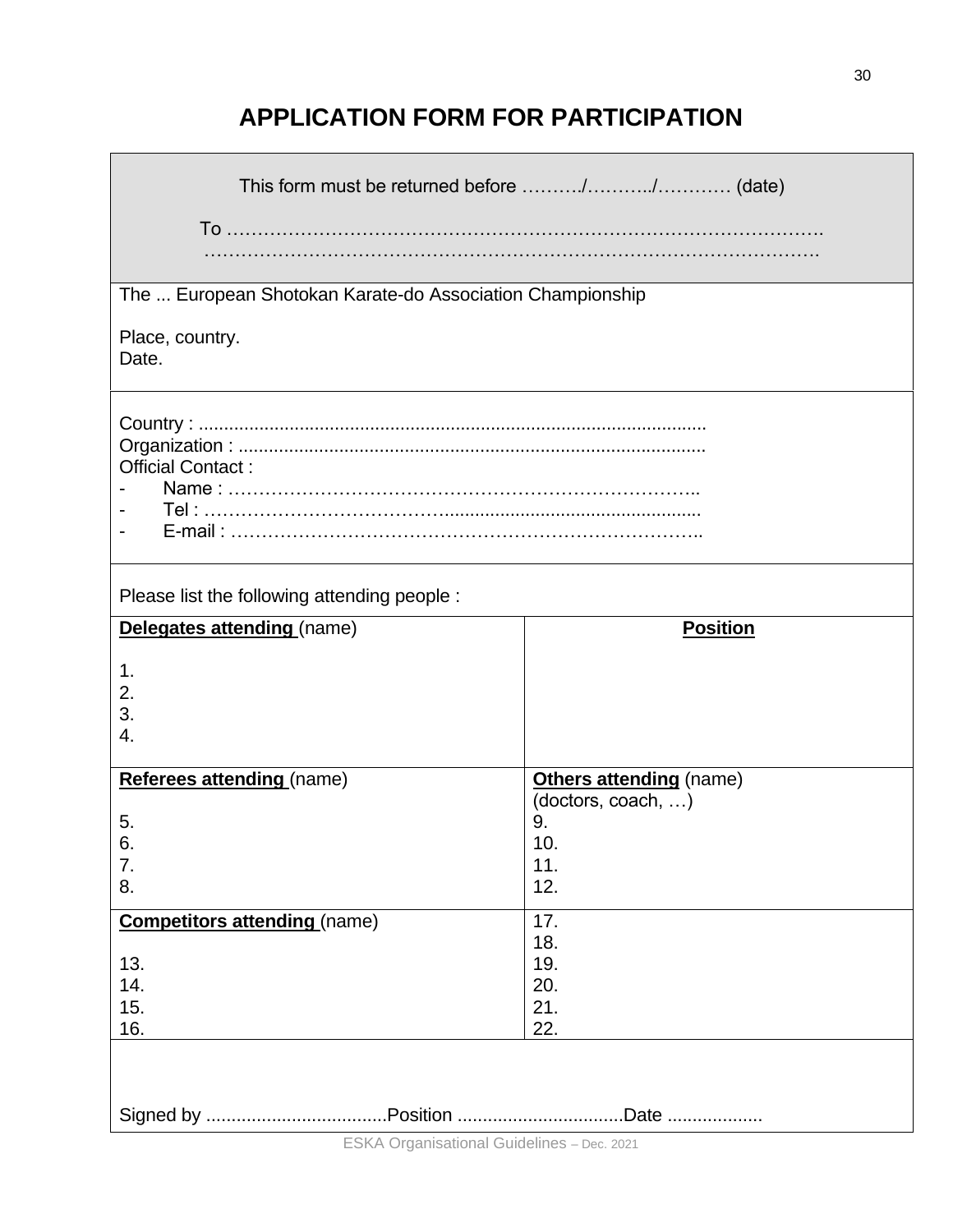# APPLICATION FORM FOR PARTICIPATION

This form must be returned before ………./……….../………… (date)

To …………………………………………………………………………………….
…………………………………………………………………………………….

The ... European Shotokan Karate-do Association Championship

Place, country.
Date.

Country : ....................................................................................................
Organization : ...........................................................................................
Official Contact :
- Name : ……………………………………………………………………..
- Tel : ……………………………….................................................
- E-mail : …………………………………………………………………..

Please list the following attending people :

| **Delegates attending** (name) | **Position** |
|---|---|
| 1.<br>2.<br>3.<br>4. | |
| **Referees attending** (name)<br><br>5.<br>6.<br>7.<br>8. | **Others attending** (name)<br>(doctors, coach, …)<br>9.<br>10.<br>11.<br>12. |
| **Competitors attending** (name)<br><br>13.<br>14.<br>15.<br>16. | 17.<br>18.<br>19.<br>20.<br>21.<br>22. |

Signed by ....................................Position .................................Date ...................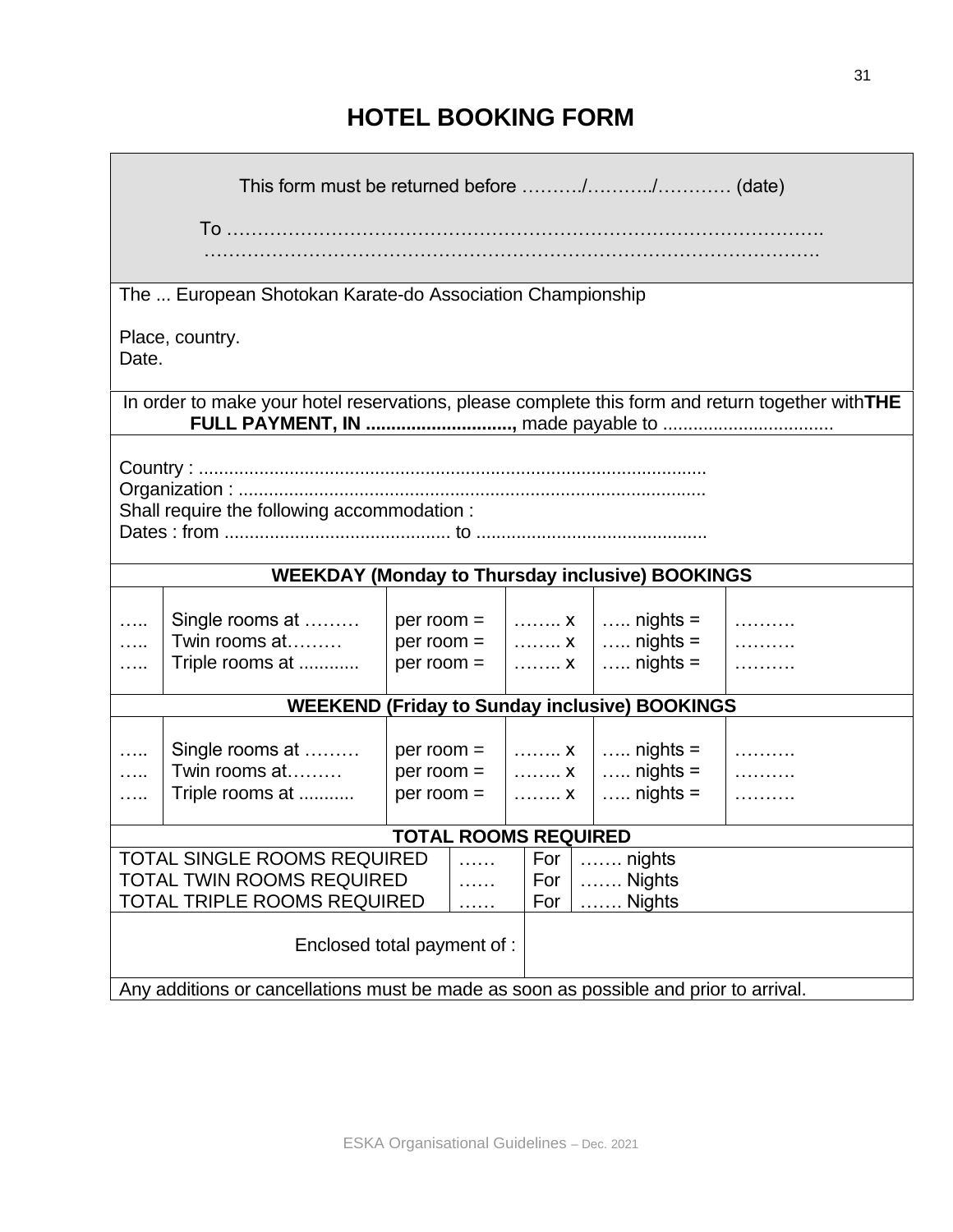# HOTEL BOOKING FORM

This form must be returned before ………./………../………… (date)

To ……………………………………………………………………………………. ……………………………………………………………………………………….

The ... European Shotokan Karate-do Association Championship

Place, country.
Date.

In order to make your hotel reservations, please complete this form and return together with **THE FULL PAYMENT, IN .............................,** made payable to ..................................

Country : ....................................................................................................
Organization : ............................................................................................
Shall require the following accommodation :
Dates : from ............................................. to .............................................

| | | | | | |
|---|---|---|---|---|---|
| **WEEKDAY (Monday to Thursday inclusive) BOOKINGS** | | | | | |
| ….. | Single rooms at ……… | per room = | …….. x | ….. nights = | ………. |
| ….. | Twin rooms at……… | per room = | …….. x | ….. nights = | ………. |
| ….. | Triple rooms at ............ | per room = | …….. x | ….. nights = | ………. |
| **WEEKEND (Friday to Sunday inclusive) BOOKINGS** | | | | | |
| ….. | Single rooms at ……… | per room = | …….. x | ….. nights = | ………. |
| ….. | Twin rooms at……… | per room = | …….. x | ….. nights = | ………. |
| ….. | Triple rooms at ........... | per room = | …….. x | ….. nights = | ………. |

| | | | |
|---|---|---|---|
| **TOTAL ROOMS REQUIRED** | | | |
| TOTAL SINGLE ROOMS REQUIRED | …… | For | ……. nights |
| TOTAL TWIN ROOMS REQUIRED | …… | For | ……. Nights |
| TOTAL TRIPLE ROOMS REQUIRED | …… | For | ……. Nights |
| Enclosed total payment of : | | | |

Any additions or cancellations must be made as soon as possible and prior to arrival.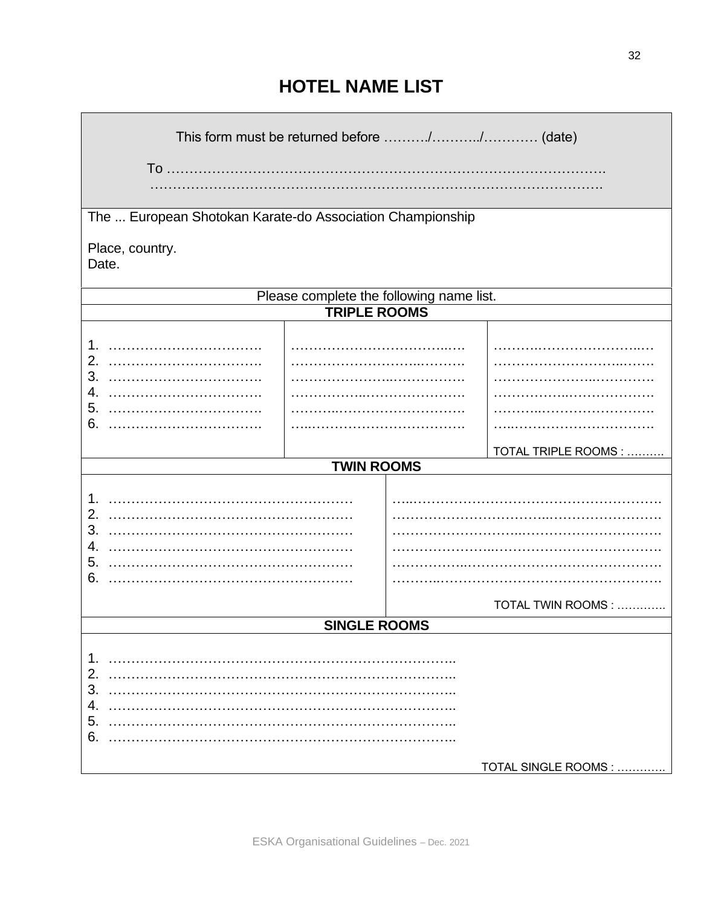# HOTEL NAME LIST

This form must be returned before ………/………../………… (date)

To ……………………………………………………………………………………
……………………………………………………………………………………

The ... European Shotokan Karate-do Association Championship

Place, country.
Date.

Please complete the following name list.

**TRIPLE ROOMS**

| | | |
|---|---|---|
| 1. ……………………………. | ……………………………..… | ……….…………………..… |
| 2. ……………………………. | ……………………..………. | ………….…………..……. |
| 3. ……………………………. | …………………..……………. | …………………..…………. |
| 4. ……………………………. | ……………..………………… | ……………..………………. |
| 5. ……………………………. | ………..………………………. | ………..……………………. |
| 6. ……………………………. | …..……………………………. | …..…………………………. |
| | | TOTAL TRIPLE ROOMS : ………. |

**TWIN ROOMS**

| | |
|---|---|
| 1. ……………………………………………… | …..……………………………………………… |
| 2. ……………………………………………… | ……………………………..……………………. |
| 3. ……………………………………………… | ………………………..…………………………. |
| 4. ……………………………………………… | ……………………..……………………………. |
| 5. ……………………………………………… | ……………..………………………………………. |
| 6. ……………………………………………… | ………..……………………………………………. |
| | TOTAL TWIN ROOMS : …………. |

**SINGLE ROOMS**

1. …………………………………………………………………..
2. …………………………………………………………………..
3. …………………………………………………………………..
4. …………………………………………………………………..
5. …………………………………………………………………..
6. …………………………………………………………………..

TOTAL SINGLE ROOMS : ………….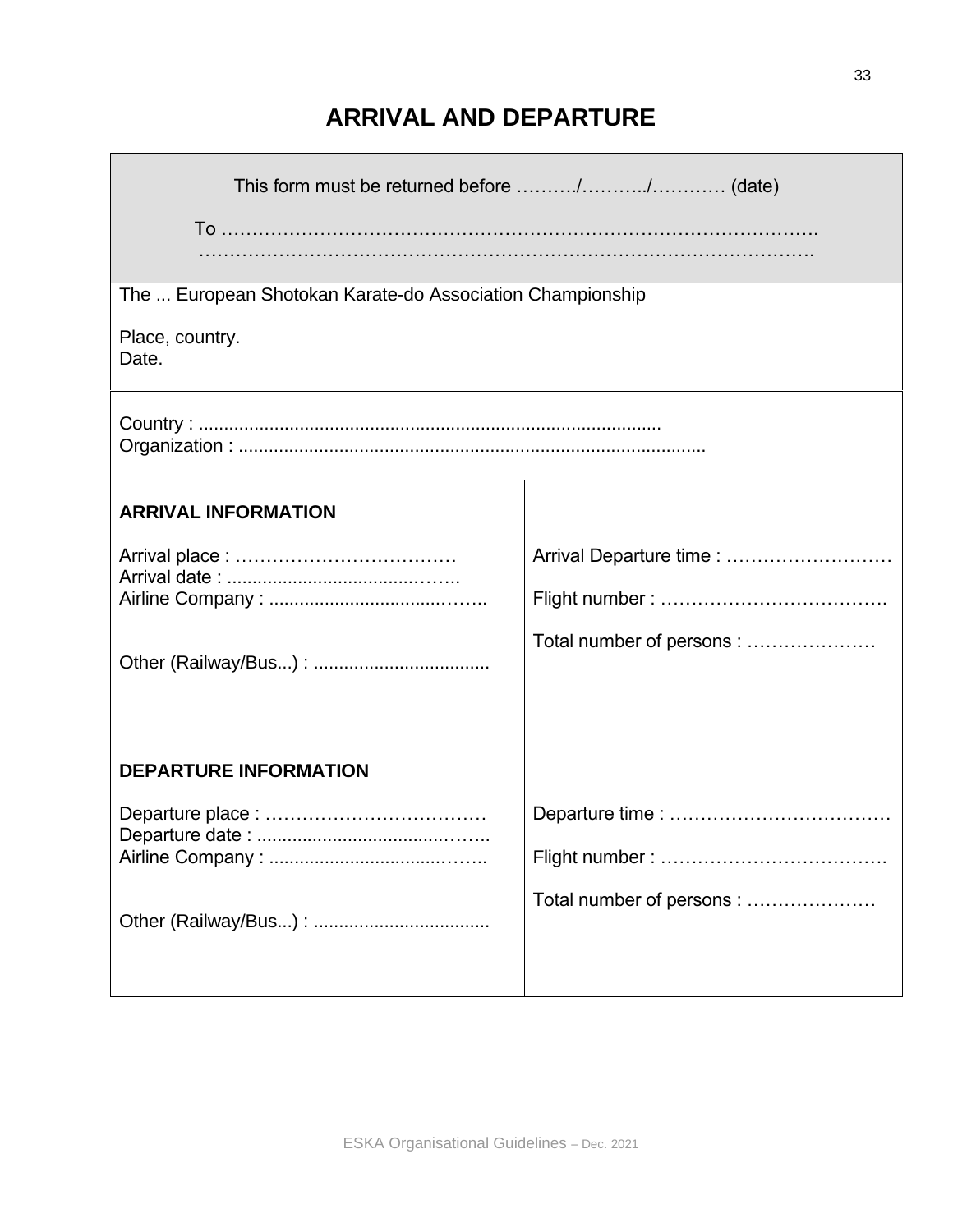# ARRIVAL AND DEPARTURE

This form must be returned before ………./………../………… (date)

To ……………………………………………………………………………….
……………………………………………………………………………………….

The ... European Shotokan Karate-do Association Championship

Place, country.
Date.

Country : ..........................................................................................
Organization : ...........................................................................................

| **ARRIVAL INFORMATION** | |
|---|---|
| Arrival place : ………………………………<br>Arrival date : ......................................…….<br>Airline Company : ..................................……..<br><br>Other (Railway/Bus...) : .................................. | Arrival Departure time : ………………………<br><br>Flight number : ………………………………<br><br>Total number of persons : ………………… |

| **DEPARTURE INFORMATION** | |
|---|---|
| Departure place : ………………………………<br>Departure date : .........................................……..<br>Airline Company : .......................................…….<br><br>Other (Railway/Bus...) : .................................. | Departure time : ………………………………<br><br>Flight number : ……………………………….<br><br>Total number of persons : ………………… |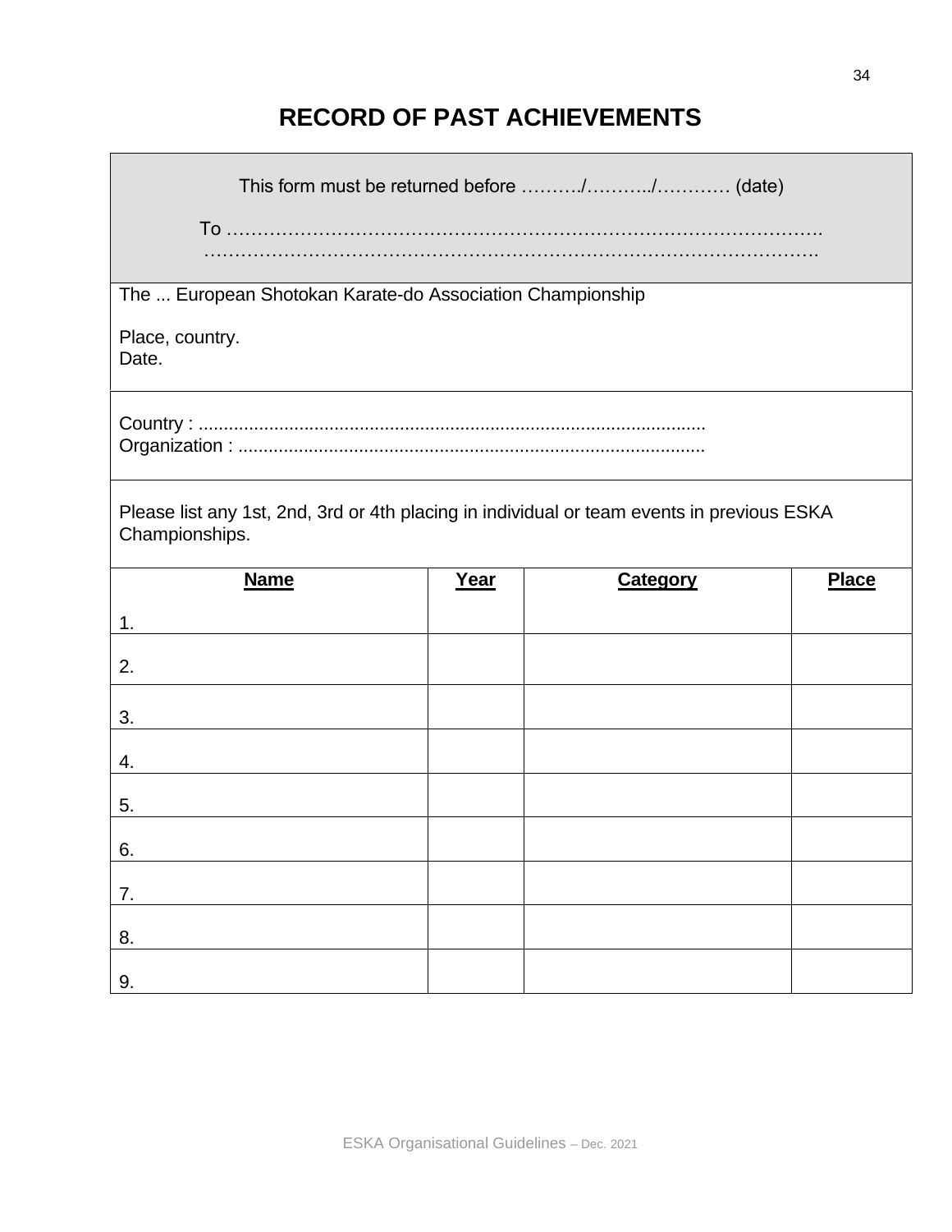# RECORD OF PAST ACHIEVEMENTS

This form must be returned before ………./………../………… (date)

To ……………………………………………………………………………………
……………………………………………………………………………………

The ... European Shotokan Karate-do Association Championship

Place, country.
Date.

Country : ....................................................................................................
Organization : ............................................................................................

Please list any 1st, 2nd, 3rd or 4th placing in individual or team events in previous ESKA Championships.

| Name | Year | Category | Place |
|---|---|---|---|
| 1. | | | |
| 2. | | | |
| 3. | | | |
| 4. | | | |
| 5. | | | |
| 6. | | | |
| 7. | | | |
| 8. | | | |
| 9. | | | |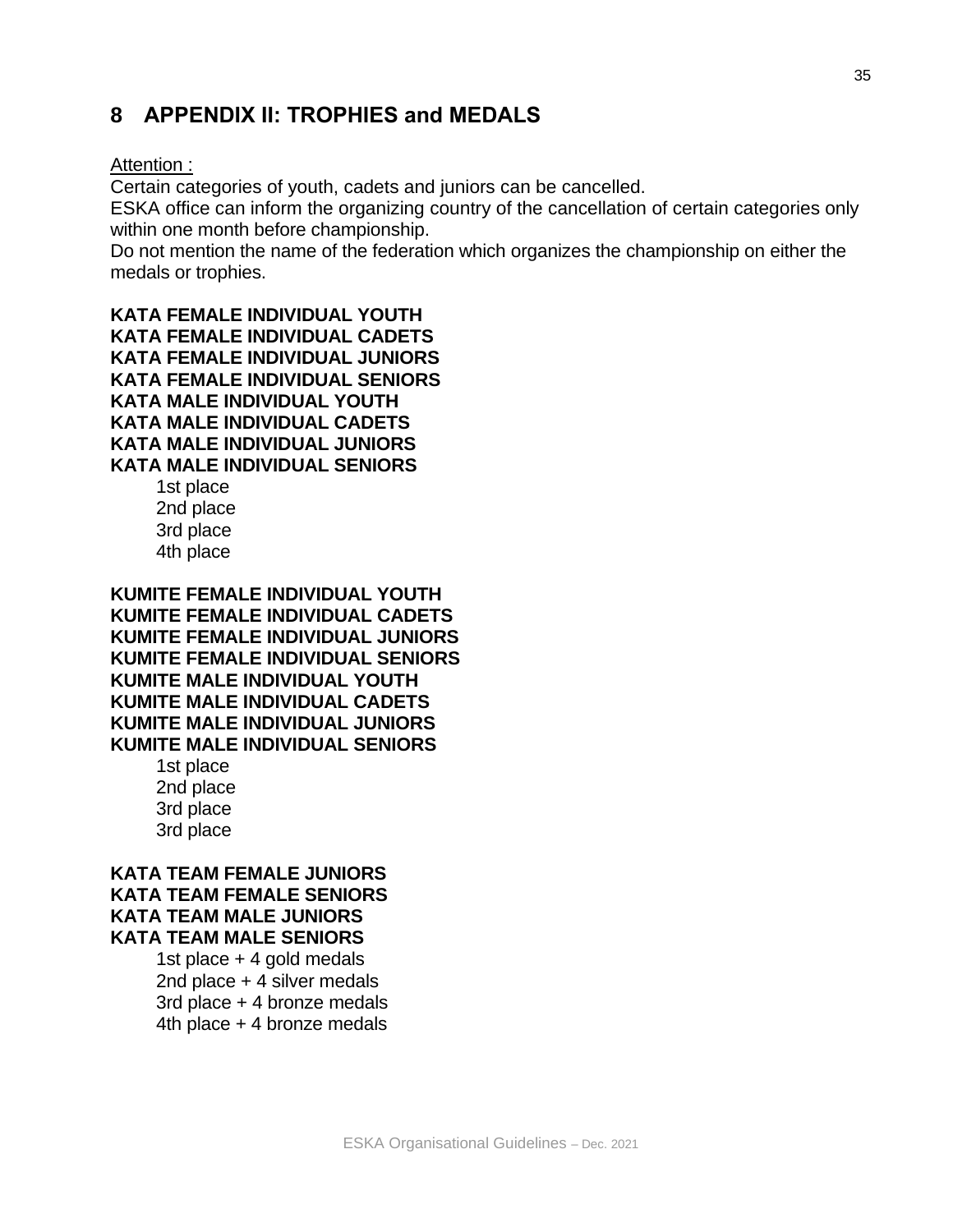# 8 APPENDIX II: TROPHIES and MEDALS

Attention :

Certain categories of youth, cadets and juniors can be cancelled.
ESKA office can inform the organizing country of the cancellation of certain categories only within one month before championship.
Do not mention the name of the federation which organizes the championship on either the medals or trophies.

**KATA FEMALE INDIVIDUAL YOUTH**
**KATA FEMALE INDIVIDUAL CADETS**
**KATA FEMALE INDIVIDUAL JUNIORS**
**KATA FEMALE INDIVIDUAL SENIORS**
**KATA MALE INDIVIDUAL YOUTH**
**KATA MALE INDIVIDUAL CADETS**
**KATA MALE INDIVIDUAL JUNIORS**
**KATA MALE INDIVIDUAL SENIORS**

- 1st place
- 2nd place
- 3rd place
- 4th place

**KUMITE FEMALE INDIVIDUAL YOUTH**
**KUMITE FEMALE INDIVIDUAL CADETS**
**KUMITE FEMALE INDIVIDUAL JUNIORS**
**KUMITE FEMALE INDIVIDUAL SENIORS**
**KUMITE MALE INDIVIDUAL YOUTH**
**KUMITE MALE INDIVIDUAL CADETS**
**KUMITE MALE INDIVIDUAL JUNIORS**
**KUMITE MALE INDIVIDUAL SENIORS**

- 1st place
- 2nd place
- 3rd place
- 3rd place

**KATA TEAM FEMALE JUNIORS**
**KATA TEAM FEMALE SENIORS**
**KATA TEAM MALE JUNIORS**
**KATA TEAM MALE SENIORS**

- 1st place + 4 gold medals
- 2nd place + 4 silver medals
- 3rd place + 4 bronze medals
- 4th place + 4 bronze medals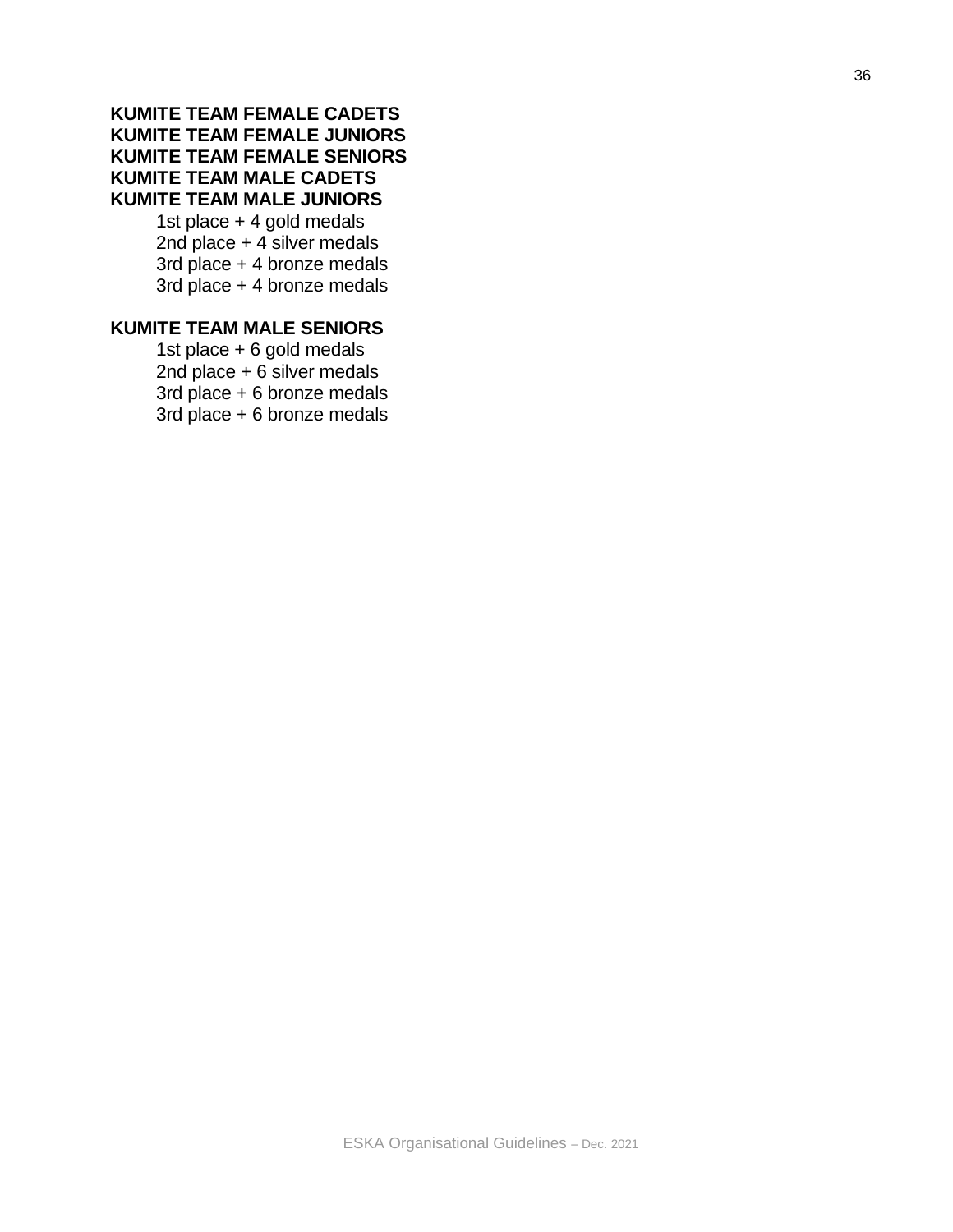**KUMITE TEAM FEMALE CADETS**
**KUMITE TEAM FEMALE JUNIORS**
**KUMITE TEAM FEMALE SENIORS**
**KUMITE TEAM MALE CADETS**
**KUMITE TEAM MALE JUNIORS**

1st place + 4 gold medals
2nd place + 4 silver medals
3rd place + 4 bronze medals
3rd place + 4 bronze medals

**KUMITE TEAM MALE SENIORS**

1st place + 6 gold medals
2nd place + 6 silver medals
3rd place + 6 bronze medals
3rd place + 6 bronze medals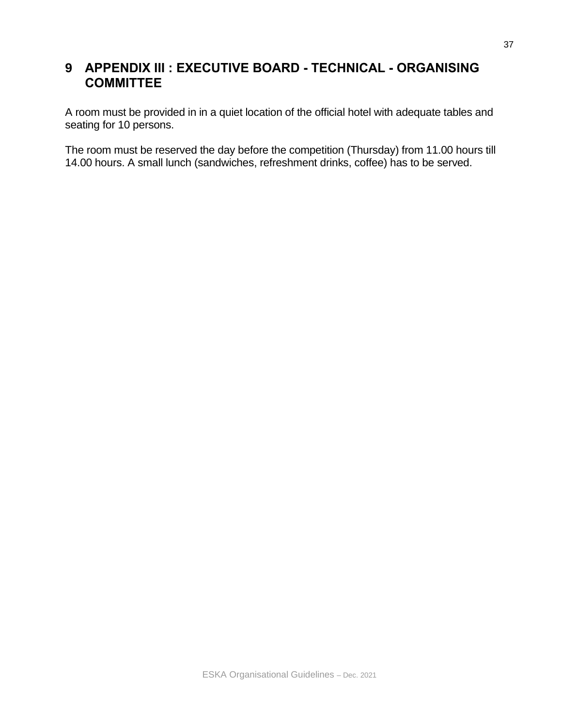# 9 APPENDIX III : EXECUTIVE BOARD - TECHNICAL - ORGANISING COMMITTEE

A room must be provided in in a quiet location of the official hotel with adequate tables and seating for 10 persons.

The room must be reserved the day before the competition (Thursday) from 11.00 hours till 14.00 hours. A small lunch (sandwiches, refreshment drinks, coffee) has to be served.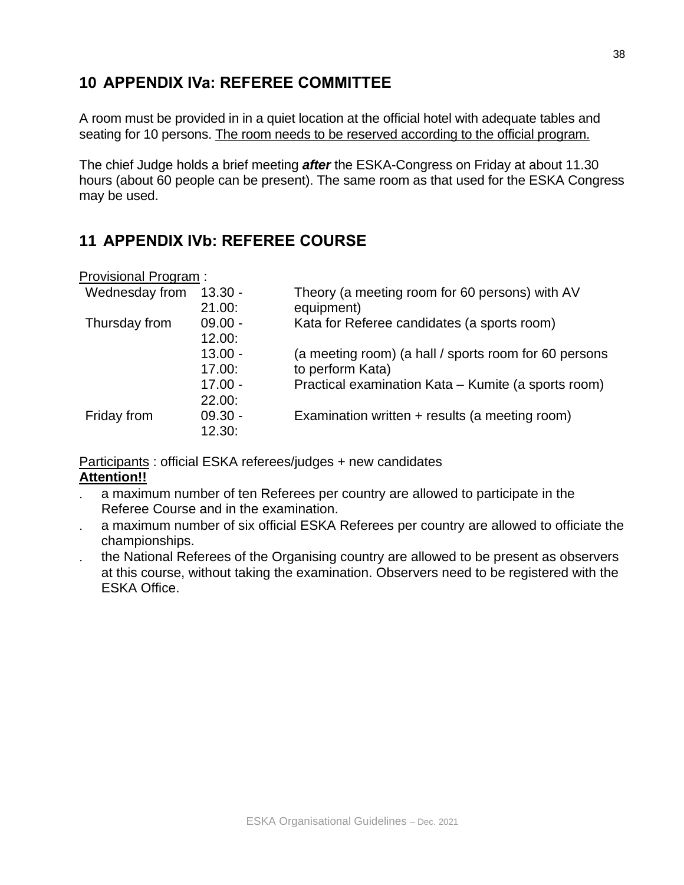## 10 APPENDIX IVa: REFEREE COMMITTEE

A room must be provided in in a quiet location at the official hotel with adequate tables and seating for 10 persons. The room needs to be reserved according to the official program.

The chief Judge holds a brief meeting ***after*** the ESKA-Congress on Friday at about 11.30 hours (about 60 people can be present). The same room as that used for the ESKA Congress may be used.

## 11 APPENDIX IVb: REFEREE COURSE

Provisional Program :

| | | |
|---|---|---|
| Wednesday from | 13.30 - 21.00: | Theory (a meeting room for 60 persons) with AV equipment) |
| Thursday from | 09.00 - 12.00: | Kata for Referee candidates (a sports room) |
| | 13.00 - 17.00: | (a meeting room) (a hall / sports room for 60 persons to perform Kata) |
| | 17.00 - 22.00: | Practical examination Kata – Kumite (a sports room) |
| Friday from | 09.30 - 12.30: | Examination written + results (a meeting room) |

Participants : official ESKA referees/judges + new candidates

**Attention!!**

- a maximum number of ten Referees per country are allowed to participate in the Referee Course and in the examination.
- a maximum number of six official ESKA Referees per country are allowed to officiate the championships.
- the National Referees of the Organising country are allowed to be present as observers at this course, without taking the examination. Observers need to be registered with the ESKA Office.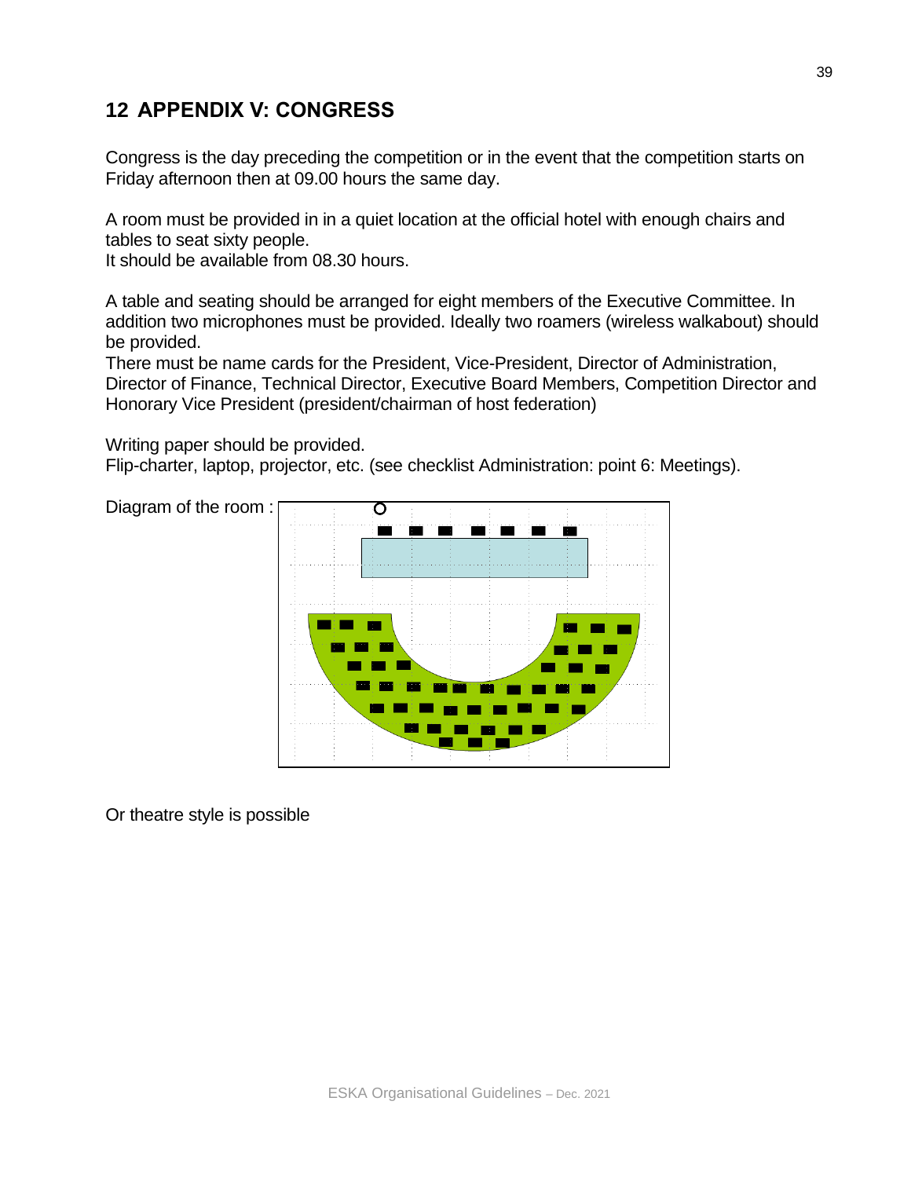# 12 APPENDIX V: CONGRESS

Congress is the day preceding the competition or in the event that the competition starts on Friday afternoon then at 09.00 hours the same day.

A room must be provided in in a quiet location at the official hotel with enough chairs and tables to seat sixty people.
It should be available from 08.30 hours.

A table and seating should be arranged for eight members of the Executive Committee. In addition two microphones must be provided. Ideally two roamers (wireless walkabout) should be provided.
There must be name cards for the President, Vice-President, Director of Administration, Director of Finance, Technical Director, Executive Board Members, Competition Director and Honorary Vice President (president/chairman of host federation)

Writing paper should be provided.
Flip-charter, laptop, projector, etc. (see checklist Administration: point 6: Meetings).

Diagram of the room :

Or theatre style is possible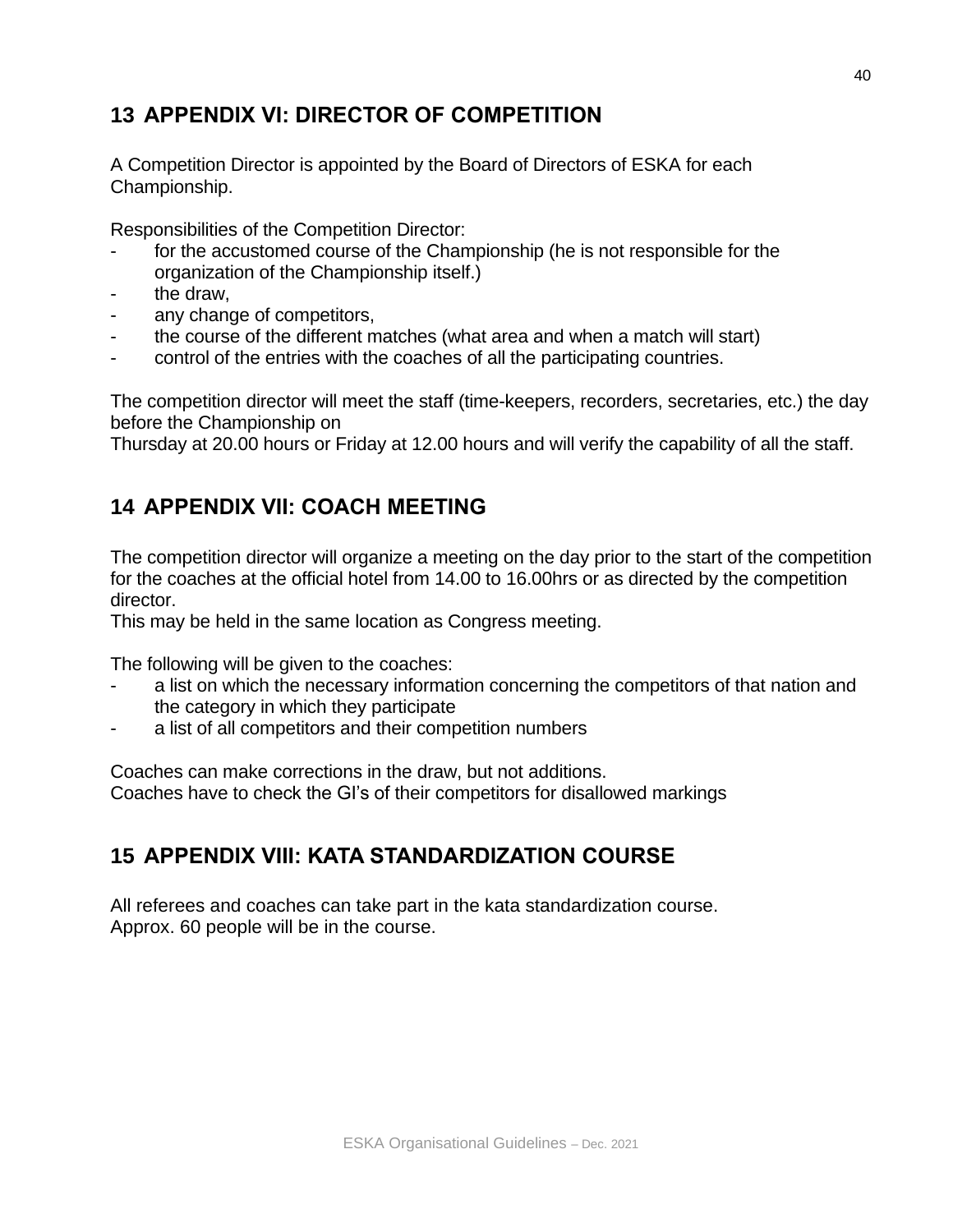# 13 APPENDIX VI: DIRECTOR OF COMPETITION

A Competition Director is appointed by the Board of Directors of ESKA for each Championship.

Responsibilities of the Competition Director:

- for the accustomed course of the Championship (he is not responsible for the organization of the Championship itself.)
- the draw,
- any change of competitors,
- the course of the different matches (what area and when a match will start)
- control of the entries with the coaches of all the participating countries.

The competition director will meet the staff (time-keepers, recorders, secretaries, etc.) the day before the Championship on
Thursday at 20.00 hours or Friday at 12.00 hours and will verify the capability of all the staff.

# 14 APPENDIX VII: COACH MEETING

The competition director will organize a meeting on the day prior to the start of the competition for the coaches at the official hotel from 14.00 to 16.00hrs or as directed by the competition director.
This may be held in the same location as Congress meeting.

The following will be given to the coaches:

- a list on which the necessary information concerning the competitors of that nation and the category in which they participate
- a list of all competitors and their competition numbers

Coaches can make corrections in the draw, but not additions.
Coaches have to check the GI's of their competitors for disallowed markings

# 15 APPENDIX VIII: KATA STANDARDIZATION COURSE

All referees and coaches can take part in the kata standardization course.
Approx. 60 people will be in the course.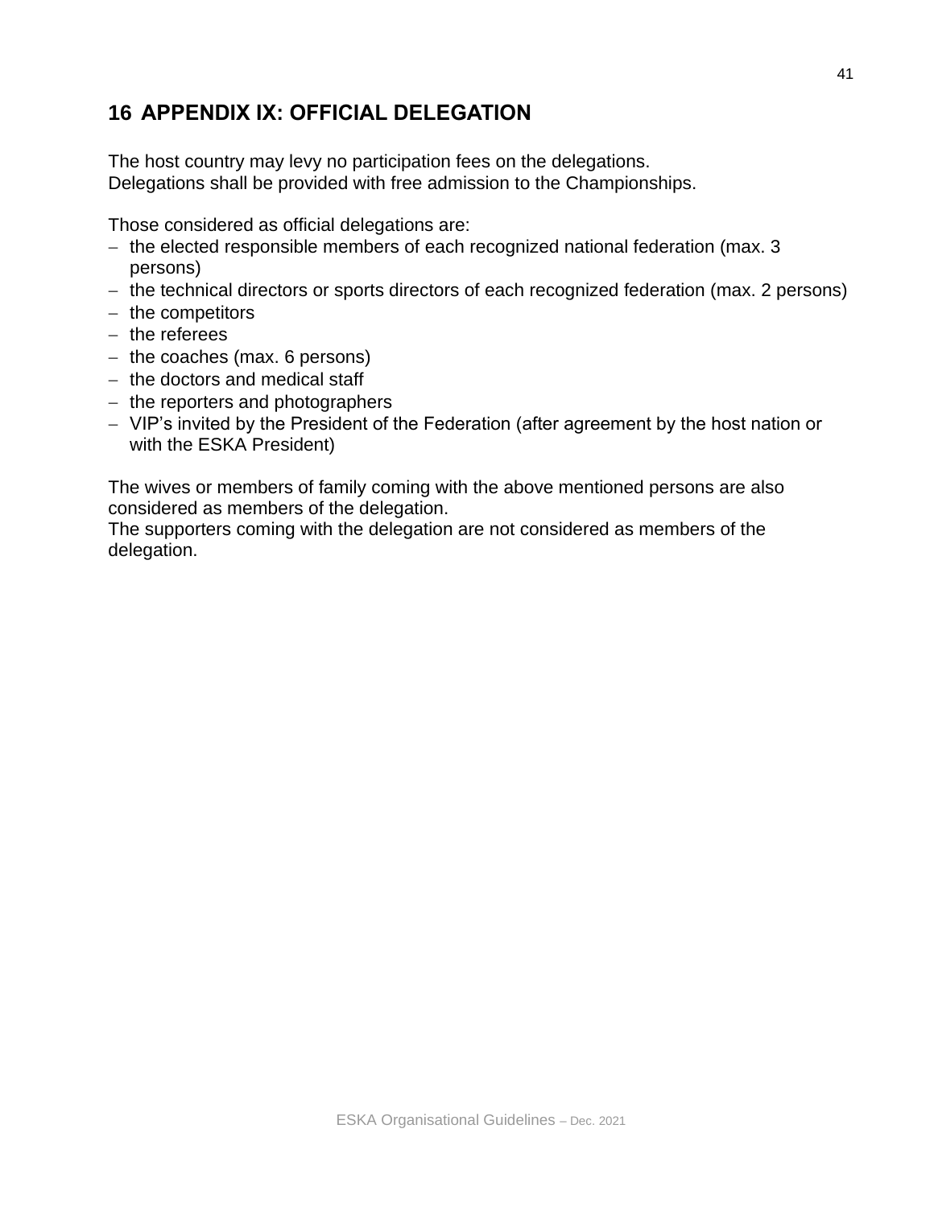# 16 APPENDIX IX: OFFICIAL DELEGATION

The host country may levy no participation fees on the delegations.
Delegations shall be provided with free admission to the Championships.

Those considered as official delegations are:

- the elected responsible members of each recognized national federation (max. 3 persons)
- the technical directors or sports directors of each recognized federation (max. 2 persons)
- the competitors
- the referees
- the coaches (max. 6 persons)
- the doctors and medical staff
- the reporters and photographers
- VIP's invited by the President of the Federation (after agreement by the host nation or with the ESKA President)

The wives or members of family coming with the above mentioned persons are also considered as members of the delegation.
The supporters coming with the delegation are not considered as members of the delegation.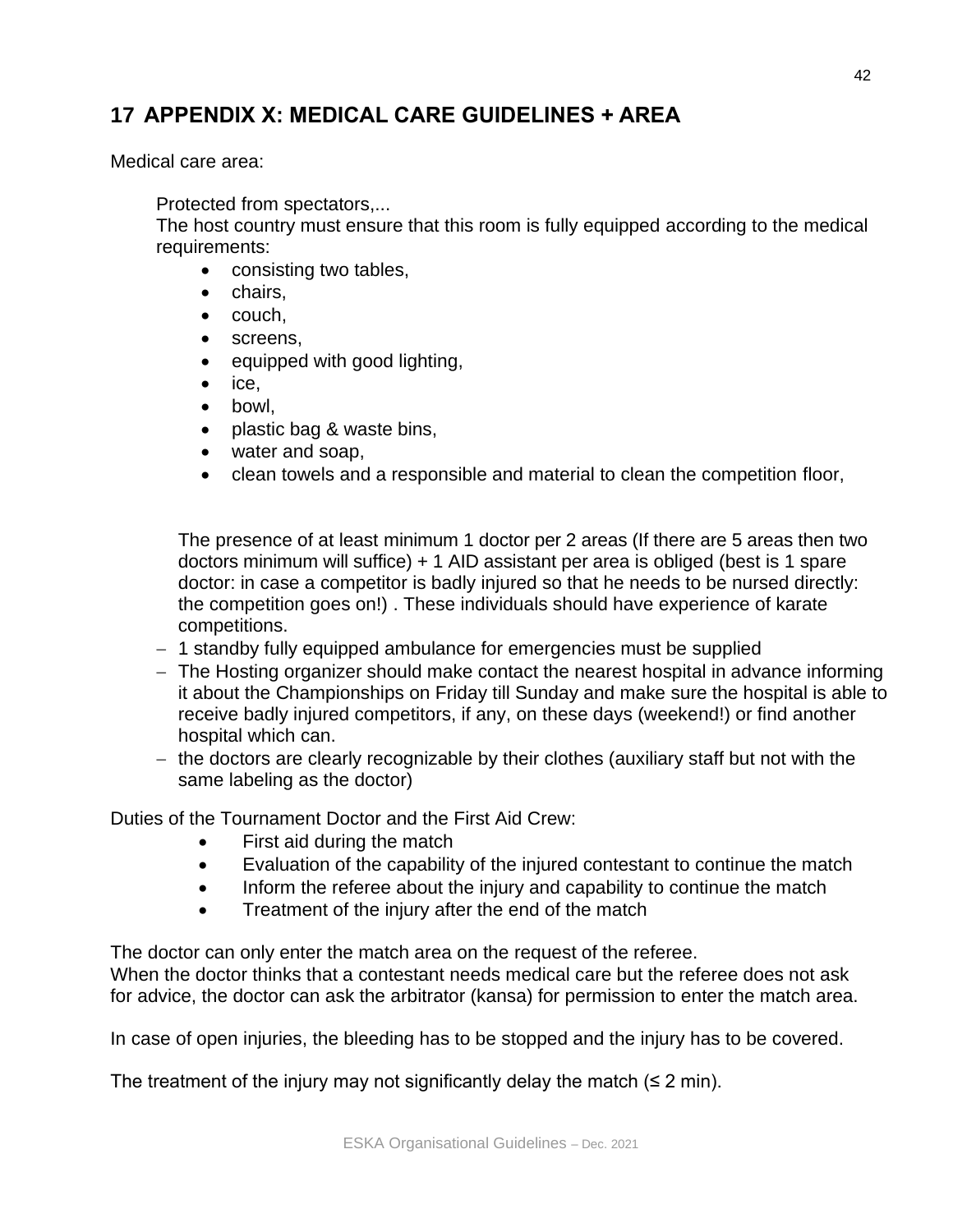# 17 APPENDIX X: MEDICAL CARE GUIDELINES + AREA

Medical care area:

Protected from spectators,...
The host country must ensure that this room is fully equipped according to the medical requirements:

- consisting two tables,
- chairs,
- couch,
- screens,
- equipped with good lighting,
- ice,
- bowl,
- plastic bag & waste bins,
- water and soap,
- clean towels and a responsible and material to clean the competition floor,

The presence of at least minimum 1 doctor per 2 areas (If there are 5 areas then two doctors minimum will suffice) + 1 AID assistant per area is obliged (best is 1 spare doctor: in case a competitor is badly injured so that he needs to be nursed directly: the competition goes on!) . These individuals should have experience of karate competitions.

- 1 standby fully equipped ambulance for emergencies must be supplied
- The Hosting organizer should make contact the nearest hospital in advance informing it about the Championships on Friday till Sunday and make sure the hospital is able to receive badly injured competitors, if any, on these days (weekend!) or find another hospital which can.
- the doctors are clearly recognizable by their clothes (auxiliary staff but not with the same labeling as the doctor)

Duties of the Tournament Doctor and the First Aid Crew:

- First aid during the match
- Evaluation of the capability of the injured contestant to continue the match
- Inform the referee about the injury and capability to continue the match
- Treatment of the injury after the end of the match

The doctor can only enter the match area on the request of the referee.
When the doctor thinks that a contestant needs medical care but the referee does not ask for advice, the doctor can ask the arbitrator (kansa) for permission to enter the match area.

In case of open injuries, the bleeding has to be stopped and the injury has to be covered.

The treatment of the injury may not significantly delay the match (≤ 2 min).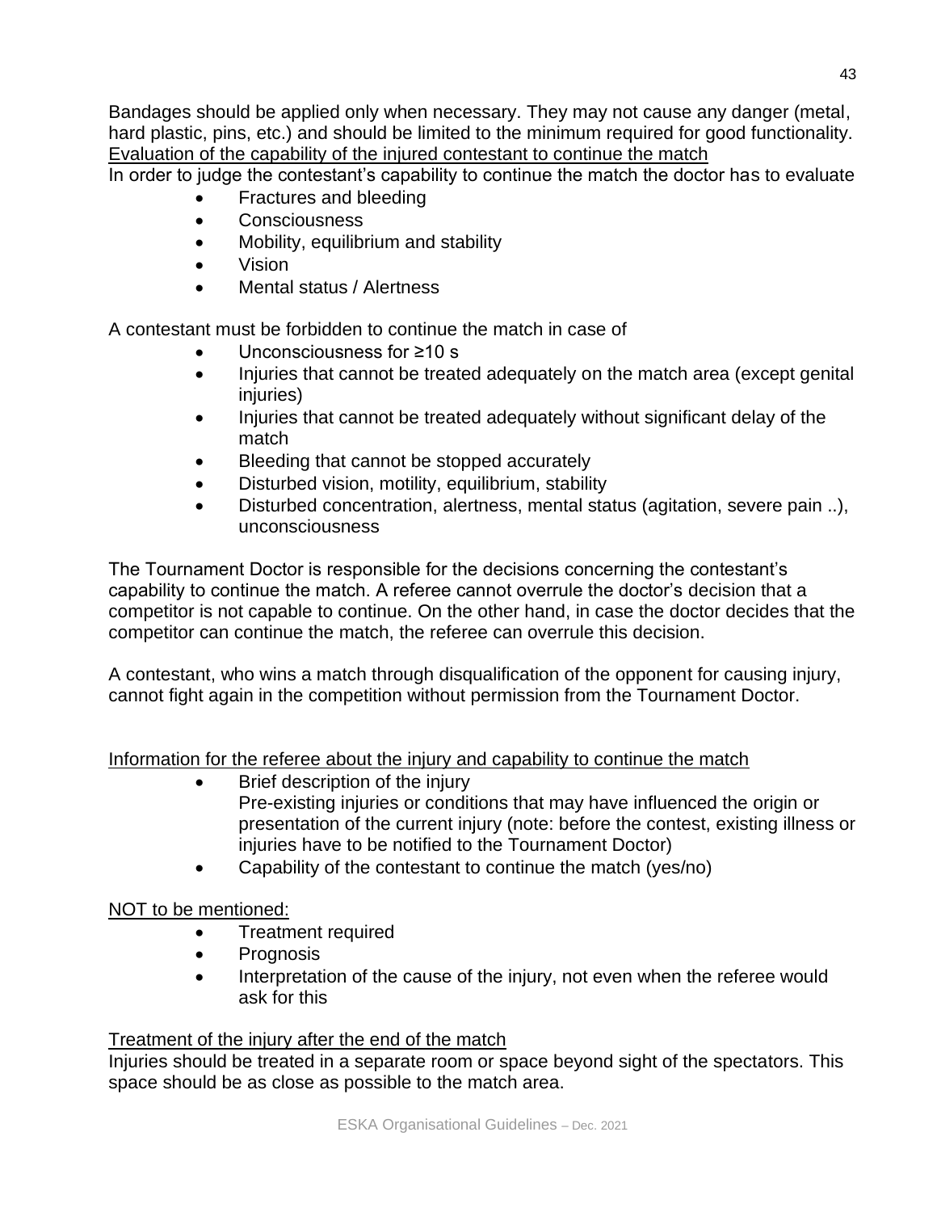Bandages should be applied only when necessary. They may not cause any danger (metal, hard plastic, pins, etc.) and should be limited to the minimum required for good functionality.

<u>Evaluation of the capability of the injured contestant to continue the match</u>

In order to judge the contestant's capability to continue the match the doctor has to evaluate

- Fractures and bleeding
- Consciousness
- Mobility, equilibrium and stability
- Vision
- Mental status / Alertness

A contestant must be forbidden to continue the match in case of

- Unconsciousness for ≥10 s
- Injuries that cannot be treated adequately on the match area (except genital injuries)
- Injuries that cannot be treated adequately without significant delay of the match
- Bleeding that cannot be stopped accurately
- Disturbed vision, motility, equilibrium, stability
- Disturbed concentration, alertness, mental status (agitation, severe pain ..), unconsciousness

The Tournament Doctor is responsible for the decisions concerning the contestant's capability to continue the match. A referee cannot overrule the doctor's decision that a competitor is not capable to continue. On the other hand, in case the doctor decides that the competitor can continue the match, the referee can overrule this decision.

A contestant, who wins a match through disqualification of the opponent for causing injury, cannot fight again in the competition without permission from the Tournament Doctor.

<u>Information for the referee about the injury and capability to continue the match</u>

- Brief description of the injury
  Pre-existing injuries or conditions that may have influenced the origin or presentation of the current injury (note: before the contest, existing illness or injuries have to be notified to the Tournament Doctor)
- Capability of the contestant to continue the match (yes/no)

<u>NOT to be mentioned:</u>

- Treatment required
- Prognosis
- Interpretation of the cause of the injury, not even when the referee would ask for this

<u>Treatment of the injury after the end of the match</u>

Injuries should be treated in a separate room or space beyond sight of the spectators. This space should be as close as possible to the match area.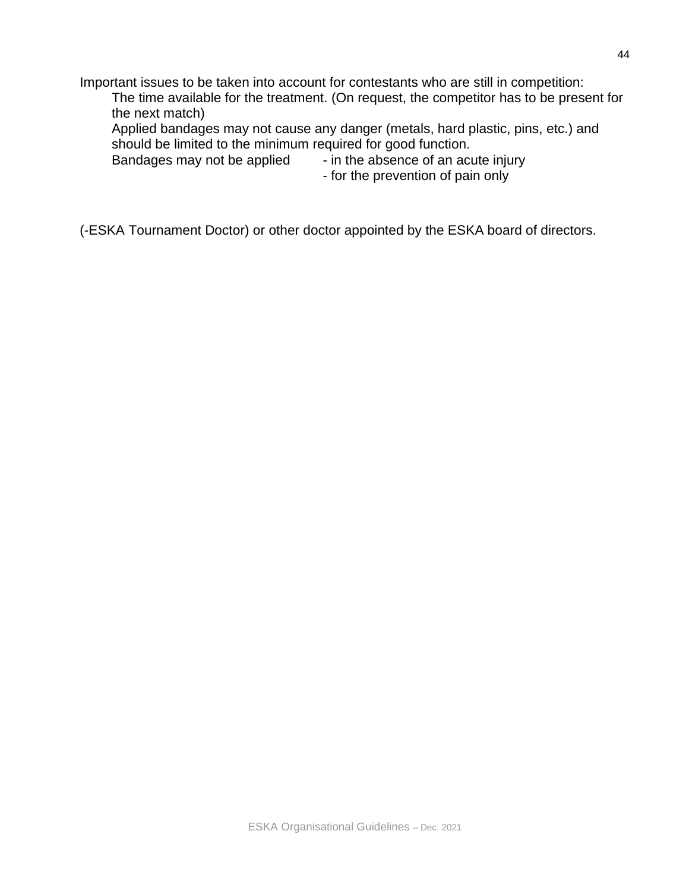Important issues to be taken into account for contestants who are still in competition:

The time available for the treatment. (On request, the competitor has to be present for the next match)

Applied bandages may not cause any danger (metals, hard plastic, pins, etc.) and should be limited to the minimum required for good function.

Bandages may not be applied
- in the absence of an acute injury
- for the prevention of pain only

(-ESKA Tournament Doctor) or other doctor appointed by the ESKA board of directors.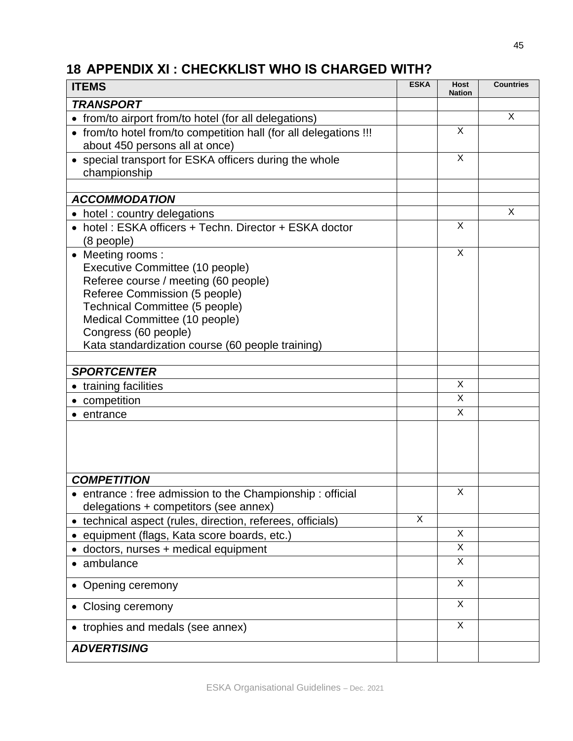## 18 APPENDIX XI : CHECKKLIST WHO IS CHARGED WITH?

| ITEMS | ESKA | Host Nation | Countries |
|---|---|---|---|
| ***TRANSPORT*** | | | |
| • from/to airport from/to hotel (for all delegations) | | | X |
| • from/to hotel from/to competition hall (for all delegations !!! about 450 persons all at once) | | X | |
| • special transport for ESKA officers during the whole championship | | X | |
| | | | |
| ***ACCOMMODATION*** | | | |
| • hotel : country delegations | | | X |
| • hotel : ESKA officers + Techn. Director + ESKA doctor (8 people) | | X | |
| • Meeting rooms :<br>Executive Committee (10 people)<br>Referee course / meeting (60 people)<br>Referee Commission (5 people)<br>Technical Committee (5 people)<br>Medical Committee (10 people)<br>Congress (60 people)<br>Kata standardization course (60 people training) | | X | |
| | | | |
| ***SPORTCENTER*** | | | |
| • training facilities | | X | |
| • competition | | X | |
| • entrance | | X | |
| | | | |
| ***COMPETITION*** | | | |
| • entrance : free admission to the Championship : official delegations + competitors (see annex) | | X | |
| • technical aspect (rules, direction, referees, officials) | X | | |
| • equipment (flags, Kata score boards, etc.) | | X | |
| • doctors, nurses + medical equipment | | X | |
| • ambulance | | X | |
| • Opening ceremony | | X | |
| • Closing ceremony | | X | |
| • trophies and medals (see annex) | | X | |
| ***ADVERTISING*** | | | |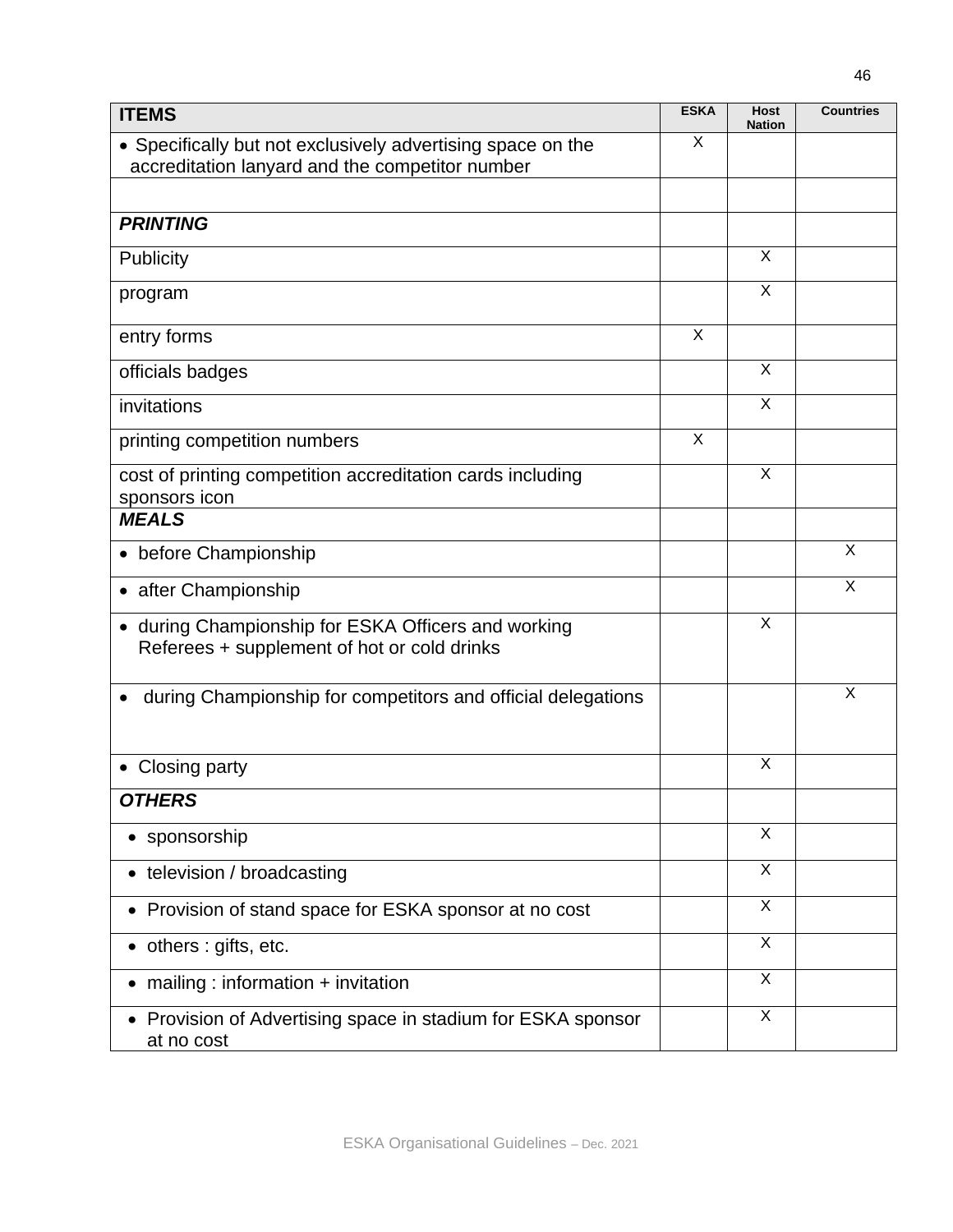| **ITEMS** | **ESKA** | **Host Nation** | **Countries** |
|---|---|---|---|
| • Specifically but not exclusively advertising space on the accreditation lanyard and the competitor number | X | | |
| | | | |
| ***PRINTING*** | | | |
| Publicity | | X | |
| program | | X | |
| entry forms | X | | |
| officials badges | | X | |
| invitations | | X | |
| printing competition numbers | X | | |
| cost of printing competition accreditation cards including sponsors icon | | X | |
| ***MEALS*** | | | |
| • before Championship | | | X |
| • after Championship | | | X |
| • during Championship for ESKA Officers and working Referees + supplement of hot or cold drinks | | X | |
| • during Championship for competitors and official delegations | | | X |
| • Closing party | | X | |
| ***OTHERS*** | | | |
| • sponsorship | | X | |
| • television / broadcasting | | X | |
| • Provision of stand space for ESKA sponsor at no cost | | X | |
| • others : gifts, etc. | | X | |
| • mailing : information + invitation | | X | |
| • Provision of Advertising space in stadium for ESKA sponsor at no cost | | X | |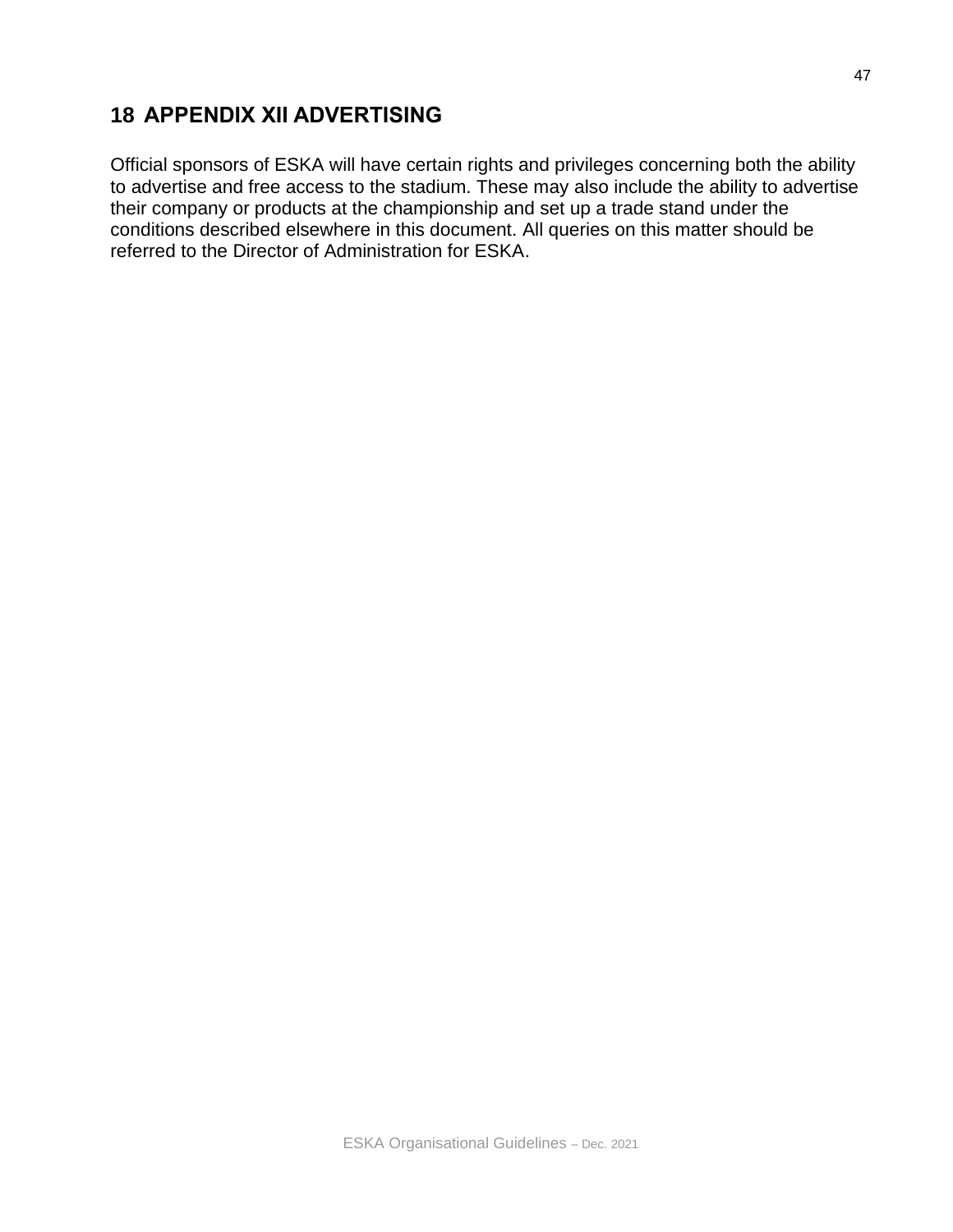# 18 APPENDIX XII ADVERTISING

Official sponsors of ESKA will have certain rights and privileges concerning both the ability to advertise and free access to the stadium. These may also include the ability to advertise their company or products at the championship and set up a trade stand under the conditions described elsewhere in this document. All queries on this matter should be referred to the Director of Administration for ESKA.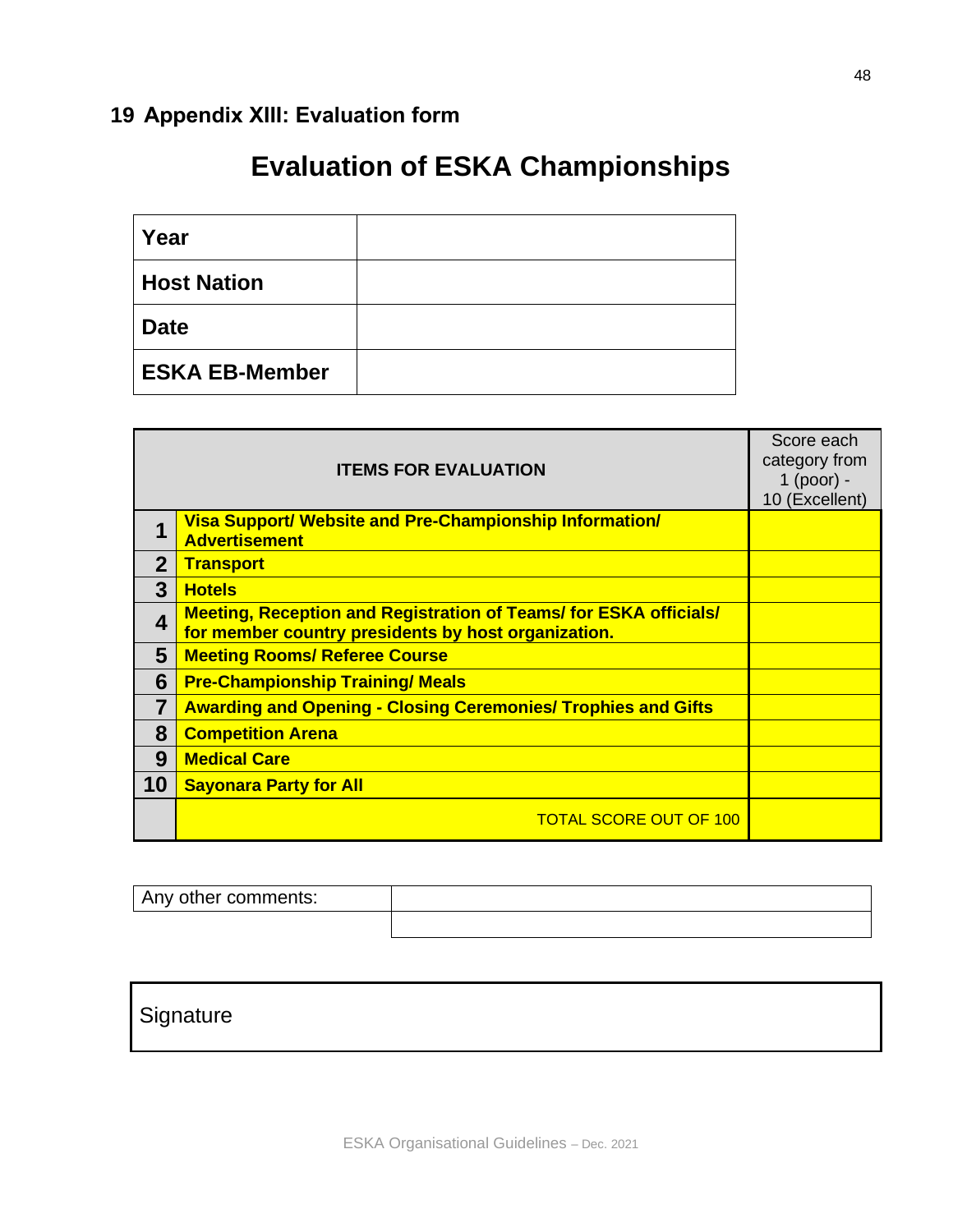## 19 Appendix XIII: Evaluation form

# Evaluation of ESKA Championships

| | |
|---|---|
| **Year** | |
| **Host Nation** | |
| **Date** | |
| **ESKA EB-Member** | |

| | **ITEMS FOR EVALUATION** | Score each category from 1 (poor) - 10 (Excellent) |
|---|---|---|
| **1** | **Visa Support/ Website and Pre-Championship Information/ Advertisement** | |
| **2** | **Transport** | |
| **3** | **Hotels** | |
| **4** | **Meeting, Reception and Registration of Teams/ for ESKA officials/ for member country presidents by host organization.** | |
| **5** | **Meeting Rooms/ Referee Course** | |
| **6** | **Pre-Championship Training/ Meals** | |
| **7** | **Awarding and Opening - Closing Ceremonies/ Trophies and Gifts** | |
| **8** | **Competition Arena** | |
| **9** | **Medical Care** | |
| **10** | **Sayonara Party for All** | |
| | TOTAL SCORE OUT OF 100 | |

| Any other comments: | |
|---|---|
| | |

| Signature |
|---|
| |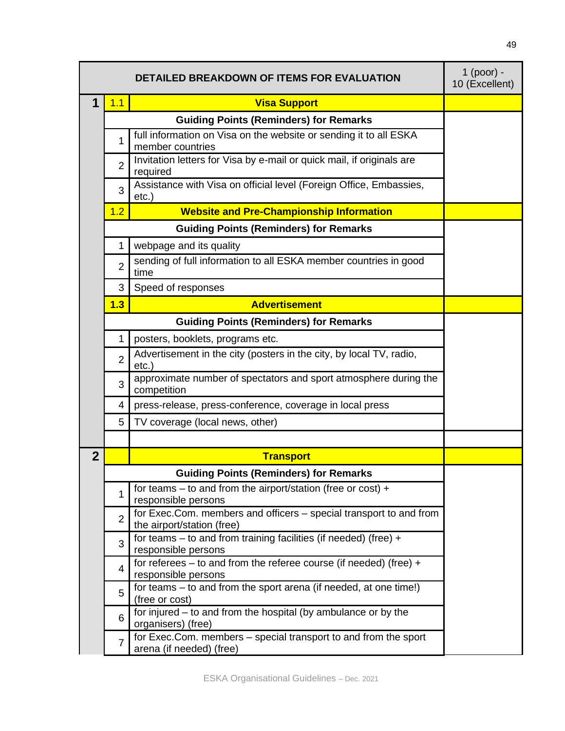| | | DETAILED BREAKDOWN OF ITEMS FOR EVALUATION | 1 (poor) - 10 (Excellent) |
|---|---|---|---|
| **1** | 1.1 | **Visa Support** | |
| | | **Guiding Points (Reminders) for Remarks** | |
| | 1 | full information on Visa on the website or sending it to all ESKA member countries | |
| | 2 | Invitation letters for Visa by e-mail or quick mail, if originals are required | |
| | 3 | Assistance with Visa on official level (Foreign Office, Embassies, etc.) | |
| | 1.2 | **Website and Pre-Championship Information** | |
| | | **Guiding Points (Reminders) for Remarks** | |
| | 1 | webpage and its quality | |
| | 2 | sending of full information to all ESKA member countries in good time | |
| | 3 | Speed of responses | |
| | **1.3** | **Advertisement** | |
| | | **Guiding Points (Reminders) for Remarks** | |
| | 1 | posters, booklets, programs etc. | |
| | 2 | Advertisement in the city (posters in the city, by local TV, radio, etc.) | |
| | 3 | approximate number of spectators and sport atmosphere during the competition | |
| | 4 | press-release, press-conference, coverage in local press | |
| | 5 | TV coverage (local news, other) | |
| | | | |
| **2** | | **Transport** | |
| | | **Guiding Points (Reminders) for Remarks** | |
| | 1 | for teams – to and from the airport/station (free or cost) + responsible persons | |
| | 2 | for Exec.Com. members and officers – special transport to and from the airport/station (free) | |
| | 3 | for teams – to and from training facilities (if needed) (free) + responsible persons | |
| | 4 | for referees – to and from the referee course (if needed) (free) + responsible persons | |
| | 5 | for teams – to and from the sport arena (if needed, at one time!) (free or cost) | |
| | 6 | for injured – to and from the hospital (by ambulance or by the organisers) (free) | |
| | 7 | for Exec.Com. members – special transport to and from the sport arena (if needed) (free) | |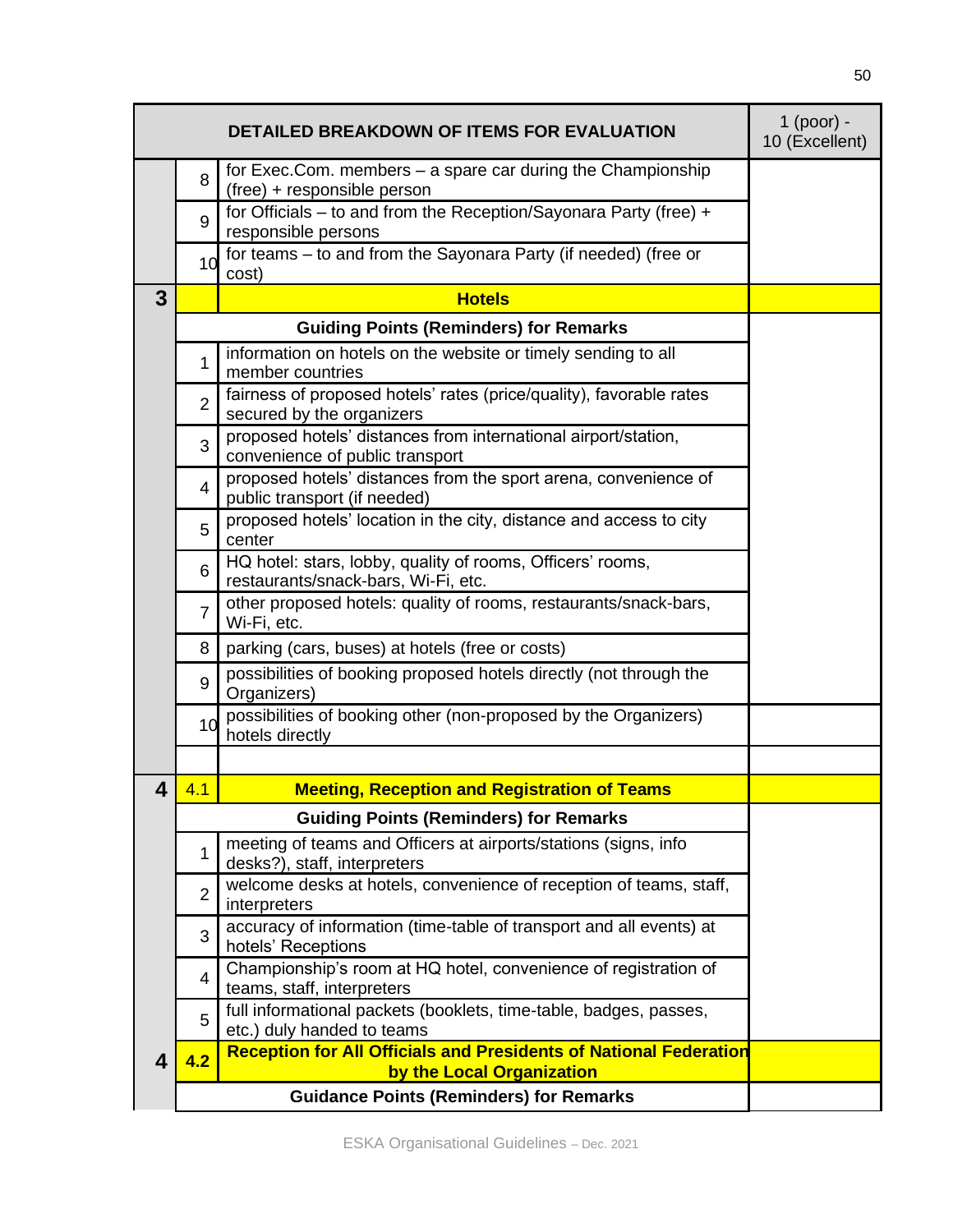| | | DETAILED BREAKDOWN OF ITEMS FOR EVALUATION | 1 (poor) - 10 (Excellent) |
|---|---|---|---|
| | 8 | for Exec.Com. members – a spare car during the Championship (free) + responsible person | |
| | 9 | for Officials – to and from the Reception/Sayonara Party (free) + responsible persons | |
| | 10 | for teams – to and from the Sayonara Party (if needed) (free or cost) | |
| **3** | | **Hotels** | |
| | | **Guiding Points (Reminders) for Remarks** | |
| | 1 | information on hotels on the website or timely sending to all member countries | |
| | 2 | fairness of proposed hotels' rates (price/quality), favorable rates secured by the organizers | |
| | 3 | proposed hotels' distances from international airport/station, convenience of public transport | |
| | 4 | proposed hotels' distances from the sport arena, convenience of public transport (if needed) | |
| | 5 | proposed hotels' location in the city, distance and access to city center | |
| | 6 | HQ hotel: stars, lobby, quality of rooms, Officers' rooms, restaurants/snack-bars, Wi-Fi, etc. | |
| | 7 | other proposed hotels: quality of rooms, restaurants/snack-bars, Wi-Fi, etc. | |
| | 8 | parking (cars, buses) at hotels (free or costs) | |
| | 9 | possibilities of booking proposed hotels directly (not through the Organizers) | |
| | 10 | possibilities of booking other (non-proposed by the Organizers) hotels directly | |
| | | | |
| **4** | 4.1 | **Meeting, Reception and Registration of Teams** | |
| | | **Guiding Points (Reminders) for Remarks** | |
| | 1 | meeting of teams and Officers at airports/stations (signs, info desks?), staff, interpreters | |
| | 2 | welcome desks at hotels, convenience of reception of teams, staff, interpreters | |
| | 3 | accuracy of information (time-table of transport and all events) at hotels' Receptions | |
| | 4 | Championship's room at HQ hotel, convenience of registration of teams, staff, interpreters | |
| | 5 | full informational packets (booklets, time-table, badges, passes, etc.) duly handed to teams | |
| **4** | **4.2** | **Reception for All Officials and Presidents of National Federation by the Local Organization** | |
| | | **Guidance Points (Reminders) for Remarks** | |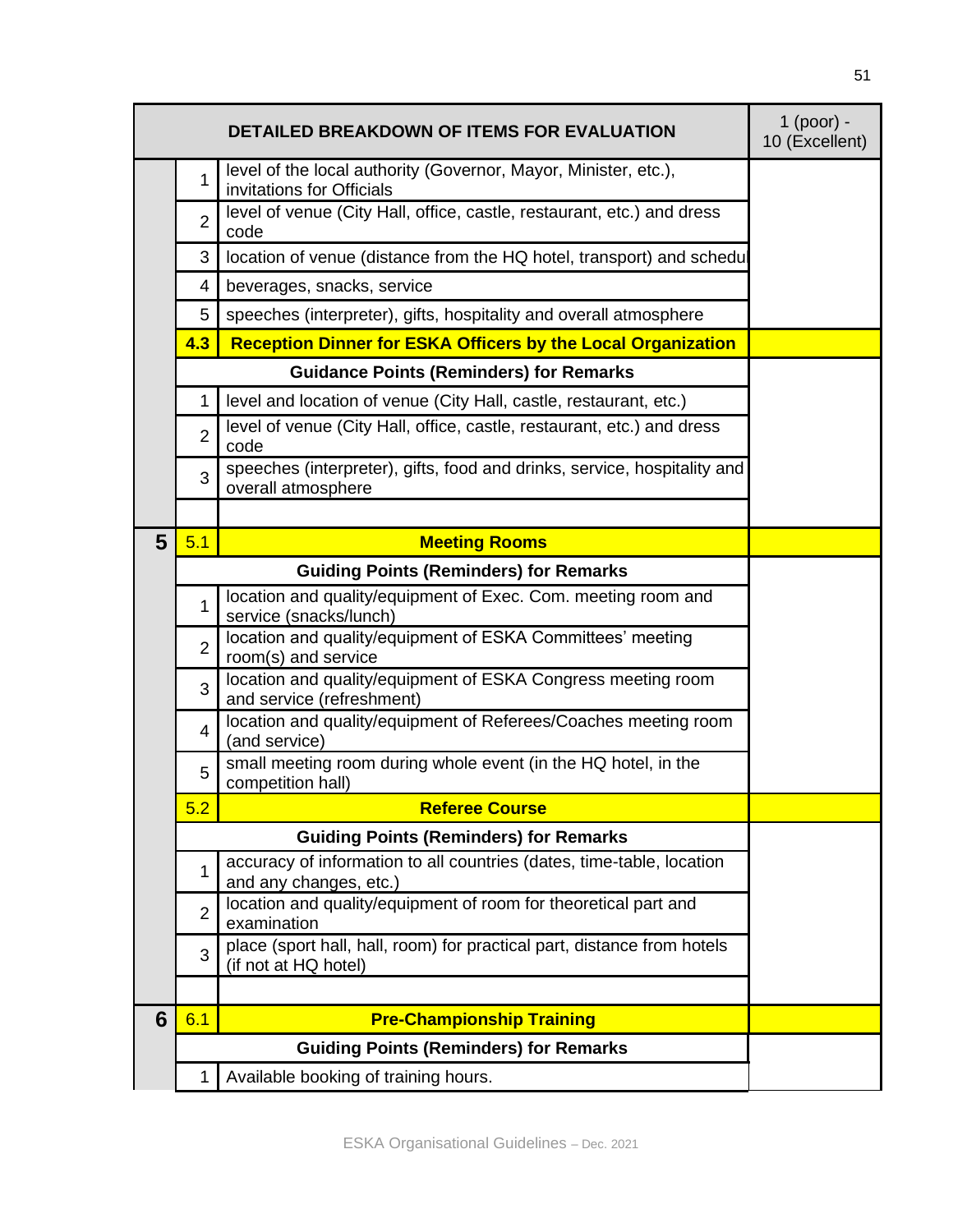| DETAILED BREAKDOWN OF ITEMS FOR EVALUATION | | | 1 (poor) - 10 (Excellent) |
|---|---|---|---|
| | 1 | level of the local authority (Governor, Mayor, Minister, etc.), invitations for Officials | |
| | 2 | level of venue (City Hall, office, castle, restaurant, etc.) and dress code | |
| | 3 | location of venue (distance from the HQ hotel, transport) and schedul | |
| | 4 | beverages, snacks, service | |
| | 5 | speeches (interpreter), gifts, hospitality and overall atmosphere | |
| | **4.3** | **Reception Dinner for ESKA Officers by the Local Organization** | |
| | | **Guidance Points (Reminders) for Remarks** | |
| | 1 | level and location of venue (City Hall, castle, restaurant, etc.) | |
| | 2 | level of venue (City Hall, office, castle, restaurant, etc.) and dress code | |
| | 3 | speeches (interpreter), gifts, food and drinks, service, hospitality and overall atmosphere | |
| | | | |
| **5** | 5.1 | **Meeting Rooms** | |
| | | **Guiding Points (Reminders) for Remarks** | |
| | 1 | location and quality/equipment of Exec. Com. meeting room and service (snacks/lunch) | |
| | 2 | location and quality/equipment of ESKA Committees' meeting room(s) and service | |
| | 3 | location and quality/equipment of ESKA Congress meeting room and service (refreshment) | |
| | 4 | location and quality/equipment of Referees/Coaches meeting room (and service) | |
| | 5 | small meeting room during whole event (in the HQ hotel, in the competition hall) | |
| | 5.2 | **Referee Course** | |
| | | **Guiding Points (Reminders) for Remarks** | |
| | 1 | accuracy of information to all countries (dates, time-table, location and any changes, etc.) | |
| | 2 | location and quality/equipment of room for theoretical part and examination | |
| | 3 | place (sport hall, hall, room) for practical part, distance from hotels (if not at HQ hotel) | |
| | | | |
| **6** | 6.1 | **Pre-Championship Training** | |
| | | **Guiding Points (Reminders) for Remarks** | |
| | 1 | Available booking of training hours. | |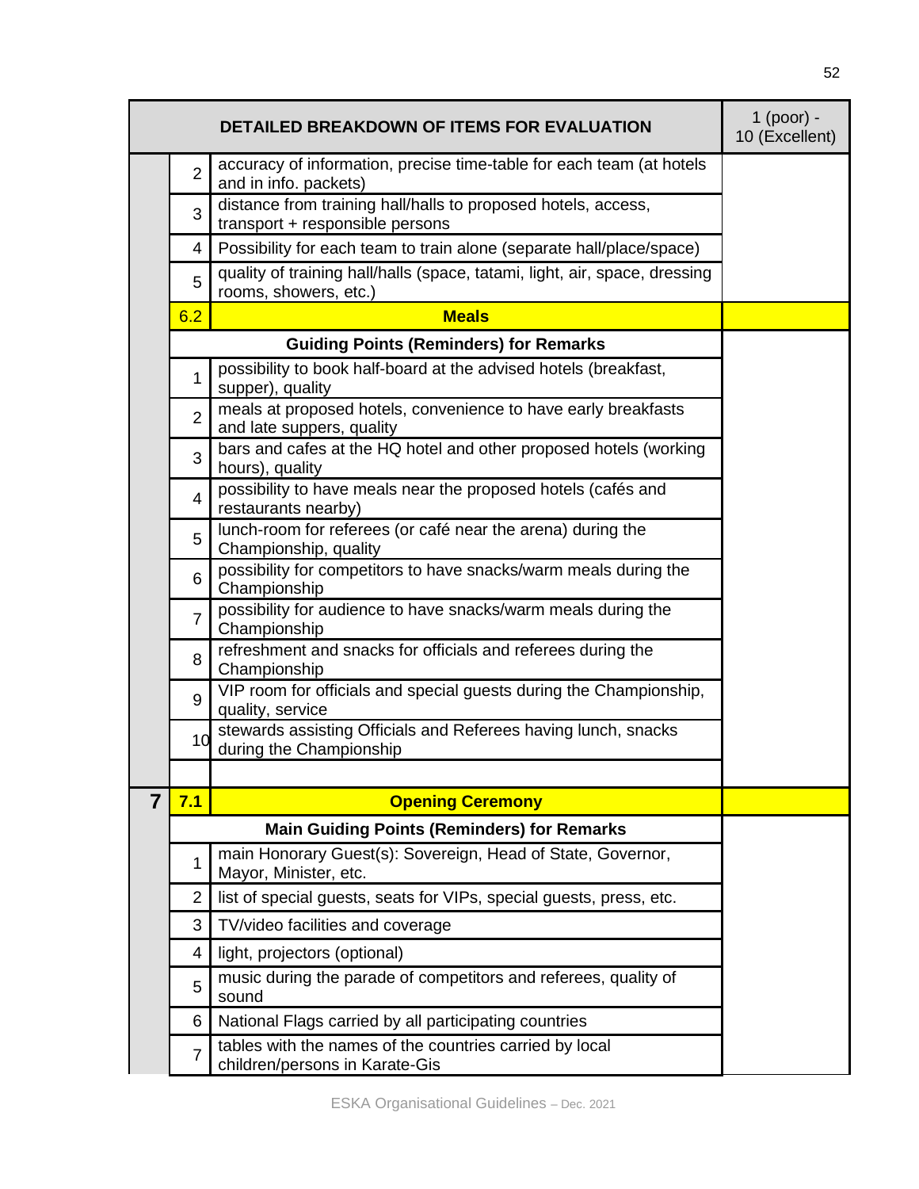| | | DETAILED BREAKDOWN OF ITEMS FOR EVALUATION | 1 (poor) - 10 (Excellent) |
|---|---|---|---|
| | 2 | accuracy of information, precise time-table for each team (at hotels and in info. packets) | |
| | 3 | distance from training hall/halls to proposed hotels, access, transport + responsible persons | |
| | 4 | Possibility for each team to train alone (separate hall/place/space) | |
| | 5 | quality of training hall/halls (space, tatami, light, air, space, dressing rooms, showers, etc.) | |
| | **6.2** | **Meals** | |
| | | **Guiding Points (Reminders) for Remarks** | |
| | 1 | possibility to book half-board at the advised hotels (breakfast, supper), quality | |
| | 2 | meals at proposed hotels, convenience to have early breakfasts and late suppers, quality | |
| | 3 | bars and cafes at the HQ hotel and other proposed hotels (working hours), quality | |
| | 4 | possibility to have meals near the proposed hotels (cafés and restaurants nearby) | |
| | 5 | lunch-room for referees (or café near the arena) during the Championship, quality | |
| | 6 | possibility for competitors to have snacks/warm meals during the Championship | |
| | 7 | possibility for audience to have snacks/warm meals during the Championship | |
| | 8 | refreshment and snacks for officials and referees during the Championship | |
| | 9 | VIP room for officials and special guests during the Championship, quality, service | |
| | 10 | stewards assisting Officials and Referees having lunch, snacks during the Championship | |
| | | | |
| **7** | **7.1** | **Opening Ceremony** | |
| | | **Main Guiding Points (Reminders) for Remarks** | |
| | 1 | main Honorary Guest(s): Sovereign, Head of State, Governor, Mayor, Minister, etc. | |
| | 2 | list of special guests, seats for VIPs, special guests, press, etc. | |
| | 3 | TV/video facilities and coverage | |
| | 4 | light, projectors (optional) | |
| | 5 | music during the parade of competitors and referees, quality of sound | |
| | 6 | National Flags carried by all participating countries | |
| | 7 | tables with the names of the countries carried by local children/persons in Karate-Gis | |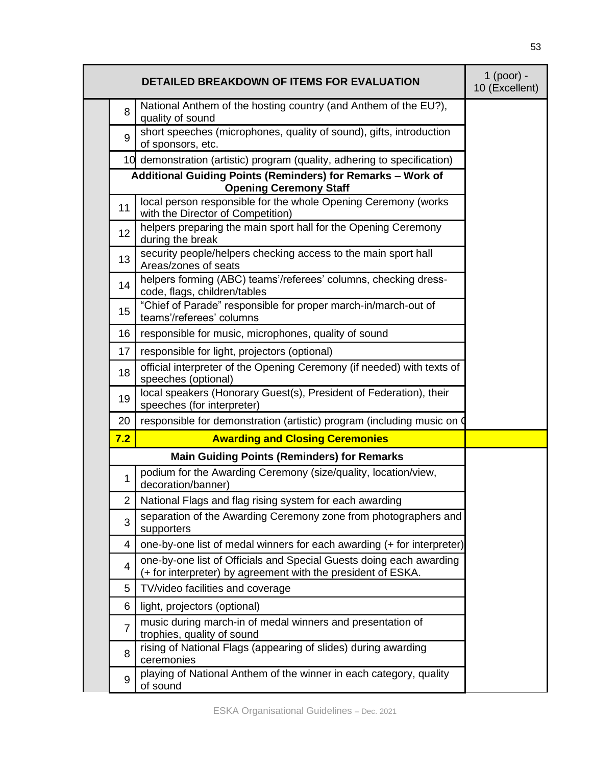| DETAILED BREAKDOWN OF ITEMS FOR EVALUATION | | 1 (poor) - 10 (Excellent) |
|---|---|---|
| 8 | National Anthem of the hosting country (and Anthem of the EU?), quality of sound | |
| 9 | short speeches (microphones, quality of sound), gifts, introduction of sponsors, etc. | |
| 10 | demonstration (artistic) program (quality, adhering to specification) | |
| **Additional Guiding Points (Reminders) for Remarks – Work of Opening Ceremony Staff** | | |
| 11 | local person responsible for the whole Opening Ceremony (works with the Director of Competition) | |
| 12 | helpers preparing the main sport hall for the Opening Ceremony during the break | |
| 13 | security people/helpers checking access to the main sport hall Areas/zones of seats | |
| 14 | helpers forming (ABC) teams'/referees' columns, checking dress-code, flags, children/tables | |
| 15 | "Chief of Parade" responsible for proper march-in/march-out of teams'/referees' columns | |
| 16 | responsible for music, microphones, quality of sound | |
| 17 | responsible for light, projectors (optional) | |
| 18 | official interpreter of the Opening Ceremony (if needed) with texts of speeches (optional) | |
| 19 | local speakers (Honorary Guest(s), President of Federation), their speeches (for interpreter) | |
| 20 | responsible for demonstration (artistic) program (including music on ( | |
| **7.2** | **Awarding and Closing Ceremonies** | |
| **Main Guiding Points (Reminders) for Remarks** | | |
| 1 | podium for the Awarding Ceremony (size/quality, location/view, decoration/banner) | |
| 2 | National Flags and flag rising system for each awarding | |
| 3 | separation of the Awarding Ceremony zone from photographers and supporters | |
| 4 | one-by-one list of medal winners for each awarding (+ for interpreter) | |
| 4 | one-by-one list of Officials and Special Guests doing each awarding (+ for interpreter) by agreement with the president of ESKA. | |
| 5 | TV/video facilities and coverage | |
| 6 | light, projectors (optional) | |
| 7 | music during march-in of medal winners and presentation of trophies, quality of sound | |
| 8 | rising of National Flags (appearing of slides) during awarding ceremonies | |
| 9 | playing of National Anthem of the winner in each category, quality of sound | |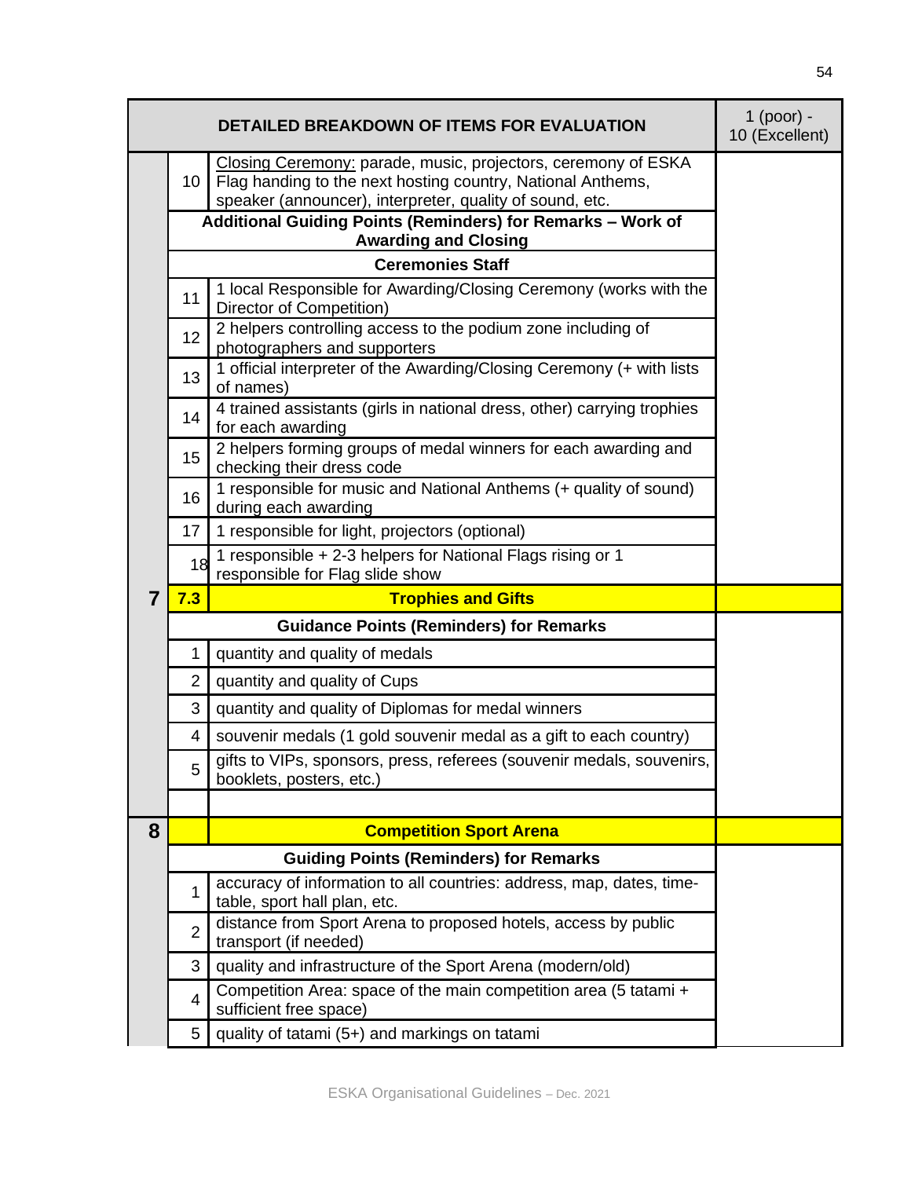| | | DETAILED BREAKDOWN OF ITEMS FOR EVALUATION | 1 (poor) - 10 (Excellent) |
|---|---|---|---|
| | 10 | Closing Ceremony: parade, music, projectors, ceremony of ESKA Flag handing to the next hosting country, National Anthems, speaker (announcer), interpreter, quality of sound, etc. | |
| | | **Additional Guiding Points (Reminders) for Remarks – Work of Awarding and Closing** | |
| | | **Ceremonies Staff** | |
| | 11 | 1 local Responsible for Awarding/Closing Ceremony (works with the Director of Competition) | |
| | 12 | 2 helpers controlling access to the podium zone including of photographers and supporters | |
| | 13 | 1 official interpreter of the Awarding/Closing Ceremony (+ with lists of names) | |
| | 14 | 4 trained assistants (girls in national dress, other) carrying trophies for each awarding | |
| | 15 | 2 helpers forming groups of medal winners for each awarding and checking their dress code | |
| | 16 | 1 responsible for music and National Anthems (+ quality of sound) during each awarding | |
| | 17 | 1 responsible for light, projectors (optional) | |
| | 18 | 1 responsible + 2-3 helpers for National Flags rising or 1 responsible for Flag slide show | |
| **7** | **7.3** | **Trophies and Gifts** | |
| | | **Guidance Points (Reminders) for Remarks** | |
| | 1 | quantity and quality of medals | |
| | 2 | quantity and quality of Cups | |
| | 3 | quantity and quality of Diplomas for medal winners | |
| | 4 | souvenir medals (1 gold souvenir medal as a gift to each country) | |
| | 5 | gifts to VIPs, sponsors, press, referees (souvenir medals, souvenirs, booklets, posters, etc.) | |
| | | | |
| **8** | | **Competition Sport Arena** | |
| | | **Guiding Points (Reminders) for Remarks** | |
| | 1 | accuracy of information to all countries: address, map, dates, time-table, sport hall plan, etc. | |
| | 2 | distance from Sport Arena to proposed hotels, access by public transport (if needed) | |
| | 3 | quality and infrastructure of the Sport Arena (modern/old) | |
| | 4 | Competition Area: space of the main competition area (5 tatami + sufficient free space) | |
| | 5 | quality of tatami (5+) and markings on tatami | |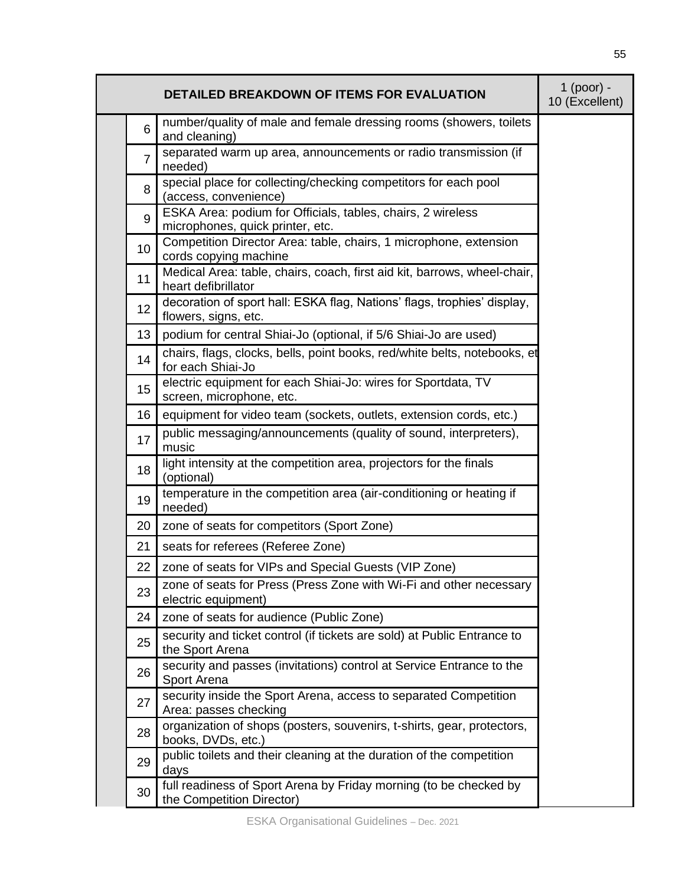| DETAILED BREAKDOWN OF ITEMS FOR EVALUATION | | 1 (poor) - 10 (Excellent) |
|---|---|---|
| 6 | number/quality of male and female dressing rooms (showers, toilets and cleaning) | |
| 7 | separated warm up area, announcements or radio transmission (if needed) | |
| 8 | special place for collecting/checking competitors for each pool (access, convenience) | |
| 9 | ESKA Area: podium for Officials, tables, chairs, 2 wireless microphones, quick printer, etc. | |
| 10 | Competition Director Area: table, chairs, 1 microphone, extension cords copying machine | |
| 11 | Medical Area: table, chairs, coach, first aid kit, barrows, wheel-chair, heart defibrillator | |
| 12 | decoration of sport hall: ESKA flag, Nations' flags, trophies' display, flowers, signs, etc. | |
| 13 | podium for central Shiai-Jo (optional, if 5/6 Shiai-Jo are used) | |
| 14 | chairs, flags, clocks, bells, point books, red/white belts, notebooks, et for each Shiai-Jo | |
| 15 | electric equipment for each Shiai-Jo: wires for Sportdata, TV screen, microphone, etc. | |
| 16 | equipment for video team (sockets, outlets, extension cords, etc.) | |
| 17 | public messaging/announcements (quality of sound, interpreters), music | |
| 18 | light intensity at the competition area, projectors for the finals (optional) | |
| 19 | temperature in the competition area (air-conditioning or heating if needed) | |
| 20 | zone of seats for competitors (Sport Zone) | |
| 21 | seats for referees (Referee Zone) | |
| 22 | zone of seats for VIPs and Special Guests (VIP Zone) | |
| 23 | zone of seats for Press (Press Zone with Wi-Fi and other necessary electric equipment) | |
| 24 | zone of seats for audience (Public Zone) | |
| 25 | security and ticket control (if tickets are sold) at Public Entrance to the Sport Arena | |
| 26 | security and passes (invitations) control at Service Entrance to the Sport Arena | |
| 27 | security inside the Sport Arena, access to separated Competition Area: passes checking | |
| 28 | organization of shops (posters, souvenirs, t-shirts, gear, protectors, books, DVDs, etc.) | |
| 29 | public toilets and their cleaning at the duration of the competition days | |
| 30 | full readiness of Sport Arena by Friday morning (to be checked by the Competition Director) | |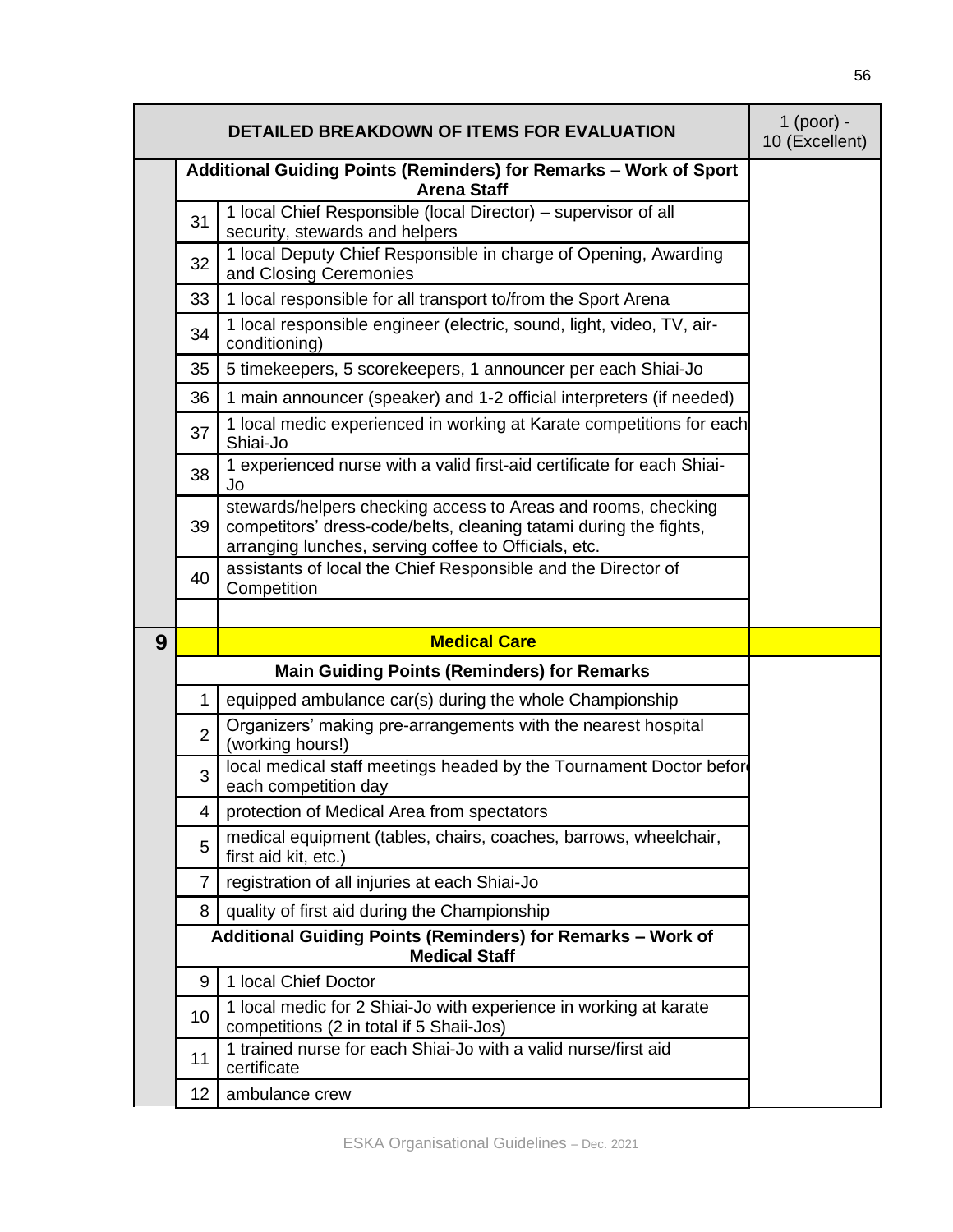| | | DETAILED BREAKDOWN OF ITEMS FOR EVALUATION | 1 (poor) - 10 (Excellent) |
|---|---|---|---|
| | | **Additional Guiding Points (Reminders) for Remarks – Work of Sport Arena Staff** | |
| | 31 | 1 local Chief Responsible (local Director) – supervisor of all security, stewards and helpers | |
| | 32 | 1 local Deputy Chief Responsible in charge of Opening, Awarding and Closing Ceremonies | |
| | 33 | 1 local responsible for all transport to/from the Sport Arena | |
| | 34 | 1 local responsible engineer (electric, sound, light, video, TV, air-conditioning) | |
| | 35 | 5 timekeepers, 5 scorekeepers, 1 announcer per each Shiai-Jo | |
| | 36 | 1 main announcer (speaker) and 1-2 official interpreters (if needed) | |
| | 37 | 1 local medic experienced in working at Karate competitions for each Shiai-Jo | |
| | 38 | 1 experienced nurse with a valid first-aid certificate for each Shiai-Jo | |
| | 39 | stewards/helpers checking access to Areas and rooms, checking competitors' dress-code/belts, cleaning tatami during the fights, arranging lunches, serving coffee to Officials, etc. | |
| | 40 | assistants of local the Chief Responsible and the Director of Competition | |
| | | | |
| **9** | | **Medical Care** | |
| | | **Main Guiding Points (Reminders) for Remarks** | |
| | 1 | equipped ambulance car(s) during the whole Championship | |
| | 2 | Organizers' making pre-arrangements with the nearest hospital (working hours!) | |
| | 3 | local medical staff meetings headed by the Tournament Doctor before each competition day | |
| | 4 | protection of Medical Area from spectators | |
| | 5 | medical equipment (tables, chairs, coaches, barrows, wheelchair, first aid kit, etc.) | |
| | 7 | registration of all injuries at each Shiai-Jo | |
| | 8 | quality of first aid during the Championship | |
| | | **Additional Guiding Points (Reminders) for Remarks – Work of Medical Staff** | |
| | 9 | 1 local Chief Doctor | |
| | 10 | 1 local medic for 2 Shiai-Jo with experience in working at karate competitions (2 in total if 5 Shaii-Jos) | |
| | 11 | 1 trained nurse for each Shiai-Jo with a valid nurse/first aid certificate | |
| | 12 | ambulance crew | |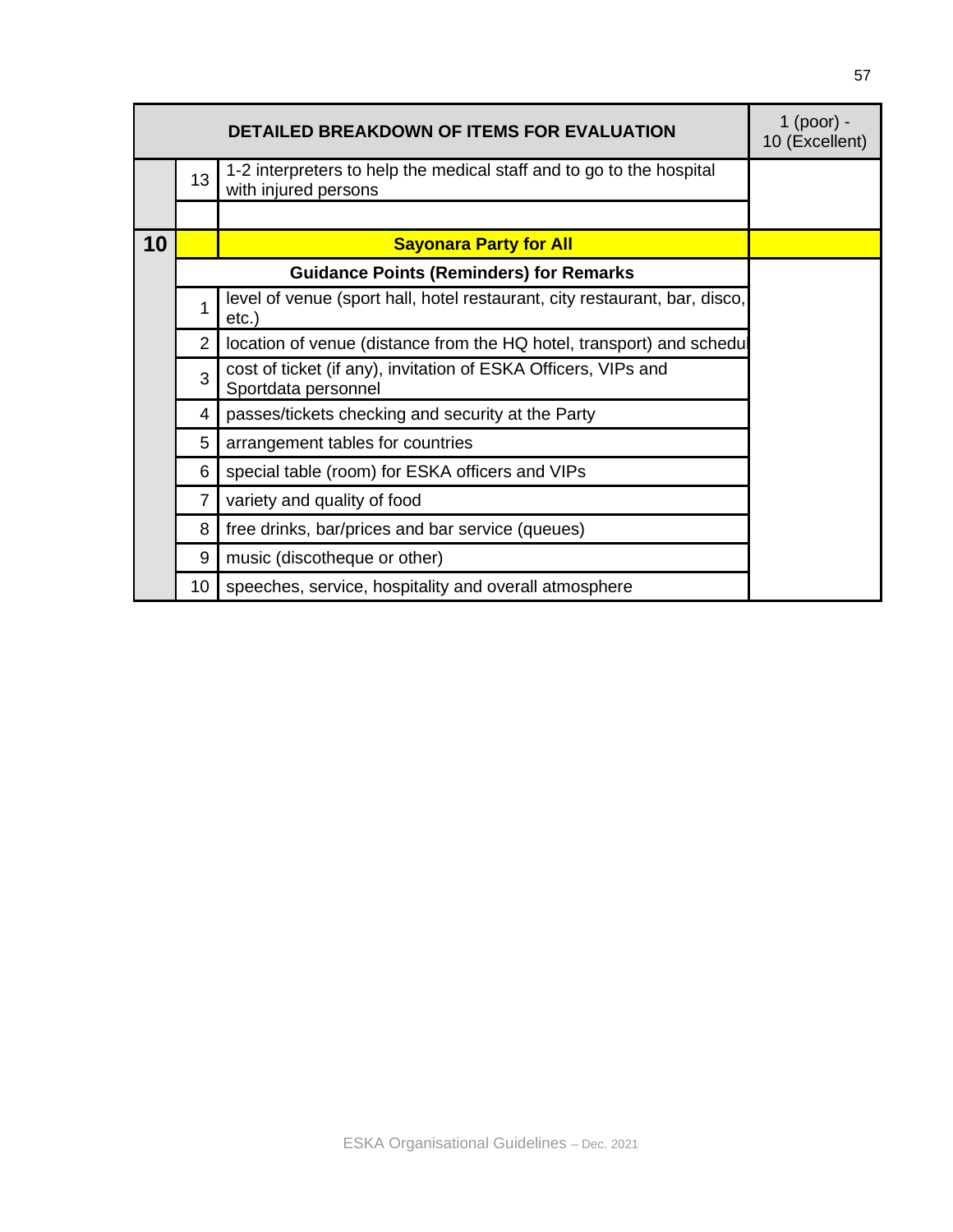| DETAILED BREAKDOWN OF ITEMS FOR EVALUATION | | | 1 (poor) - 10 (Excellent) |
|---|---|---|---|
| | 13 | 1-2 interpreters to help the medical staff and to go to the hospital with injured persons | |
| | | | |
| **10** | | **Sayonara Party for All** | |
| | **Guidance Points (Reminders) for Remarks** | | |
| | 1 | level of venue (sport hall, hotel restaurant, city restaurant, bar, disco, etc.) | |
| | 2 | location of venue (distance from the HQ hotel, transport) and schedul | |
| | 3 | cost of ticket (if any), invitation of ESKA Officers, VIPs and Sportdata personnel | |
| | 4 | passes/tickets checking and security at the Party | |
| | 5 | arrangement tables for countries | |
| | 6 | special table (room) for ESKA officers and VIPs | |
| | 7 | variety and quality of food | |
| | 8 | free drinks, bar/prices and bar service (queues) | |
| | 9 | music (discotheque or other) | |
| | 10 | speeches, service, hospitality and overall atmosphere | |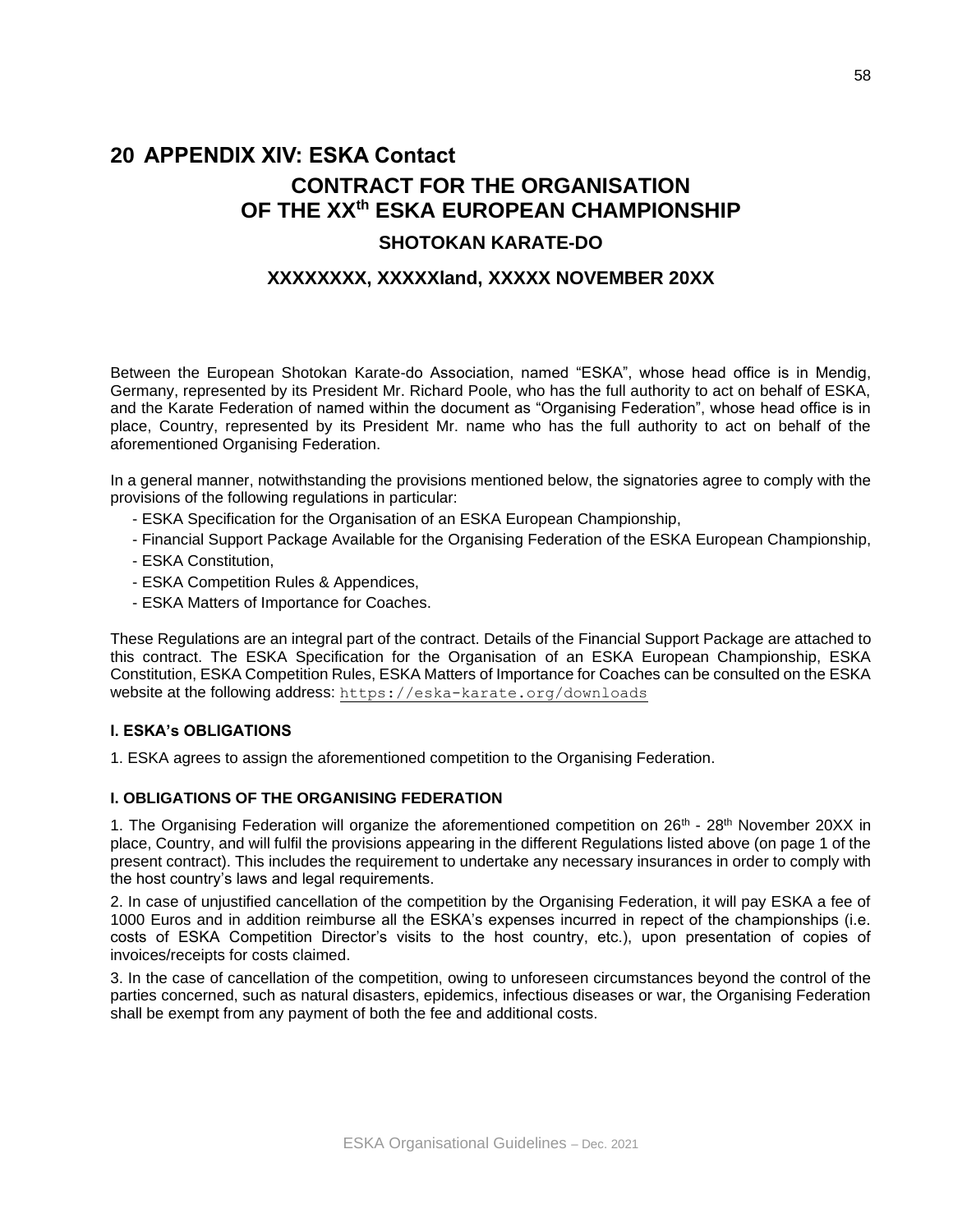# 20 APPENDIX XIV: ESKA Contact

## CONTRACT FOR THE ORGANISATION OF THE XX$^{th}$ ESKA EUROPEAN CHAMPIONSHIP

### SHOTOKAN KARATE-DO

### XXXXXXXX, XXXXXland, XXXXX NOVEMBER 20XX

Between the European Shotokan Karate-do Association, named "ESKA", whose head office is in Mendig, Germany, represented by its President Mr. Richard Poole, who has the full authority to act on behalf of ESKA, and the Karate Federation of named within the document as "Organising Federation", whose head office is in place, Country, represented by its President Mr. name who has the full authority to act on behalf of the aforementioned Organising Federation.

In a general manner, notwithstanding the provisions mentioned below, the signatories agree to comply with the provisions of the following regulations in particular:

- ESKA Specification for the Organisation of an ESKA European Championship,
- Financial Support Package Available for the Organising Federation of the ESKA European Championship,
- ESKA Constitution,
- ESKA Competition Rules & Appendices,
- ESKA Matters of Importance for Coaches.

These Regulations are an integral part of the contract. Details of the Financial Support Package are attached to this contract. The ESKA Specification for the Organisation of an ESKA European Championship, ESKA Constitution, ESKA Competition Rules, ESKA Matters of Importance for Coaches can be consulted on the ESKA website at the following address: https://eska-karate.org/downloads

**I. ESKA's OBLIGATIONS**

1. ESKA agrees to assign the aforementioned competition to the Organising Federation.

**I. OBLIGATIONS OF THE ORGANISING FEDERATION**

1. The Organising Federation will organize the aforementioned competition on 26th - 28th November 20XX in place, Country, and will fulfil the provisions appearing in the different Regulations listed above (on page 1 of the present contract). This includes the requirement to undertake any necessary insurances in order to comply with the host country's laws and legal requirements.

2. In case of unjustified cancellation of the competition by the Organising Federation, it will pay ESKA a fee of 1000 Euros and in addition reimburse all the ESKA's expenses incurred in repect of the championships (i.e. costs of ESKA Competition Director's visits to the host country, etc.), upon presentation of copies of invoices/receipts for costs claimed.

3. In the case of cancellation of the competition, owing to unforeseen circumstances beyond the control of the parties concerned, such as natural disasters, epidemics, infectious diseases or war, the Organising Federation shall be exempt from any payment of both the fee and additional costs.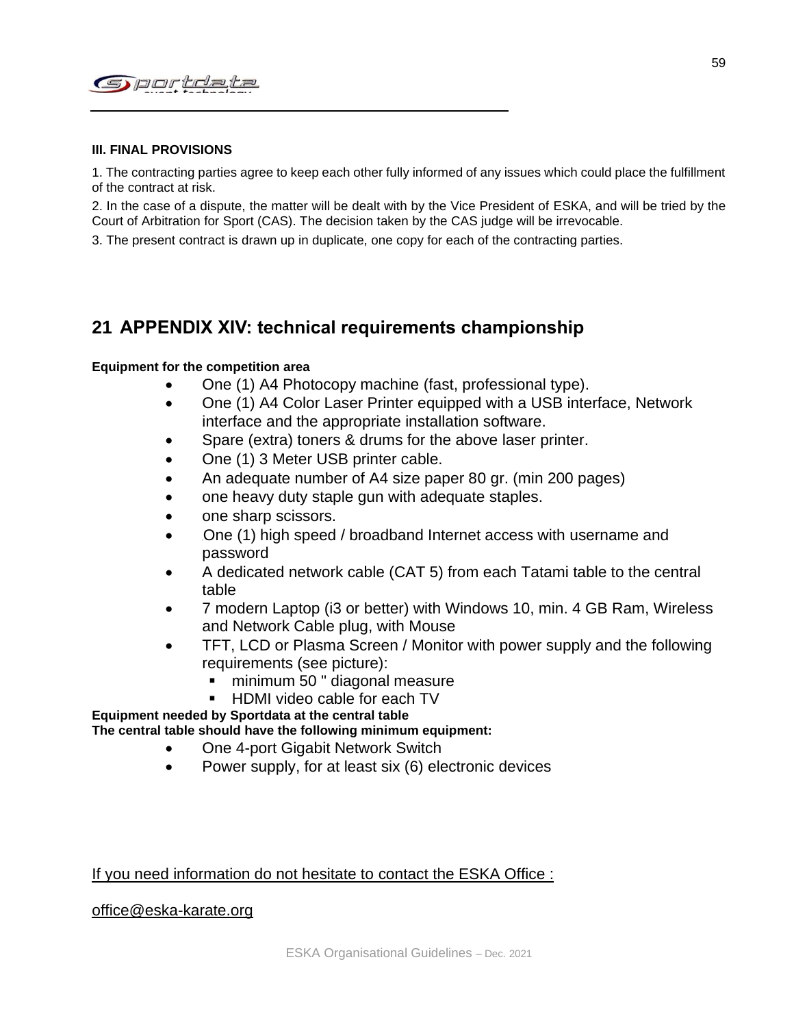**III. FINAL PROVISIONS**

1. The contracting parties agree to keep each other fully informed of any issues which could place the fulfillment of the contract at risk.

2. In the case of a dispute, the matter will be dealt with by the Vice President of ESKA, and will be tried by the Court of Arbitration for Sport (CAS). The decision taken by the CAS judge will be irrevocable.

3. The present contract is drawn up in duplicate, one copy for each of the contracting parties.

# 21 APPENDIX XIV: technical requirements championship

**Equipment for the competition area**

- One (1) A4 Photocopy machine (fast, professional type).
- One (1) A4 Color Laser Printer equipped with a USB interface, Network interface and the appropriate installation software.
- Spare (extra) toners & drums for the above laser printer.
- One (1) 3 Meter USB printer cable.
- An adequate number of A4 size paper 80 gr. (min 200 pages)
- one heavy duty staple gun with adequate staples.
- one sharp scissors.
- One (1) high speed / broadband Internet access with username and password
- A dedicated network cable (CAT 5) from each Tatami table to the central table
- 7 modern Laptop (i3 or better) with Windows 10, min. 4 GB Ram, Wireless and Network Cable plug, with Mouse
- TFT, LCD or Plasma Screen / Monitor with power supply and the following requirements (see picture):
  - minimum 50 " diagonal measure
  - HDMI video cable for each TV

**Equipment needed by Sportdata at the central table**
**The central table should have the following minimum equipment:**

- One 4-port Gigabit Network Switch
- Power supply, for at least six (6) electronic devices

If you need information do not hesitate to contact the ESKA Office :

office@eska-karate.org